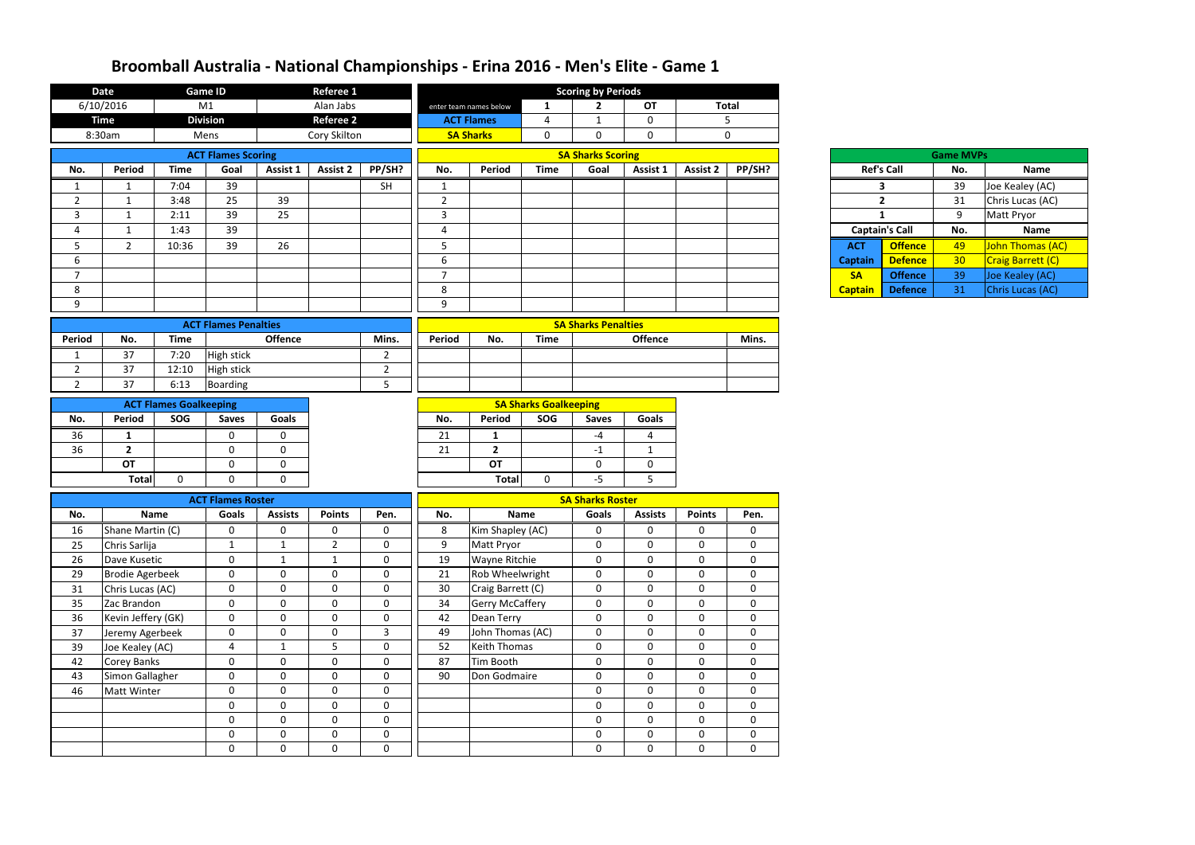# Broomball Australia - National Championships - Erina 2016 - Men's Elite - Game 1

| Date | Game ID | Referee 1 |
|---|---|---|
| 6/10/2016 | M1 | Alan Jabs |
| **Time** | **Division** | **Referee 2** |
| 8:30am | Mens | Cory Skilton |

| Scoring by Periods | 1 | 2 | OT | Total |
|---|---|---|---|---|
| enter team names below | 1 | 2 | OT | Total |
| ACT Flames | 4 | 1 | 0 | 5 |
| SA Sharks | 0 | 0 | 0 | 0 |

## ACT Flames Scoring

| No. | Period | Time | Goal | Assist 1 | Assist 2 | PP/SH? |
|---|---|---|---|---|---|---|
| 1 | 1 | 7:04 | 39 | | | SH |
| 2 | 1 | 3:48 | 25 | 39 | | |
| 3 | 1 | 2:11 | 39 | 25 | | |
| 4 | 1 | 1:43 | 39 | | | |
| 5 | 2 | 10:36 | 39 | 26 | | |
| 6 | | | | | | |
| 7 | | | | | | |
| 8 | | | | | | |
| 9 | | | | | | |

## SA Sharks Scoring

| No. | Period | Time | Goal | Assist 1 | Assist 2 | PP/SH? |
|---|---|---|---|---|---|---|
| 1 | | | | | | |
| 2 | | | | | | |
| 3 | | | | | | |
| 4 | | | | | | |
| 5 | | | | | | |
| 6 | | | | | | |
| 7 | | | | | | |
| 8 | | | | | | |
| 9 | | | | | | |

## Game MVPs

| Ref's Call | | No. | Name |
|---|---|---|---|
| 3 | | 39 | Joe Kealey (AC) |
| 2 | | 31 | Chris Lucas (AC) |
| 1 | | 9 | Matt Pryor |
| **Captain's Call** | | **No.** | **Name** |
| ACT Captain | Offence | 49 | John Thomas (AC) |
| | Defence | 30 | Craig Barrett (C) |
| SA Captain | Offence | 39 | Joe Kealey (AC) |
| | Defence | 31 | Chris Lucas (AC) |

## ACT Flames Penalties

| Period | No. | Time | Offence | Mins. |
|---|---|---|---|---|
| 1 | 37 | 7:20 | High stick | 2 |
| 2 | 37 | 12:10 | High stick | 2 |
| 2 | 37 | 6:13 | Boarding | 5 |

## SA Sharks Penalties

| Period | No. | Time | Offence | Mins. |
|---|---|---|---|---|
| | | | | |
| | | | | |
| | | | | |

## ACT Flames Goalkeeping

| No. | Period | SOG | Saves | Goals |
|---|---|---|---|---|
| 36 | 1 | | 0 | 0 |
| 36 | 2 | | 0 | 0 |
| | OT | | 0 | 0 |
| | Total | 0 | 0 | 0 |

## SA Sharks Goalkeeping

| No. | Period | SOG | Saves | Goals |
|---|---|---|---|---|
| 21 | 1 | | -4 | 4 |
| 21 | 2 | | -1 | 1 |
| | OT | | 0 | 0 |
| | Total | 0 | -5 | 5 |

## ACT Flames Roster

| No. | Name | Goals | Assists | Points | Pen. |
|---|---|---|---|---|---|
| 16 | Shane Martin (C) | 0 | 0 | 0 | 0 |
| 25 | Chris Sarlija | 1 | 1 | 2 | 0 |
| 26 | Dave Kusetic | 0 | 1 | 1 | 0 |
| 29 | Brodie Agerbeek | 0 | 0 | 0 | 0 |
| 31 | Chris Lucas (AC) | 0 | 0 | 0 | 0 |
| 35 | Zac Brandon | 0 | 0 | 0 | 0 |
| 36 | Kevin Jeffery (GK) | 0 | 0 | 0 | 0 |
| 37 | Jeremy Agerbeek | 0 | 0 | 0 | 3 |
| 39 | Joe Kealey (AC) | 4 | 1 | 5 | 0 |
| 42 | Corey Banks | 0 | 0 | 0 | 0 |
| 43 | Simon Gallagher | 0 | 0 | 0 | 0 |
| 46 | Matt Winter | 0 | 0 | 0 | 0 |
| | | 0 | 0 | 0 | 0 |
| | | 0 | 0 | 0 | 0 |
| | | 0 | 0 | 0 | 0 |
| | | 0 | 0 | 0 | 0 |

## SA Sharks Roster

| No. | Name | Goals | Assists | Points | Pen. |
|---|---|---|---|---|---|
| 8 | Kim Shapley (AC) | 0 | 0 | 0 | 0 |
| 9 | Matt Pryor | 0 | 0 | 0 | 0 |
| 19 | Wayne Ritchie | 0 | 0 | 0 | 0 |
| 21 | Rob Wheelwright | 0 | 0 | 0 | 0 |
| 30 | Craig Barrett (C) | 0 | 0 | 0 | 0 |
| 34 | Gerry McCaffery | 0 | 0 | 0 | 0 |
| 42 | Dean Terry | 0 | 0 | 0 | 0 |
| 49 | John Thomas (AC) | 0 | 0 | 0 | 0 |
| 52 | Keith Thomas | 0 | 0 | 0 | 0 |
| 87 | Tim Booth | 0 | 0 | 0 | 0 |
| 90 | Don Godmaire | 0 | 0 | 0 | 0 |
| | | 0 | 0 | 0 | 0 |
| | | 0 | 0 | 0 | 0 |
| | | 0 | 0 | 0 | 0 |
| | | 0 | 0 | 0 | 0 |
| | | 0 | 0 | 0 | 0 |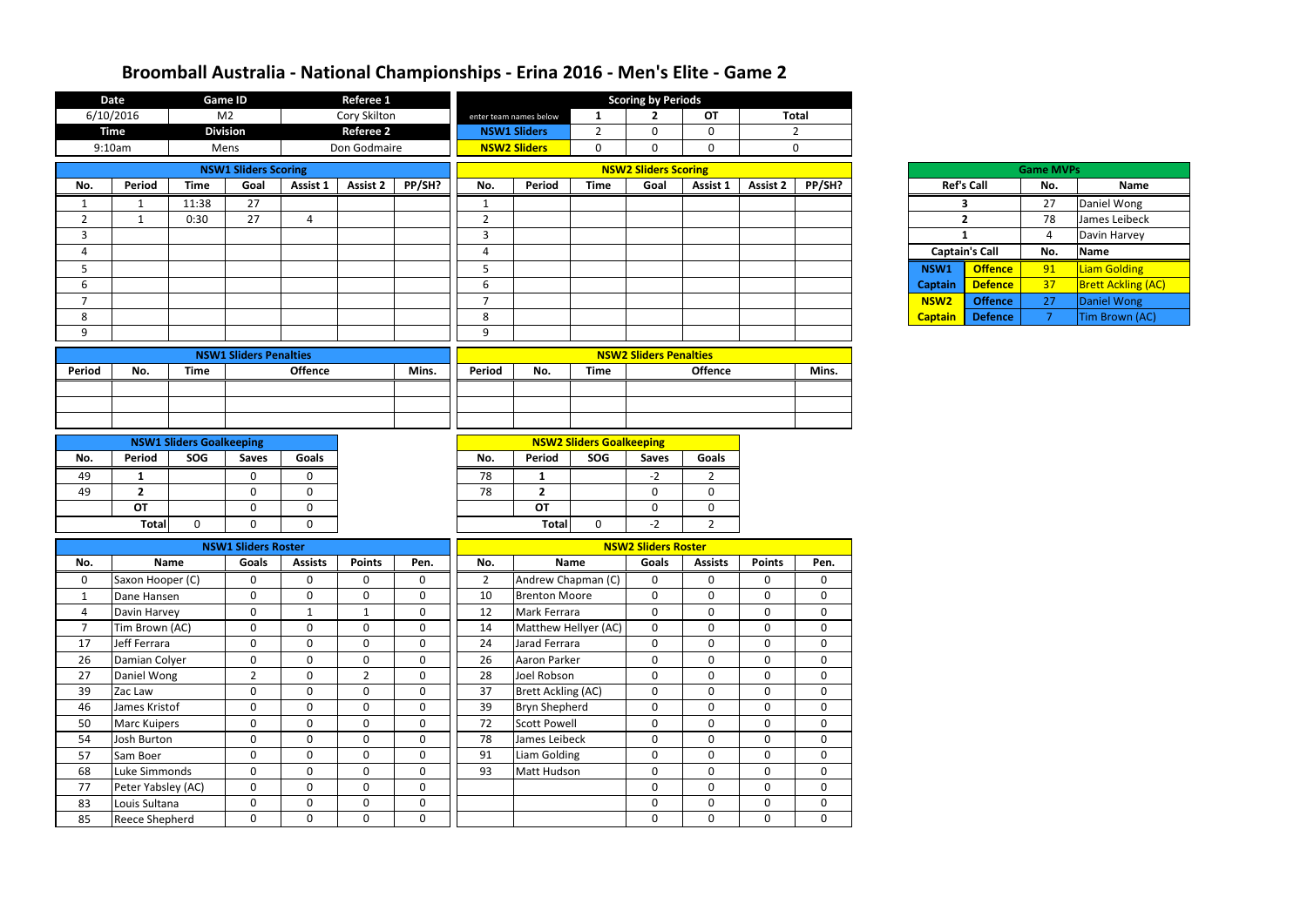# Broomball Australia - National Championships - Erina 2016 - Men's Elite - Game 2

| Date | Game ID | Referee 1 |
|---|---|---|
| 6/10/2016 | M2 | Cory Skilton |
| **Time** | **Division** | **Referee 2** |
| 9:10am | Mens | Don Godmaire |

| Scoring by Periods | 1 | 2 | OT | Total |
|---|---|---|---|---|
| enter team names below | | | | |
| NSW1 Sliders | 2 | 0 | 0 | 2 |
| NSW2 Sliders | 0 | 0 | 0 | 0 |

## NSW1 Sliders Scoring

| No. | Period | Time | Goal | Assist 1 | Assist 2 | PP/SH? |
|---|---|---|---|---|---|---|
| 1 | 1 | 11:38 | 27 | | | |
| 2 | 1 | 0:30 | 27 | 4 | | |
| 3 | | | | | | |
| 4 | | | | | | |
| 5 | | | | | | |
| 6 | | | | | | |
| 7 | | | | | | |
| 8 | | | | | | |
| 9 | | | | | | |

## NSW2 Sliders Scoring

| No. | Period | Time | Goal | Assist 1 | Assist 2 | PP/SH? |
|---|---|---|---|---|---|---|
| 1 | | | | | | |
| 2 | | | | | | |
| 3 | | | | | | |
| 4 | | | | | | |
| 5 | | | | | | |
| 6 | | | | | | |
| 7 | | | | | | |
| 8 | | | | | | |
| 9 | | | | | | |

## Game MVPs

| Ref's Call | No. | Name |
|---|---|---|
| 3 | 27 | Daniel Wong |
| 2 | 78 | James Leibeck |
| 1 | 4 | Davin Harvey |

| Captain's Call | | No. | Name |
|---|---|---|---|
| NSW1 Captain | Offence | 91 | Liam Golding |
| | Defence | 37 | Brett Ackling (AC) |
| NSW2 Captain | Offence | 27 | Daniel Wong |
| | Defence | 7 | Tim Brown (AC) |

## NSW1 Sliders Penalties

| Period | No. | Time | Offence | Mins. |
|---|---|---|---|---|
| | | | | |
| | | | | |
| | | | | |

## NSW2 Sliders Penalties

| Period | No. | Time | Offence | Mins. |
|---|---|---|---|---|
| | | | | |
| | | | | |
| | | | | |

## NSW1 Sliders Goalkeeping

| No. | Period | SOG | Saves | Goals |
|---|---|---|---|---|
| 49 | 1 | | 0 | 0 |
| 49 | 2 | | 0 | 0 |
| | OT | | 0 | 0 |
| | Total | 0 | 0 | 0 |

## NSW2 Sliders Goalkeeping

| No. | Period | SOG | Saves | Goals |
|---|---|---|---|---|
| 78 | 1 | | -2 | 2 |
| 78 | 2 | | 0 | 0 |
| | OT | | 0 | 0 |
| | Total | 0 | -2 | 2 |

## NSW1 Sliders Roster

| No. | Name | Goals | Assists | Points | Pen. |
|---|---|---|---|---|---|
| 0 | Saxon Hooper (C) | 0 | 0 | 0 | 0 |
| 1 | Dane Hansen | 0 | 0 | 0 | 0 |
| 4 | Davin Harvey | 0 | 1 | 1 | 0 |
| 7 | Tim Brown (AC) | 0 | 0 | 0 | 0 |
| 17 | Jeff Ferrara | 0 | 0 | 0 | 0 |
| 26 | Damian Colyer | 0 | 0 | 0 | 0 |
| 27 | Daniel Wong | 2 | 0 | 2 | 0 |
| 39 | Zac Law | 0 | 0 | 0 | 0 |
| 46 | James Kristof | 0 | 0 | 0 | 0 |
| 50 | Marc Kuipers | 0 | 0 | 0 | 0 |
| 54 | Josh Burton | 0 | 0 | 0 | 0 |
| 57 | Sam Boer | 0 | 0 | 0 | 0 |
| 68 | Luke Simmonds | 0 | 0 | 0 | 0 |
| 77 | Peter Yabsley (AC) | 0 | 0 | 0 | 0 |
| 83 | Louis Sultana | 0 | 0 | 0 | 0 |
| 85 | Reece Shepherd | 0 | 0 | 0 | 0 |

## NSW2 Sliders Roster

| No. | Name | Goals | Assists | Points | Pen. |
|---|---|---|---|---|---|
| 2 | Andrew Chapman (C) | 0 | 0 | 0 | 0 |
| 10 | Brenton Moore | 0 | 0 | 0 | 0 |
| 12 | Mark Ferrara | 0 | 0 | 0 | 0 |
| 14 | Matthew Hellyer (AC) | 0 | 0 | 0 | 0 |
| 24 | Jarad Ferrara | 0 | 0 | 0 | 0 |
| 26 | Aaron Parker | 0 | 0 | 0 | 0 |
| 28 | Joel Robson | 0 | 0 | 0 | 0 |
| 37 | Brett Ackling (AC) | 0 | 0 | 0 | 0 |
| 39 | Bryn Shepherd | 0 | 0 | 0 | 0 |
| 72 | Scott Powell | 0 | 0 | 0 | 0 |
| 78 | James Leibeck | 0 | 0 | 0 | 0 |
| 91 | Liam Golding | 0 | 0 | 0 | 0 |
| 93 | Matt Hudson | 0 | 0 | 0 | 0 |
| | | 0 | 0 | 0 | 0 |
| | | 0 | 0 | 0 | 0 |
| | | 0 | 0 | 0 | 0 |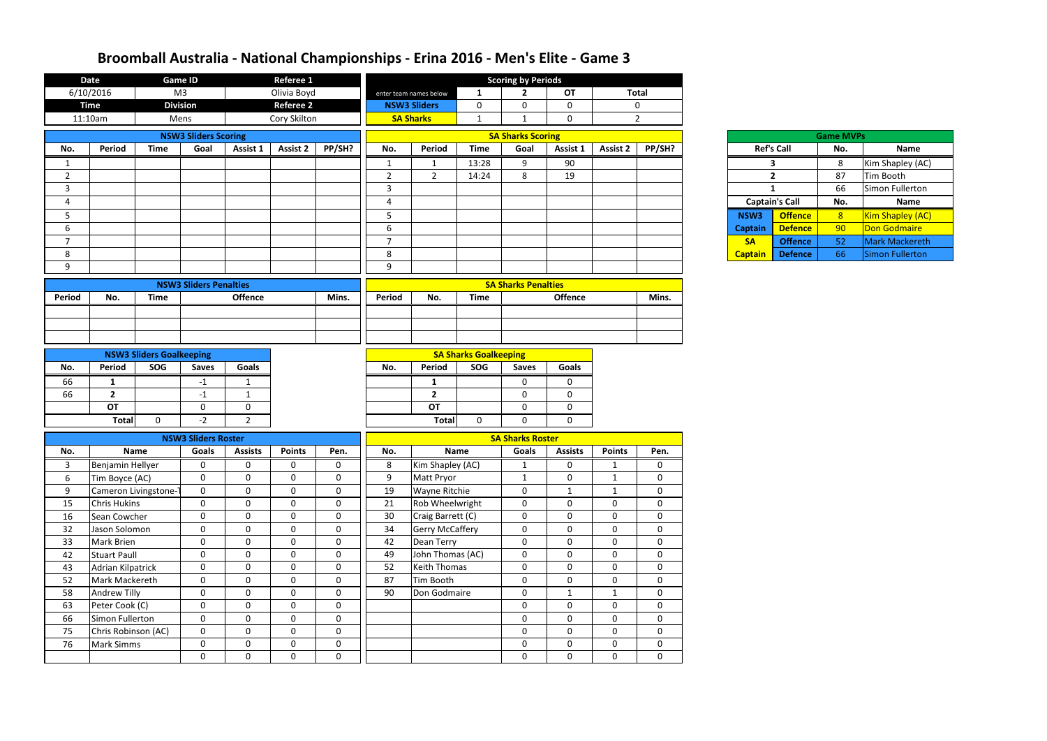# Broomball Australia - National Championships - Erina 2016 - Men's Elite - Game 3

| Date | Game ID | Referee 1 |
|---|---|---|
| 6/10/2016 | M3 | Olivia Boyd |
| **Time** | **Division** | **Referee 2** |
| 11:10am | Mens | Cory Skilton |

| Scoring by Periods | | | | |
|---|---|---|---|---|
| enter team names below | 1 | 2 | OT | Total |
| NSW3 Sliders | 0 | 0 | 0 | 0 |
| SA Sharks | 1 | 1 | 0 | 2 |

## NSW3 Sliders Scoring

| No. | Period | Time | Goal | Assist 1 | Assist 2 | PP/SH? |
|---|---|---|---|---|---|---|
| 1 | | | | | | |
| 2 | | | | | | |
| 3 | | | | | | |
| 4 | | | | | | |
| 5 | | | | | | |
| 6 | | | | | | |
| 7 | | | | | | |
| 8 | | | | | | |
| 9 | | | | | | |

## SA Sharks Scoring

| No. | Period | Time | Goal | Assist 1 | Assist 2 | PP/SH? |
|---|---|---|---|---|---|---|
| 1 | 1 | 13:28 | 9 | 90 | | |
| 2 | 2 | 14:24 | 8 | 19 | | |
| 3 | | | | | | |
| 4 | | | | | | |
| 5 | | | | | | |
| 6 | | | | | | |
| 7 | | | | | | |
| 8 | | | | | | |
| 9 | | | | | | |

## Game MVPs

| Ref's Call | | No. | Name |
|---|---|---|---|
| 3 | | 8 | Kim Shapley (AC) |
| 2 | | 87 | Tim Booth |
| 1 | | 66 | Simon Fullerton |
| **Captain's Call** | | **No.** | **Name** |
| NSW3 | Offence | 8 | Kim Shapley (AC) |
| Captain | Defence | 90 | Don Godmaire |
| SA | Offence | 52 | Mark Mackereth |
| Captain | Defence | 66 | Simon Fullerton |

## NSW3 Sliders Penalties

| Period | No. | Time | Offence | Mins. |
|---|---|---|---|---|
| | | | | |
| | | | | |
| | | | | |

## SA Sharks Penalties

| Period | No. | Time | Offence | Mins. |
|---|---|---|---|---|
| | | | | |
| | | | | |
| | | | | |

## NSW3 Sliders Goalkeeping

| No. | Period | SOG | Saves | Goals |
|---|---|---|---|---|
| 66 | 1 | | -1 | 1 |
| 66 | 2 | | -1 | 1 |
| | OT | | 0 | 0 |
| | Total | 0 | -2 | 2 |

## SA Sharks Goalkeeping

| No. | Period | SOG | Saves | Goals |
|---|---|---|---|---|
| | 1 | | 0 | 0 |
| | 2 | | 0 | 0 |
| | OT | | 0 | 0 |
| | Total | 0 | 0 | 0 |

## NSW3 Sliders Roster

| No. | Name | Goals | Assists | Points | Pen. |
|---|---|---|---|---|---|
| 3 | Benjamin Hellyer | 0 | 0 | 0 | 0 |
| 6 | Tim Boyce (AC) | 0 | 0 | 0 | 0 |
| 9 | Cameron Livingstone-T | 0 | 0 | 0 | 0 |
| 15 | Chris Hukins | 0 | 0 | 0 | 0 |
| 16 | Sean Cowcher | 0 | 0 | 0 | 0 |
| 32 | Jason Solomon | 0 | 0 | 0 | 0 |
| 33 | Mark Brien | 0 | 0 | 0 | 0 |
| 42 | Stuart Paull | 0 | 0 | 0 | 0 |
| 43 | Adrian Kilpatrick | 0 | 0 | 0 | 0 |
| 52 | Mark Mackereth | 0 | 0 | 0 | 0 |
| 58 | Andrew Tilly | 0 | 0 | 0 | 0 |
| 63 | Peter Cook (C) | 0 | 0 | 0 | 0 |
| 66 | Simon Fullerton | 0 | 0 | 0 | 0 |
| 75 | Chris Robinson (AC) | 0 | 0 | 0 | 0 |
| 76 | Mark Simms | 0 | 0 | 0 | 0 |
| | | 0 | 0 | 0 | 0 |

## SA Sharks Roster

| No. | Name | Goals | Assists | Points | Pen. |
|---|---|---|---|---|---|
| 8 | Kim Shapley (AC) | 1 | 0 | 1 | 0 |
| 9 | Matt Pryor | 1 | 0 | 1 | 0 |
| 19 | Wayne Ritchie | 0 | 1 | 1 | 0 |
| 21 | Rob Wheelwright | 0 | 0 | 0 | 0 |
| 30 | Craig Barrett (C) | 0 | 0 | 0 | 0 |
| 34 | Gerry McCaffery | 0 | 0 | 0 | 0 |
| 42 | Dean Terry | 0 | 0 | 0 | 0 |
| 49 | John Thomas (AC) | 0 | 0 | 0 | 0 |
| 52 | Keith Thomas | 0 | 0 | 0 | 0 |
| 87 | Tim Booth | 0 | 0 | 0 | 0 |
| 90 | Don Godmaire | 0 | 1 | 1 | 0 |
| | | 0 | 0 | 0 | 0 |
| | | 0 | 0 | 0 | 0 |
| | | 0 | 0 | 0 | 0 |
| | | 0 | 0 | 0 | 0 |
| | | 0 | 0 | 0 | 0 |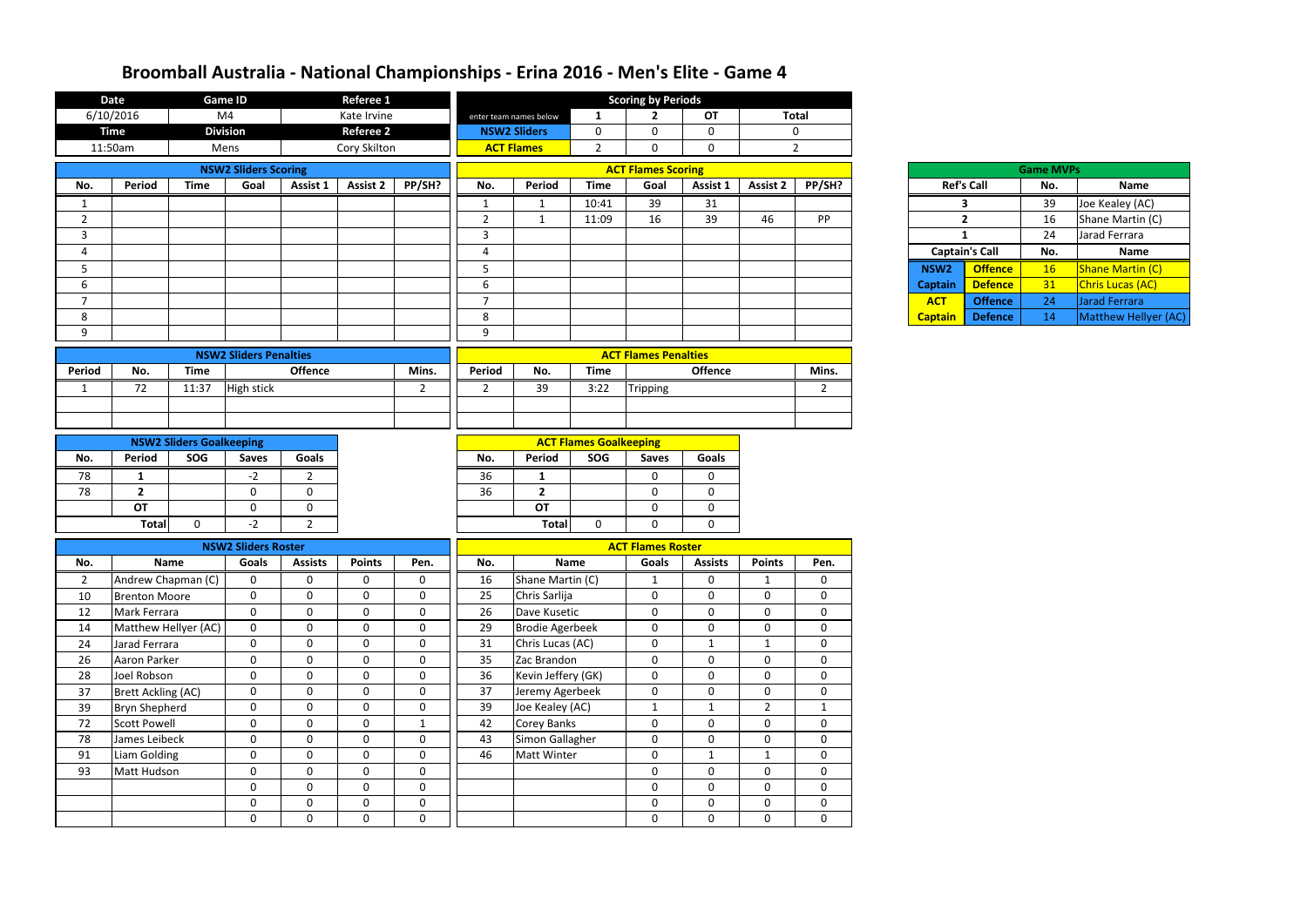# Broomball Australia - National Championships - Erina 2016 - Men's Elite - Game 4

| Date | Game ID | Referee 1 |
|---|---|---|
| 6/10/2016 | M4 | Kate Irvine |
| **Time** | **Division** | **Referee 2** |
| 11:50am | Mens | Cory Skilton |

| Scoring by Periods | 1 | 2 | OT | Total |
|---|---|---|---|---|
| enter team names below | | | | |
| NSW2 Sliders | 0 | 0 | 0 | 0 |
| ACT Flames | 2 | 0 | 0 | 2 |

## NSW2 Sliders Scoring

| No. | Period | Time | Goal | Assist 1 | Assist 2 | PP/SH? |
|---|---|---|---|---|---|---|
| 1 | | | | | | |
| 2 | | | | | | |
| 3 | | | | | | |
| 4 | | | | | | |
| 5 | | | | | | |
| 6 | | | | | | |
| 7 | | | | | | |
| 8 | | | | | | |
| 9 | | | | | | |

## ACT Flames Scoring

| No. | Period | Time | Goal | Assist 1 | Assist 2 | PP/SH? |
|---|---|---|---|---|---|---|
| 1 | 1 | 10:41 | 39 | 31 | | |
| 2 | 1 | 11:09 | 16 | 39 | 46 | PP |
| 3 | | | | | | |
| 4 | | | | | | |
| 5 | | | | | | |
| 6 | | | | | | |
| 7 | | | | | | |
| 8 | | | | | | |
| 9 | | | | | | |

## Game MVPs

| Ref's Call | | No. | Name |
|---|---|---|---|
| 3 | | 39 | Joe Kealey (AC) |
| 2 | | 16 | Shane Martin (C) |
| 1 | | 24 | Jarad Ferrara |
| **Captain's Call** | | **No.** | **Name** |
| NSW2 | Offence | 16 | Shane Martin (C) |
| Captain | Defence | 31 | Chris Lucas (AC) |
| ACT | Offence | 24 | Jarad Ferrara |
| Captain | Defence | 14 | Matthew Hellyer (AC) |

## NSW2 Sliders Penalties

| Period | No. | Time | Offence | Mins. |
|---|---|---|---|---|
| 1 | 72 | 11:37 | High stick | 2 |
| | | | | |
| | | | | |

## ACT Flames Penalties

| Period | No. | Time | Offence | Mins. |
|---|---|---|---|---|
| 2 | 39 | 3:22 | Tripping | 2 |
| | | | | |
| | | | | |

## NSW2 Sliders Goalkeeping

| No. | Period | SOG | Saves | Goals |
|---|---|---|---|---|
| 78 | 1 | | -2 | 2 |
| 78 | 2 | | 0 | 0 |
| | OT | | 0 | 0 |
| | Total | 0 | -2 | 2 |

## ACT Flames Goalkeeping

| No. | Period | SOG | Saves | Goals |
|---|---|---|---|---|
| 36 | 1 | | 0 | 0 |
| 36 | 2 | | 0 | 0 |
| | OT | | 0 | 0 |
| | Total | 0 | 0 | 0 |

## NSW2 Sliders Roster

| No. | Name | Goals | Assists | Points | Pen. |
|---|---|---|---|---|---|
| 2 | Andrew Chapman (C) | 0 | 0 | 0 | 0 |
| 10 | Brenton Moore | 0 | 0 | 0 | 0 |
| 12 | Mark Ferrara | 0 | 0 | 0 | 0 |
| 14 | Matthew Hellyer (AC) | 0 | 0 | 0 | 0 |
| 24 | Jarad Ferrara | 0 | 0 | 0 | 0 |
| 26 | Aaron Parker | 0 | 0 | 0 | 0 |
| 28 | Joel Robson | 0 | 0 | 0 | 0 |
| 37 | Brett Ackling (AC) | 0 | 0 | 0 | 0 |
| 39 | Bryn Shepherd | 0 | 0 | 0 | 0 |
| 72 | Scott Powell | 0 | 0 | 0 | 1 |
| 78 | James Leibeck | 0 | 0 | 0 | 0 |
| 91 | Liam Golding | 0 | 0 | 0 | 0 |
| 93 | Matt Hudson | 0 | 0 | 0 | 0 |
| | | 0 | 0 | 0 | 0 |
| | | 0 | 0 | 0 | 0 |
| | | 0 | 0 | 0 | 0 |

## ACT Flames Roster

| No. | Name | Goals | Assists | Points | Pen. |
|---|---|---|---|---|---|
| 16 | Shane Martin (C) | 1 | 0 | 1 | 0 |
| 25 | Chris Sarlija | 0 | 0 | 0 | 0 |
| 26 | Dave Kusetic | 0 | 0 | 0 | 0 |
| 29 | Brodie Agerbeek | 0 | 0 | 0 | 0 |
| 31 | Chris Lucas (AC) | 0 | 1 | 1 | 0 |
| 35 | Zac Brandon | 0 | 0 | 0 | 0 |
| 36 | Kevin Jeffery (GK) | 0 | 0 | 0 | 0 |
| 37 | Jeremy Agerbeek | 0 | 0 | 0 | 0 |
| 39 | Joe Kealey (AC) | 1 | 1 | 2 | 1 |
| 42 | Corey Banks | 0 | 0 | 0 | 0 |
| 43 | Simon Gallagher | 0 | 0 | 0 | 0 |
| 46 | Matt Winter | 0 | 1 | 1 | 0 |
| | | 0 | 0 | 0 | 0 |
| | | 0 | 0 | 0 | 0 |
| | | 0 | 0 | 0 | 0 |
| | | 0 | 0 | 0 | 0 |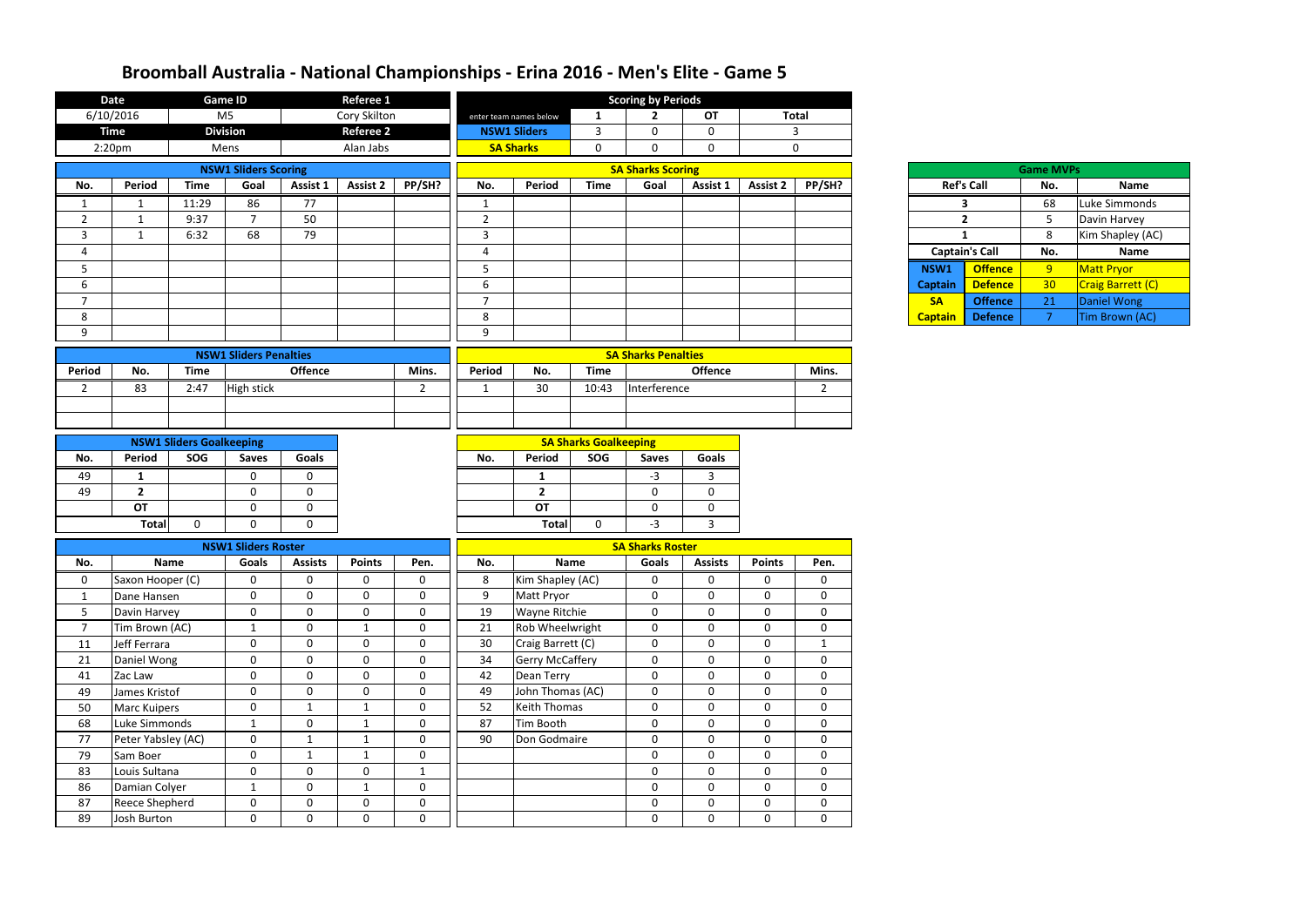# Broomball Australia - National Championships - Erina 2016 - Men's Elite - Game 5

| Date | Game ID | Referee 1 |
|---|---|---|
| 6/10/2016 | M5 | Cory Skilton |
| **Time** | **Division** | **Referee 2** |
| 2:20pm | Mens | Alan Jabs |

| Scoring by Periods | | | | |
|---|---|---|---|---|
| enter team names below | 1 | 2 | OT | Total |
| NSW1 Sliders | 3 | 0 | 0 | 3 |
| SA Sharks | 0 | 0 | 0 | 0 |

## NSW1 Sliders Scoring

| No. | Period | Time | Goal | Assist 1 | Assist 2 | PP/SH? |
|---|---|---|---|---|---|---|
| 1 | 1 | 11:29 | 86 | 77 | | |
| 2 | 1 | 9:37 | 7 | 50 | | |
| 3 | 1 | 6:32 | 68 | 79 | | |
| 4 | | | | | | |
| 5 | | | | | | |
| 6 | | | | | | |
| 7 | | | | | | |
| 8 | | | | | | |
| 9 | | | | | | |

## SA Sharks Scoring

| No. | Period | Time | Goal | Assist 1 | Assist 2 | PP/SH? |
|---|---|---|---|---|---|---|
| 1 | | | | | | |
| 2 | | | | | | |
| 3 | | | | | | |
| 4 | | | | | | |
| 5 | | | | | | |
| 6 | | | | | | |
| 7 | | | | | | |
| 8 | | | | | | |
| 9 | | | | | | |

## Game MVPs

| Ref's Call | | No. | Name |
|---|---|---|---|
| 3 | | 68 | Luke Simmonds |
| 2 | | 5 | Davin Harvey |
| 1 | | 8 | Kim Shapley (AC) |
| **Captain's Call** | | **No.** | **Name** |
| NSW1 Captain | Offence | 9 | Matt Pryor |
| | Defence | 30 | Craig Barrett (C) |
| SA Captain | Offence | 21 | Daniel Wong |
| | Defence | 7 | Tim Brown (AC) |

## NSW1 Sliders Penalties

| Period | No. | Time | Offence | Mins. |
|---|---|---|---|---|
| 2 | 83 | 2:47 | High stick | 2 |
| | | | | |
| | | | | |

## SA Sharks Penalties

| Period | No. | Time | Offence | Mins. |
|---|---|---|---|---|
| 1 | 30 | 10:43 | Interference | 2 |
| | | | | |
| | | | | |

## NSW1 Sliders Goalkeeping

| No. | Period | SOG | Saves | Goals |
|---|---|---|---|---|
| 49 | 1 | | 0 | 0 |
| 49 | 2 | | 0 | 0 |
| | OT | | 0 | 0 |
| | Total | 0 | 0 | 0 |

## SA Sharks Goalkeeping

| No. | Period | SOG | Saves | Goals |
|---|---|---|---|---|
| | 1 | | -3 | 3 |
| | 2 | | 0 | 0 |
| | OT | | 0 | 0 |
| | Total | 0 | -3 | 3 |

## NSW1 Sliders Roster

| No. | Name | Goals | Assists | Points | Pen. |
|---|---|---|---|---|---|
| 0 | Saxon Hooper (C) | 0 | 0 | 0 | 0 |
| 1 | Dane Hansen | 0 | 0 | 0 | 0 |
| 5 | Davin Harvey | 0 | 0 | 0 | 0 |
| 7 | Tim Brown (AC) | 1 | 0 | 1 | 0 |
| 11 | Jeff Ferrara | 0 | 0 | 0 | 0 |
| 21 | Daniel Wong | 0 | 0 | 0 | 0 |
| 41 | Zac Law | 0 | 0 | 0 | 0 |
| 49 | James Kristof | 0 | 0 | 0 | 0 |
| 50 | Marc Kuipers | 0 | 1 | 1 | 0 |
| 68 | Luke Simmonds | 1 | 0 | 1 | 0 |
| 77 | Peter Yabsley (AC) | 0 | 1 | 1 | 0 |
| 79 | Sam Boer | 0 | 1 | 1 | 0 |
| 83 | Louis Sultana | 0 | 0 | 0 | 1 |
| 86 | Damian Colyer | 1 | 0 | 1 | 0 |
| 87 | Reece Shepherd | 0 | 0 | 0 | 0 |
| 89 | Josh Burton | 0 | 0 | 0 | 0 |

## SA Sharks Roster

| No. | Name | Goals | Assists | Points | Pen. |
|---|---|---|---|---|---|
| 8 | Kim Shapley (AC) | 0 | 0 | 0 | 0 |
| 9 | Matt Pryor | 0 | 0 | 0 | 0 |
| 19 | Wayne Ritchie | 0 | 0 | 0 | 0 |
| 21 | Rob Wheelwright | 0 | 0 | 0 | 0 |
| 30 | Craig Barrett (C) | 0 | 0 | 0 | 1 |
| 34 | Gerry McCaffery | 0 | 0 | 0 | 0 |
| 42 | Dean Terry | 0 | 0 | 0 | 0 |
| 49 | John Thomas (AC) | 0 | 0 | 0 | 0 |
| 52 | Keith Thomas | 0 | 0 | 0 | 0 |
| 87 | Tim Booth | 0 | 0 | 0 | 0 |
| 90 | Don Godmaire | 0 | 0 | 0 | 0 |
| | | 0 | 0 | 0 | 0 |
| | | 0 | 0 | 0 | 0 |
| | | 0 | 0 | 0 | 0 |
| | | 0 | 0 | 0 | 0 |
| | | 0 | 0 | 0 | 0 |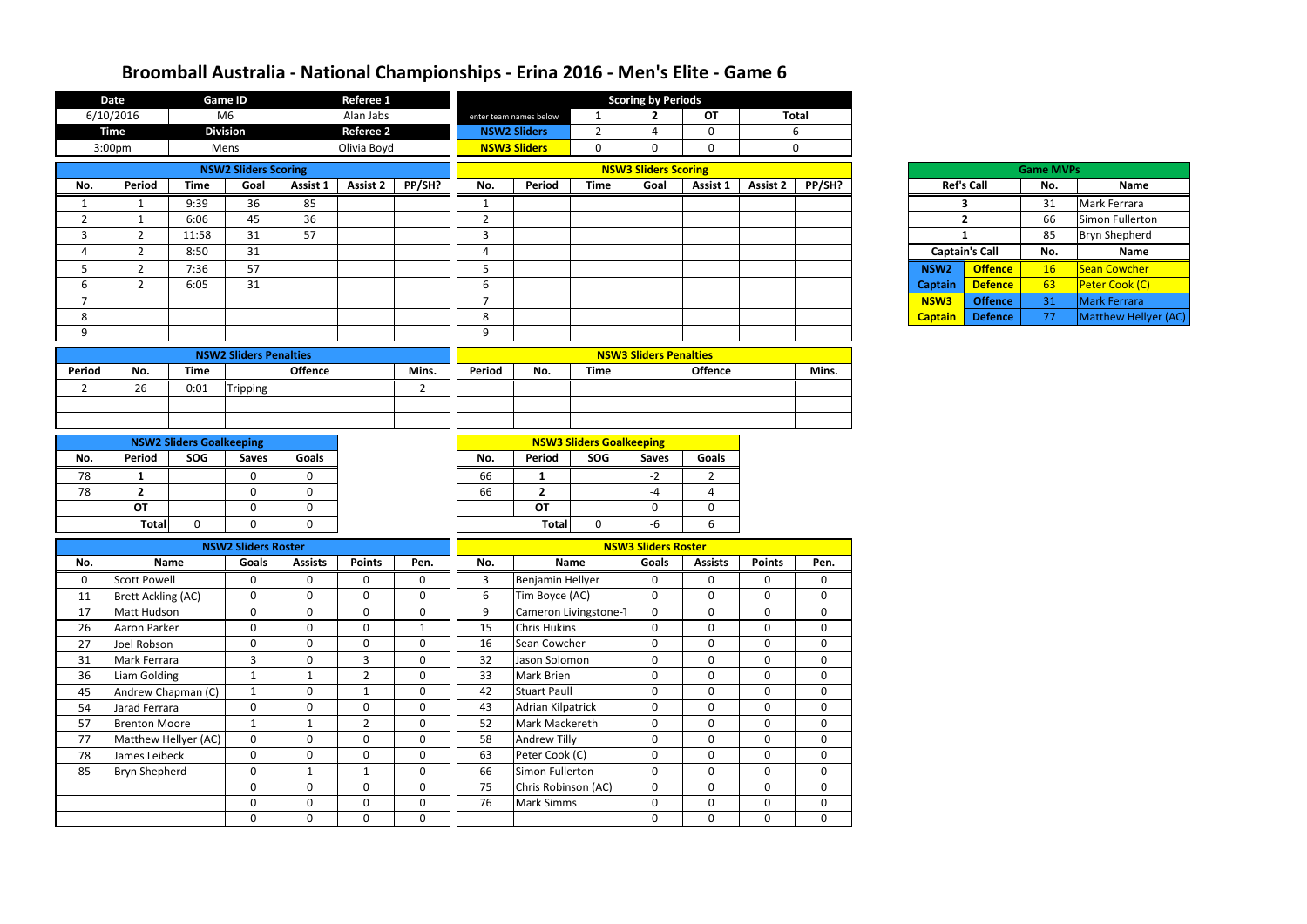# Broomball Australia - National Championships - Erina 2016 - Men's Elite - Game 6

| Date | Game ID | Referee 1 |
|---|---|---|
| 6/10/2016 | M6 | Alan Jabs |
| **Time** | **Division** | **Referee 2** |
| 3:00pm | Mens | Olivia Boyd |

| Scoring by Periods | 1 | 2 | OT | Total |
|---|---|---|---|---|
| enter team names below | 1 | 2 | OT | Total |
| NSW2 Sliders | 2 | 4 | 0 | 6 |
| NSW3 Sliders | 0 | 0 | 0 | 0 |

## NSW2 Sliders Scoring

| No. | Period | Time | Goal | Assist 1 | Assist 2 | PP/SH? |
|---|---|---|---|---|---|---|
| 1 | 1 | 9:39 | 36 | 85 | | |
| 2 | 1 | 6:06 | 45 | 36 | | |
| 3 | 2 | 11:58 | 31 | 57 | | |
| 4 | 2 | 8:50 | 31 | | | |
| 5 | 2 | 7:36 | 57 | | | |
| 6 | 2 | 6:05 | 31 | | | |
| 7 | | | | | | |
| 8 | | | | | | |
| 9 | | | | | | |

## NSW3 Sliders Scoring

| No. | Period | Time | Goal | Assist 1 | Assist 2 | PP/SH? |
|---|---|---|---|---|---|---|
| 1 | | | | | | |
| 2 | | | | | | |
| 3 | | | | | | |
| 4 | | | | | | |
| 5 | | | | | | |
| 6 | | | | | | |
| 7 | | | | | | |
| 8 | | | | | | |
| 9 | | | | | | |

## Game MVPs

| Ref's Call | | No. | Name |
|---|---|---|---|
| 3 | | 31 | Mark Ferrara |
| 2 | | 66 | Simon Fullerton |
| 1 | | 85 | Bryn Shepherd |
| **Captain's Call** | | **No.** | **Name** |
| NSW2 Captain | Offence | 16 | Sean Cowcher |
| | Defence | 63 | Peter Cook (C) |
| NSW3 Captain | Offence | 31 | Mark Ferrara |
| | Defence | 77 | Matthew Hellyer (AC) |

## NSW2 Sliders Penalties

| Period | No. | Time | Offence | Mins. |
|---|---|---|---|---|
| 2 | 26 | 0:01 | Tripping | 2 |
| | | | | |
| | | | | |

## NSW3 Sliders Penalties

| Period | No. | Time | Offence | Mins. |
|---|---|---|---|---|
| | | | | |
| | | | | |
| | | | | |

## NSW2 Sliders Goalkeeping

| No. | Period | SOG | Saves | Goals |
|---|---|---|---|---|
| 78 | 1 | | 0 | 0 |
| 78 | 2 | | 0 | 0 |
| | OT | | 0 | 0 |
| | Total | 0 | 0 | 0 |

## NSW3 Sliders Goalkeeping

| No. | Period | SOG | Saves | Goals |
|---|---|---|---|---|
| 66 | 1 | | -2 | 2 |
| 66 | 2 | | -4 | 4 |
| | OT | | 0 | 0 |
| | Total | 0 | -6 | 6 |

## NSW2 Sliders Roster

| No. | Name | Goals | Assists | Points | Pen. |
|---|---|---|---|---|---|
| 0 | Scott Powell | 0 | 0 | 0 | 0 |
| 11 | Brett Ackling (AC) | 0 | 0 | 0 | 0 |
| 17 | Matt Hudson | 0 | 0 | 0 | 0 |
| 26 | Aaron Parker | 0 | 0 | 0 | 1 |
| 27 | Joel Robson | 0 | 0 | 0 | 0 |
| 31 | Mark Ferrara | 3 | 0 | 3 | 0 |
| 36 | Liam Golding | 1 | 1 | 2 | 0 |
| 45 | Andrew Chapman (C) | 1 | 0 | 1 | 0 |
| 54 | Jarad Ferrara | 0 | 0 | 0 | 0 |
| 57 | Brenton Moore | 1 | 1 | 2 | 0 |
| 77 | Matthew Hellyer (AC) | 0 | 0 | 0 | 0 |
| 78 | James Leibeck | 0 | 0 | 0 | 0 |
| 85 | Bryn Shepherd | 0 | 1 | 1 | 0 |
| | | 0 | 0 | 0 | 0 |
| | | 0 | 0 | 0 | 0 |
| | | 0 | 0 | 0 | 0 |

## NSW3 Sliders Roster

| No. | Name | Goals | Assists | Points | Pen. |
|---|---|---|---|---|---|
| 3 | Benjamin Hellyer | 0 | 0 | 0 | 0 |
| 6 | Tim Boyce (AC) | 0 | 0 | 0 | 0 |
| 9 | Cameron Livingstone-T | 0 | 0 | 0 | 0 |
| 15 | Chris Hukins | 0 | 0 | 0 | 0 |
| 16 | Sean Cowcher | 0 | 0 | 0 | 0 |
| 32 | Jason Solomon | 0 | 0 | 0 | 0 |
| 33 | Mark Brien | 0 | 0 | 0 | 0 |
| 42 | Stuart Paull | 0 | 0 | 0 | 0 |
| 43 | Adrian Kilpatrick | 0 | 0 | 0 | 0 |
| 52 | Mark Mackereth | 0 | 0 | 0 | 0 |
| 58 | Andrew Tilly | 0 | 0 | 0 | 0 |
| 63 | Peter Cook (C) | 0 | 0 | 0 | 0 |
| 66 | Simon Fullerton | 0 | 0 | 0 | 0 |
| 75 | Chris Robinson (AC) | 0 | 0 | 0 | 0 |
| 76 | Mark Simms | 0 | 0 | 0 | 0 |
| | | 0 | 0 | 0 | 0 |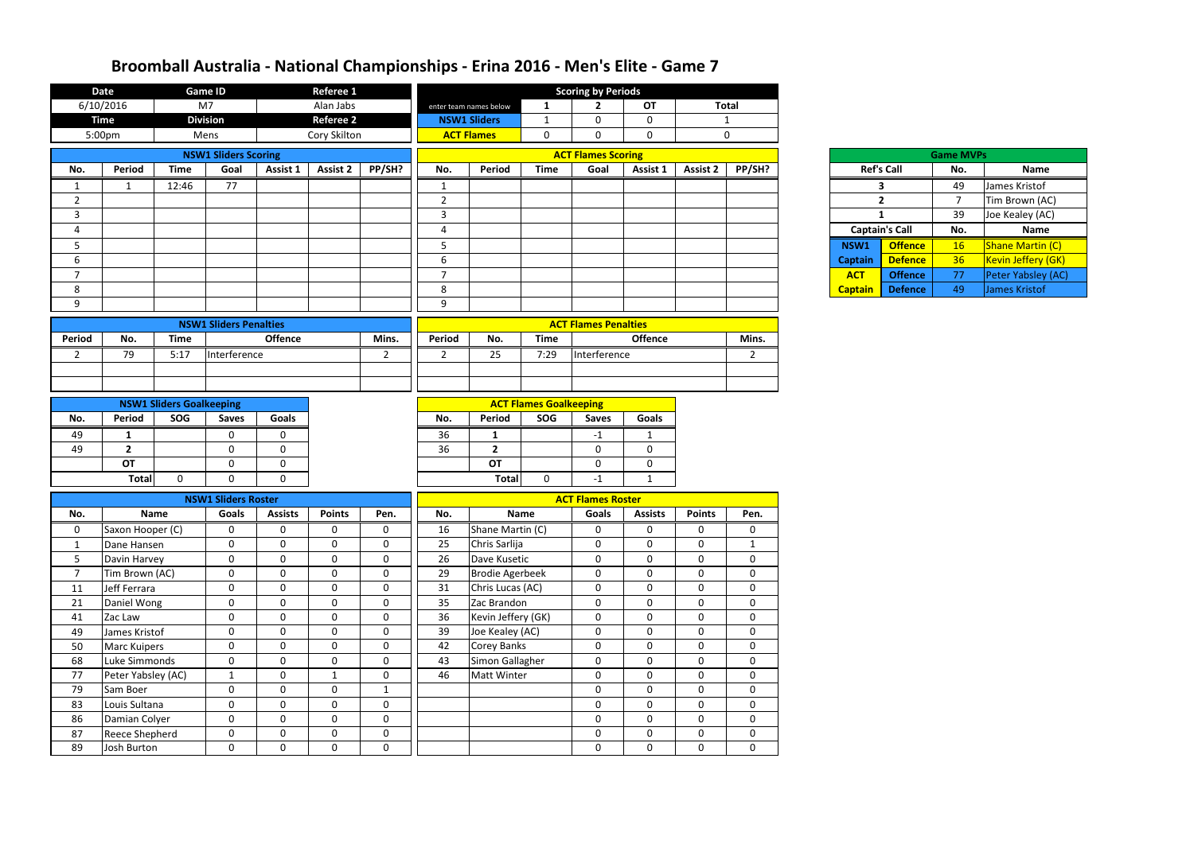# Broomball Australia - National Championships - Erina 2016 - Men's Elite - Game 7

| Date | Game ID | Referee 1 |
|---|---|---|
| 6/10/2016 | M7 | Alan Jabs |
| **Time** | **Division** | **Referee 2** |
| 5:00pm | Mens | Cory Skilton |

| Scoring by Periods | 1 | 2 | OT | Total |
|---|---|---|---|---|
| NSW1 Sliders | 1 | 0 | 0 | 1 |
| ACT Flames | 0 | 0 | 0 | 0 |

## NSW1 Sliders Scoring

| No. | Period | Time | Goal | Assist 1 | Assist 2 | PP/SH? |
|---|---|---|---|---|---|---|
| 1 | 1 | 12:46 | 77 | | | |
| 2 | | | | | | |
| 3 | | | | | | |
| 4 | | | | | | |
| 5 | | | | | | |
| 6 | | | | | | |
| 7 | | | | | | |
| 8 | | | | | | |
| 9 | | | | | | |

## ACT Flames Scoring

| No. | Period | Time | Goal | Assist 1 | Assist 2 | PP/SH? |
|---|---|---|---|---|---|---|
| 1 | | | | | | |
| 2 | | | | | | |
| 3 | | | | | | |
| 4 | | | | | | |
| 5 | | | | | | |
| 6 | | | | | | |
| 7 | | | | | | |
| 8 | | | | | | |
| 9 | | | | | | |

## Game MVPs

| Ref's Call | No. | Name |
|---|---|---|
| 3 | 49 | James Kristof |
| 2 | 7 | Tim Brown (AC) |
| 1 | 39 | Joe Kealey (AC) |

| Captain's Call | | No. | Name |
|---|---|---|---|
| NSW1 Captain | Offence | 16 | Shane Martin (C) |
| | Defence | 36 | Kevin Jeffery (GK) |
| ACT Captain | Offence | 77 | Peter Yabsley (AC) |
| | Defence | 49 | James Kristof |

## NSW1 Sliders Penalties

| Period | No. | Time | Offence | Mins. |
|---|---|---|---|---|
| 2 | 79 | 5:17 | Interference | 2 |
| | | | | |
| | | | | |

## ACT Flames Penalties

| Period | No. | Time | Offence | Mins. |
|---|---|---|---|---|
| 2 | 25 | 7:29 | Interference | 2 |
| | | | | |
| | | | | |

## NSW1 Sliders Goalkeeping

| No. | Period | SOG | Saves | Goals |
|---|---|---|---|---|
| 49 | 1 | | 0 | 0 |
| 49 | 2 | | 0 | 0 |
| | OT | | 0 | 0 |
| | Total | 0 | 0 | 0 |

## ACT Flames Goalkeeping

| No. | Period | SOG | Saves | Goals |
|---|---|---|---|---|
| 36 | 1 | | -1 | 1 |
| 36 | 2 | | 0 | 0 |
| | OT | | 0 | 0 |
| | Total | 0 | -1 | 1 |

## NSW1 Sliders Roster

| No. | Name | Goals | Assists | Points | Pen. |
|---|---|---|---|---|---|
| 0 | Saxon Hooper (C) | 0 | 0 | 0 | 0 |
| 1 | Dane Hansen | 0 | 0 | 0 | 0 |
| 5 | Davin Harvey | 0 | 0 | 0 | 0 |
| 7 | Tim Brown (AC) | 0 | 0 | 0 | 0 |
| 11 | Jeff Ferrara | 0 | 0 | 0 | 0 |
| 21 | Daniel Wong | 0 | 0 | 0 | 0 |
| 41 | Zac Law | 0 | 0 | 0 | 0 |
| 49 | James Kristof | 0 | 0 | 0 | 0 |
| 50 | Marc Kuipers | 0 | 0 | 0 | 0 |
| 68 | Luke Simmonds | 0 | 0 | 0 | 0 |
| 77 | Peter Yabsley (AC) | 1 | 0 | 1 | 0 |
| 79 | Sam Boer | 0 | 0 | 0 | 1 |
| 83 | Louis Sultana | 0 | 0 | 0 | 0 |
| 86 | Damian Colyer | 0 | 0 | 0 | 0 |
| 87 | Reece Shepherd | 0 | 0 | 0 | 0 |
| 89 | Josh Burton | 0 | 0 | 0 | 0 |

## ACT Flames Roster

| No. | Name | Goals | Assists | Points | Pen. |
|---|---|---|---|---|---|
| 16 | Shane Martin (C) | 0 | 0 | 0 | 0 |
| 25 | Chris Sarlija | 0 | 0 | 0 | 1 |
| 26 | Dave Kusetic | 0 | 0 | 0 | 0 |
| 29 | Brodie Agerbeek | 0 | 0 | 0 | 0 |
| 31 | Chris Lucas (AC) | 0 | 0 | 0 | 0 |
| 35 | Zac Brandon | 0 | 0 | 0 | 0 |
| 36 | Kevin Jeffery (GK) | 0 | 0 | 0 | 0 |
| 39 | Joe Kealey (AC) | 0 | 0 | 0 | 0 |
| 42 | Corey Banks | 0 | 0 | 0 | 0 |
| 43 | Simon Gallagher | 0 | 0 | 0 | 0 |
| 46 | Matt Winter | 0 | 0 | 0 | 0 |
| | | 0 | 0 | 0 | 0 |
| | | 0 | 0 | 0 | 0 |
| | | 0 | 0 | 0 | 0 |
| | | 0 | 0 | 0 | 0 |
| | | 0 | 0 | 0 | 0 |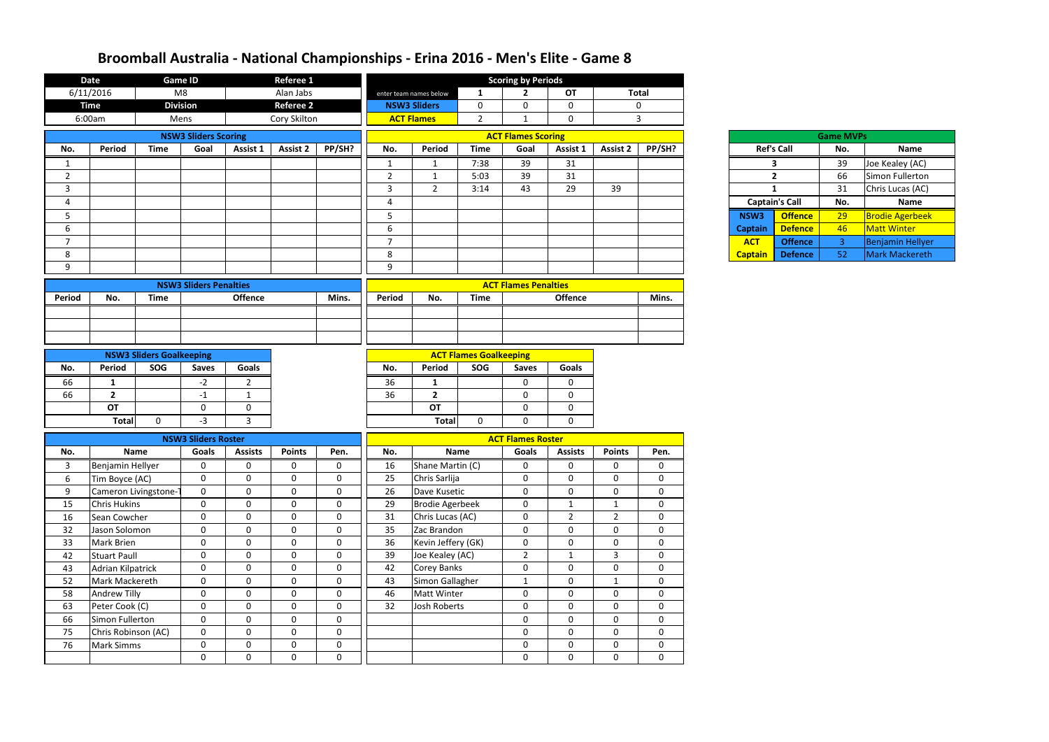# Broomball Australia - National Championships - Erina 2016 - Men's Elite - Game 8

| Date | Game ID | | Referee 1 |
|---|---|---|---|
| 6/11/2016 | M8 | | Alan Jabs |
| **Time** | **Division** | | **Referee 2** |
| 6:00am | Mens | | Cory Skilton |

| Scoring by Periods | 1 | 2 | OT | Total |
|---|---|---|---|---|
| enter team names below | | | | |
| **NSW3 Sliders** | 0 | 0 | 0 | 0 |
| **ACT Flames** | 2 | 1 | 0 | 3 |

## NSW3 Sliders Scoring

| No. | Period | Time | Goal | Assist 1 | Assist 2 | PP/SH? |
|---|---|---|---|---|---|---|
| 1 | | | | | | |
| 2 | | | | | | |
| 3 | | | | | | |
| 4 | | | | | | |
| 5 | | | | | | |
| 6 | | | | | | |
| 7 | | | | | | |
| 8 | | | | | | |
| 9 | | | | | | |

## ACT Flames Scoring

| No. | Period | Time | Goal | Assist 1 | Assist 2 | PP/SH? |
|---|---|---|---|---|---|---|
| 1 | 1 | 7:38 | 39 | 31 | | |
| 2 | 1 | 5:03 | 39 | 31 | | |
| 3 | 2 | 3:14 | 43 | 29 | 39 | |
| 4 | | | | | | |
| 5 | | | | | | |
| 6 | | | | | | |
| 7 | | | | | | |
| 8 | | | | | | |
| 9 | | | | | | |

## Game MVPs

| Ref's Call | | No. | Name |
|---|---|---|---|
| 3 | | 39 | Joe Kealey (AC) |
| 2 | | 66 | Simon Fullerton |
| 1 | | 31 | Chris Lucas (AC) |
| **Captain's Call** | | **No.** | **Name** |
| NSW3 Captain | Offence | 29 | Brodie Agerbeek |
| | Defence | 46 | Matt Winter |
| ACT Captain | Offence | 3 | Benjamin Hellyer |
| | Defence | 52 | Mark Mackereth |

## NSW3 Sliders Penalties

| Period | No. | Time | Offence | Mins. |
|---|---|---|---|---|
| | | | | |
| | | | | |
| | | | | |

## ACT Flames Penalties

| Period | No. | Time | Offence | Mins. |
|---|---|---|---|---|
| | | | | |
| | | | | |
| | | | | |

## NSW3 Sliders Goalkeeping

| No. | Period | SOG | Saves | Goals |
|---|---|---|---|---|
| 66 | 1 | | -2 | 2 |
| 66 | 2 | | -1 | 1 |
| | OT | | 0 | 0 |
| | Total | 0 | -3 | 3 |

## ACT Flames Goalkeeping

| No. | Period | SOG | Saves | Goals |
|---|---|---|---|---|
| 36 | 1 | | 0 | 0 |
| 36 | 2 | | 0 | 0 |
| | OT | | 0 | 0 |
| | Total | 0 | 0 | 0 |

## NSW3 Sliders Roster

| No. | Name | Goals | Assists | Points | Pen. |
|---|---|---|---|---|---|
| 3 | Benjamin Hellyer | 0 | 0 | 0 | 0 |
| 6 | Tim Boyce (AC) | 0 | 0 | 0 | 0 |
| 9 | Cameron Livingstone-T | 0 | 0 | 0 | 0 |
| 15 | Chris Hukins | 0 | 0 | 0 | 0 |
| 16 | Sean Cowcher | 0 | 0 | 0 | 0 |
| 32 | Jason Solomon | 0 | 0 | 0 | 0 |
| 33 | Mark Brien | 0 | 0 | 0 | 0 |
| 42 | Stuart Paull | 0 | 0 | 0 | 0 |
| 43 | Adrian Kilpatrick | 0 | 0 | 0 | 0 |
| 52 | Mark Mackereth | 0 | 0 | 0 | 0 |
| 58 | Andrew Tilly | 0 | 0 | 0 | 0 |
| 63 | Peter Cook (C) | 0 | 0 | 0 | 0 |
| 66 | Simon Fullerton | 0 | 0 | 0 | 0 |
| 75 | Chris Robinson (AC) | 0 | 0 | 0 | 0 |
| 76 | Mark Simms | 0 | 0 | 0 | 0 |
| | | 0 | 0 | 0 | 0 |

## ACT Flames Roster

| No. | Name | Goals | Assists | Points | Pen. |
|---|---|---|---|---|---|
| 16 | Shane Martin (C) | 0 | 0 | 0 | 0 |
| 25 | Chris Sarlija | 0 | 0 | 0 | 0 |
| 26 | Dave Kusetic | 0 | 0 | 0 | 0 |
| 29 | Brodie Agerbeek | 0 | 1 | 1 | 0 |
| 31 | Chris Lucas (AC) | 0 | 2 | 2 | 0 |
| 35 | Zac Brandon | 0 | 0 | 0 | 0 |
| 36 | Kevin Jeffery (GK) | 0 | 0 | 0 | 0 |
| 39 | Joe Kealey (AC) | 2 | 1 | 3 | 0 |
| 42 | Corey Banks | 0 | 0 | 0 | 0 |
| 43 | Simon Gallagher | 1 | 0 | 1 | 0 |
| 46 | Matt Winter | 0 | 0 | 0 | 0 |
| 32 | Josh Roberts | 0 | 0 | 0 | 0 |
| | | 0 | 0 | 0 | 0 |
| | | 0 | 0 | 0 | 0 |
| | | 0 | 0 | 0 | 0 |
| | | 0 | 0 | 0 | 0 |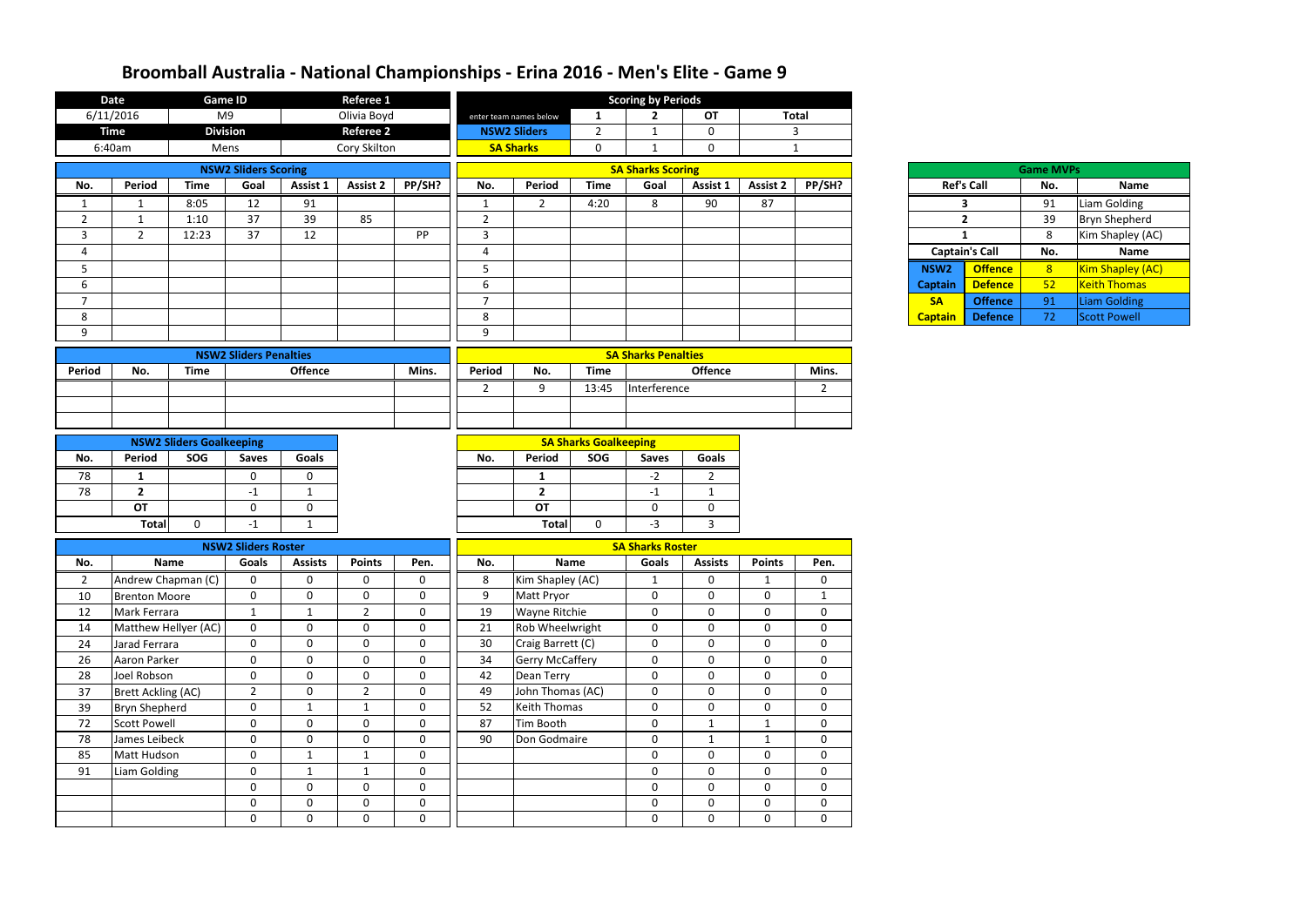# Broomball Australia - National Championships - Erina 2016 - Men's Elite - Game 9

| Date | Game ID | Referee 1 |
|---|---|---|
| 6/11/2016 | M9 | Olivia Boyd |
| **Time** | **Division** | **Referee 2** |
| 6:40am | Mens | Cory Skilton |

| Scoring by Periods | 1 | 2 | OT | Total |
|---|---|---|---|---|
| enter team names below | | | | |
| NSW2 Sliders | 2 | 1 | 0 | 3 |
| SA Sharks | 0 | 1 | 0 | 1 |

## NSW2 Sliders Scoring

| No. | Period | Time | Goal | Assist 1 | Assist 2 | PP/SH? |
|---|---|---|---|---|---|---|
| 1 | 1 | 8:05 | 12 | 91 | | |
| 2 | 1 | 1:10 | 37 | 39 | 85 | |
| 3 | 2 | 12:23 | 37 | 12 | | PP |
| 4 | | | | | | |
| 5 | | | | | | |
| 6 | | | | | | |
| 7 | | | | | | |
| 8 | | | | | | |
| 9 | | | | | | |

## SA Sharks Scoring

| No. | Period | Time | Goal | Assist 1 | Assist 2 | PP/SH? |
|---|---|---|---|---|---|---|
| 1 | 2 | 4:20 | 8 | 90 | 87 | |
| 2 | | | | | | |
| 3 | | | | | | |
| 4 | | | | | | |
| 5 | | | | | | |
| 6 | | | | | | |
| 7 | | | | | | |
| 8 | | | | | | |
| 9 | | | | | | |

## Game MVPs

| Ref's Call | No. | Name |
|---|---|---|
| 3 | 91 | Liam Golding |
| 2 | 39 | Bryn Shepherd |
| 1 | 8 | Kim Shapley (AC) |
| **Captain's Call** | **No.** | **Name** |
| NSW2 Captain Offence | 8 | Kim Shapley (AC) |
| NSW2 Captain Defence | 52 | Keith Thomas |
| SA Captain Offence | 91 | Liam Golding |
| SA Captain Defence | 72 | Scott Powell |

## NSW2 Sliders Penalties

| Period | No. | Time | Offence | Mins. |
|---|---|---|---|---|
| | | | | |
| | | | | |
| | | | | |

## SA Sharks Penalties

| Period | No. | Time | Offence | Mins. |
|---|---|---|---|---|
| 2 | 9 | 13:45 | Interference | 2 |
| | | | | |
| | | | | |

## NSW2 Sliders Goalkeeping

| No. | Period | SOG | Saves | Goals |
|---|---|---|---|---|
| 78 | 1 | | 0 | 0 |
| 78 | 2 | | -1 | 1 |
| | OT | | 0 | 0 |
| | Total | 0 | -1 | 1 |

## SA Sharks Goalkeeping

| No. | Period | SOG | Saves | Goals |
|---|---|---|---|---|
| | 1 | | -2 | 2 |
| | 2 | | -1 | 1 |
| | OT | | 0 | 0 |
| | Total | 0 | -3 | 3 |

## NSW2 Sliders Roster

| No. | Name | Goals | Assists | Points | Pen. |
|---|---|---|---|---|---|
| 2 | Andrew Chapman (C) | 0 | 0 | 0 | 0 |
| 10 | Brenton Moore | 0 | 0 | 0 | 0 |
| 12 | Mark Ferrara | 1 | 1 | 2 | 0 |
| 14 | Matthew Hellyer (AC) | 0 | 0 | 0 | 0 |
| 24 | Jarad Ferrara | 0 | 0 | 0 | 0 |
| 26 | Aaron Parker | 0 | 0 | 0 | 0 |
| 28 | Joel Robson | 0 | 0 | 0 | 0 |
| 37 | Brett Ackling (AC) | 2 | 0 | 2 | 0 |
| 39 | Bryn Shepherd | 0 | 1 | 1 | 0 |
| 72 | Scott Powell | 0 | 0 | 0 | 0 |
| 78 | James Leibeck | 0 | 0 | 0 | 0 |
| 85 | Matt Hudson | 0 | 1 | 1 | 0 |
| 91 | Liam Golding | 0 | 1 | 1 | 0 |
| | | 0 | 0 | 0 | 0 |
| | | 0 | 0 | 0 | 0 |
| | | 0 | 0 | 0 | 0 |

## SA Sharks Roster

| No. | Name | Goals | Assists | Points | Pen. |
|---|---|---|---|---|---|
| 8 | Kim Shapley (AC) | 1 | 0 | 1 | 0 |
| 9 | Matt Pryor | 0 | 0 | 0 | 1 |
| 19 | Wayne Ritchie | 0 | 0 | 0 | 0 |
| 21 | Rob Wheelwright | 0 | 0 | 0 | 0 |
| 30 | Craig Barrett (C) | 0 | 0 | 0 | 0 |
| 34 | Gerry McCaffery | 0 | 0 | 0 | 0 |
| 42 | Dean Terry | 0 | 0 | 0 | 0 |
| 49 | John Thomas (AC) | 0 | 0 | 0 | 0 |
| 52 | Keith Thomas | 0 | 0 | 0 | 0 |
| 87 | Tim Booth | 0 | 1 | 1 | 0 |
| 90 | Don Godmaire | 0 | 1 | 1 | 0 |
| | | 0 | 0 | 0 | 0 |
| | | 0 | 0 | 0 | 0 |
| | | 0 | 0 | 0 | 0 |
| | | 0 | 0 | 0 | 0 |
| | | 0 | 0 | 0 | 0 |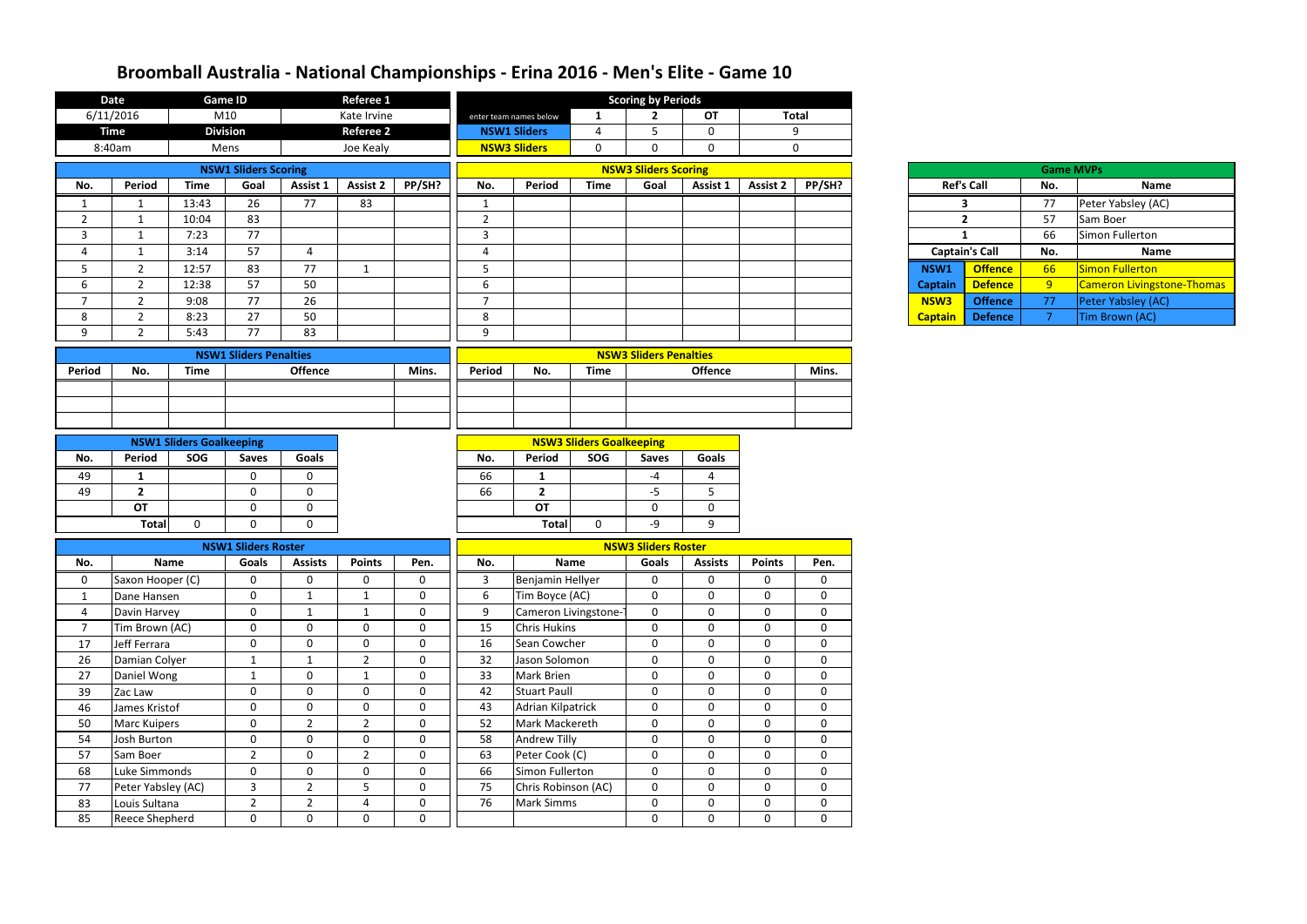# Broomball Australia - National Championships - Erina 2016 - Men's Elite - Game 10

| Date | Game ID | Referee 1 |
|---|---|---|
| 6/11/2016 | M10 | Kate Irvine |
| **Time** | **Division** | **Referee 2** |
| 8:40am | Mens | Joe Kealy |

| Scoring by Periods | | | | |
|---|---|---|---|---|
| enter team names below | 1 | 2 | OT | Total |
| NSW1 Sliders | 4 | 5 | 0 | 9 |
| NSW3 Sliders | 0 | 0 | 0 | 0 |

## NSW1 Sliders Scoring

| No. | Period | Time | Goal | Assist 1 | Assist 2 | PP/SH? |
|---|---|---|---|---|---|---|
| 1 | 1 | 13:43 | 26 | 77 | 83 | |
| 2 | 1 | 10:04 | 83 | | | |
| 3 | 1 | 7:23 | 77 | | | |
| 4 | 1 | 3:14 | 57 | 4 | | |
| 5 | 2 | 12:57 | 83 | 77 | 1 | |
| 6 | 2 | 12:38 | 57 | 50 | | |
| 7 | 2 | 9:08 | 77 | 26 | | |
| 8 | 2 | 8:23 | 27 | 50 | | |
| 9 | 2 | 5:43 | 77 | 83 | | |

## NSW3 Sliders Scoring

| No. | Period | Time | Goal | Assist 1 | Assist 2 | PP/SH? |
|---|---|---|---|---|---|---|
| 1 | | | | | | |
| 2 | | | | | | |
| 3 | | | | | | |
| 4 | | | | | | |
| 5 | | | | | | |
| 6 | | | | | | |
| 7 | | | | | | |
| 8 | | | | | | |
| 9 | | | | | | |

## Game MVPs

| Ref's Call | | No. | Name |
|---|---|---|---|
| 3 | | 77 | Peter Yabsley (AC) |
| 2 | | 57 | Sam Boer |
| 1 | | 66 | Simon Fullerton |
| **Captain's Call** | | **No.** | **Name** |
| NSW1 | Offence | 66 | Simon Fullerton |
| Captain | Defence | 9 | Cameron Livingstone-Thomas |
| NSW3 | Offence | 77 | Peter Yabsley (AC) |
| Captain | Defence | 7 | Tim Brown (AC) |

## NSW1 Sliders Penalties

| Period | No. | Time | Offence | Mins. |
|---|---|---|---|---|
| | | | | |
| | | | | |
| | | | | |

## NSW3 Sliders Penalties

| Period | No. | Time | Offence | Mins. |
|---|---|---|---|---|
| | | | | |
| | | | | |
| | | | | |

## NSW1 Sliders Goalkeeping

| No. | Period | SOG | Saves | Goals |
|---|---|---|---|---|
| 49 | 1 | | 0 | 0 |
| 49 | 2 | | 0 | 0 |
| | OT | | 0 | 0 |
| | Total | 0 | 0 | 0 |

## NSW3 Sliders Goalkeeping

| No. | Period | SOG | Saves | Goals |
|---|---|---|---|---|
| 66 | 1 | | -4 | 4 |
| 66 | 2 | | -5 | 5 |
| | OT | | 0 | 0 |
| | Total | 0 | -9 | 9 |

## NSW1 Sliders Roster

| No. | Name | Goals | Assists | Points | Pen. |
|---|---|---|---|---|---|
| 0 | Saxon Hooper (C) | 0 | 0 | 0 | 0 |
| 1 | Dane Hansen | 0 | 1 | 1 | 0 |
| 4 | Davin Harvey | 0 | 1 | 1 | 0 |
| 7 | Tim Brown (AC) | 0 | 0 | 0 | 0 |
| 17 | Jeff Ferrara | 0 | 0 | 0 | 0 |
| 26 | Damian Colyer | 1 | 1 | 2 | 0 |
| 27 | Daniel Wong | 1 | 0 | 1 | 0 |
| 39 | Zac Law | 0 | 0 | 0 | 0 |
| 46 | James Kristof | 0 | 0 | 0 | 0 |
| 50 | Marc Kuipers | 0 | 2 | 2 | 0 |
| 54 | Josh Burton | 0 | 0 | 0 | 0 |
| 57 | Sam Boer | 2 | 0 | 2 | 0 |
| 68 | Luke Simmonds | 0 | 0 | 0 | 0 |
| 77 | Peter Yabsley (AC) | 3 | 2 | 5 | 0 |
| 83 | Louis Sultana | 2 | 2 | 4 | 0 |
| 85 | Reece Shepherd | 0 | 0 | 0 | 0 |

## NSW3 Sliders Roster

| No. | Name | Goals | Assists | Points | Pen. |
|---|---|---|---|---|---|
| 3 | Benjamin Hellyer | 0 | 0 | 0 | 0 |
| 6 | Tim Boyce (AC) | 0 | 0 | 0 | 0 |
| 9 | Cameron Livingstone-T | 0 | 0 | 0 | 0 |
| 15 | Chris Hukins | 0 | 0 | 0 | 0 |
| 16 | Sean Cowcher | 0 | 0 | 0 | 0 |
| 32 | Jason Solomon | 0 | 0 | 0 | 0 |
| 33 | Mark Brien | 0 | 0 | 0 | 0 |
| 42 | Stuart Paull | 0 | 0 | 0 | 0 |
| 43 | Adrian Kilpatrick | 0 | 0 | 0 | 0 |
| 52 | Mark Mackereth | 0 | 0 | 0 | 0 |
| 58 | Andrew Tilly | 0 | 0 | 0 | 0 |
| 63 | Peter Cook (C) | 0 | 0 | 0 | 0 |
| 66 | Simon Fullerton | 0 | 0 | 0 | 0 |
| 75 | Chris Robinson (AC) | 0 | 0 | 0 | 0 |
| 76 | Mark Simms | 0 | 0 | 0 | 0 |
| | | 0 | 0 | 0 | 0 |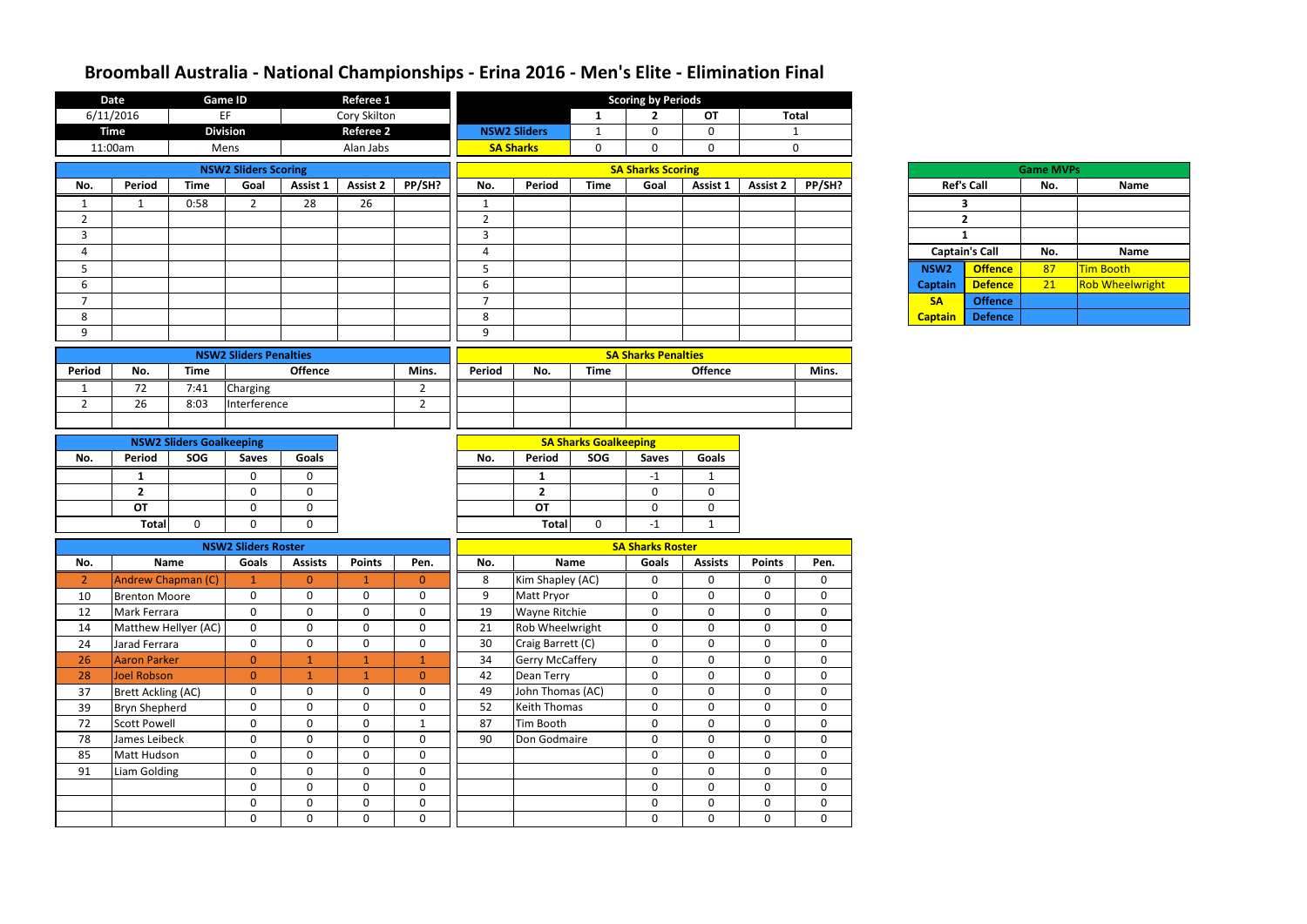# Broomball Australia - National Championships - Erina 2016 - Men's Elite - Elimination Final

| Date | Game ID | Referee 1 |
|---|---|---|
| 6/11/2016 | EF | Cory Skilton |
| **Time** | **Division** | **Referee 2** |
| 11:00am | Mens | Alan Jabs |

| Scoring by Periods | 1 | 2 | OT | Total |
|---|---|---|---|---|
| NSW2 Sliders | 1 | 0 | 0 | 1 |
| SA Sharks | 0 | 0 | 0 | 0 |

### NSW2 Sliders Scoring

| No. | Period | Time | Goal | Assist 1 | Assist 2 | PP/SH? |
|---|---|---|---|---|---|---|
| 1 | 1 | 0:58 | 2 | 28 | 26 | |
| 2 | | | | | | |
| 3 | | | | | | |
| 4 | | | | | | |
| 5 | | | | | | |
| 6 | | | | | | |
| 7 | | | | | | |
| 8 | | | | | | |
| 9 | | | | | | |

### SA Sharks Scoring

| No. | Period | Time | Goal | Assist 1 | Assist 2 | PP/SH? |
|---|---|---|---|---|---|---|
| 1 | | | | | | |
| 2 | | | | | | |
| 3 | | | | | | |
| 4 | | | | | | |
| 5 | | | | | | |
| 6 | | | | | | |
| 7 | | | | | | |
| 8 | | | | | | |
| 9 | | | | | | |

### Game MVPs

| Ref's Call | No. | Name |
|---|---|---|
| 3 | | |
| 2 | | |
| 1 | | |
| **Captain's Call** | **No.** | **Name** |
| NSW2 Captain Offence | 87 | Tim Booth |
| NSW2 Captain Defence | 21 | Rob Wheelwright |
| SA Captain Offence | | |
| SA Captain Defence | | |

### NSW2 Sliders Penalties

| Period | No. | Time | Offence | Mins. |
|---|---|---|---|---|
| 1 | 72 | 7:41 | Charging | 2 |
| 2 | 26 | 8:03 | Interference | 2 |
| | | | | |

### SA Sharks Penalties

| Period | No. | Time | Offence | Mins. |
|---|---|---|---|---|
| | | | | |
| | | | | |
| | | | | |

### NSW2 Sliders Goalkeeping

| No. | Period | SOG | Saves | Goals |
|---|---|---|---|---|
| | 1 | | 0 | 0 |
| | 2 | | 0 | 0 |
| | OT | | 0 | 0 |
| | Total | 0 | 0 | 0 |

### SA Sharks Goalkeeping

| No. | Period | SOG | Saves | Goals |
|---|---|---|---|---|
| | 1 | | -1 | 1 |
| | 2 | | 0 | 0 |
| | OT | | 0 | 0 |
| | Total | 0 | -1 | 1 |

### NSW2 Sliders Roster

| No. | Name | Goals | Assists | Points | Pen. |
|---|---|---|---|---|---|
| 2 | Andrew Chapman (C) | 1 | 0 | 1 | 0 |
| 10 | Brenton Moore | 0 | 0 | 0 | 0 |
| 12 | Mark Ferrara | 0 | 0 | 0 | 0 |
| 14 | Matthew Hellyer (AC) | 0 | 0 | 0 | 0 |
| 24 | Jarad Ferrara | 0 | 0 | 0 | 0 |
| 26 | Aaron Parker | 0 | 1 | 1 | 1 |
| 28 | Joel Robson | 0 | 1 | 1 | 0 |
| 37 | Brett Ackling (AC) | 0 | 0 | 0 | 0 |
| 39 | Bryn Shepherd | 0 | 0 | 0 | 0 |
| 72 | Scott Powell | 0 | 0 | 0 | 1 |
| 78 | James Leibeck | 0 | 0 | 0 | 0 |
| 85 | Matt Hudson | 0 | 0 | 0 | 0 |
| 91 | Liam Golding | 0 | 0 | 0 | 0 |
| | | 0 | 0 | 0 | 0 |
| | | 0 | 0 | 0 | 0 |
| | | 0 | 0 | 0 | 0 |

### SA Sharks Roster

| No. | Name | Goals | Assists | Points | Pen. |
|---|---|---|---|---|---|
| 8 | Kim Shapley (AC) | 0 | 0 | 0 | 0 |
| 9 | Matt Pryor | 0 | 0 | 0 | 0 |
| 19 | Wayne Ritchie | 0 | 0 | 0 | 0 |
| 21 | Rob Wheelwright | 0 | 0 | 0 | 0 |
| 30 | Craig Barrett (C) | 0 | 0 | 0 | 0 |
| 34 | Gerry McCaffery | 0 | 0 | 0 | 0 |
| 42 | Dean Terry | 0 | 0 | 0 | 0 |
| 49 | John Thomas (AC) | 0 | 0 | 0 | 0 |
| 52 | Keith Thomas | 0 | 0 | 0 | 0 |
| 87 | Tim Booth | 0 | 0 | 0 | 0 |
| 90 | Don Godmaire | 0 | 0 | 0 | 0 |
| | | 0 | 0 | 0 | 0 |
| | | 0 | 0 | 0 | 0 |
| | | 0 | 0 | 0 | 0 |
| | | 0 | 0 | 0 | 0 |
| | | 0 | 0 | 0 | 0 |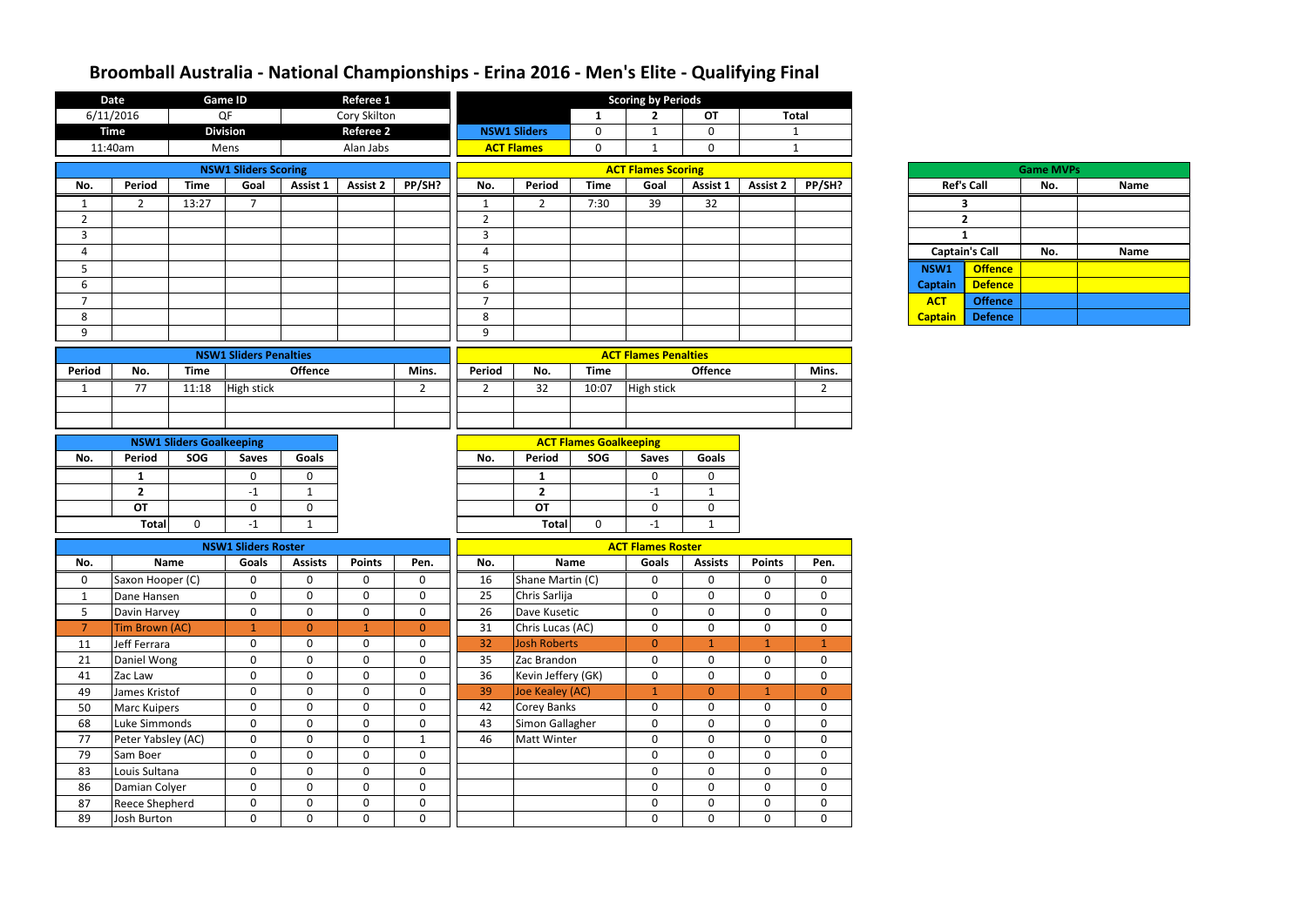# Broomball Australia - National Championships - Erina 2016 - Men's Elite - Qualifying Final

| Date | Game ID | Referee 1 |
|---|---|---|
| 6/11/2016 | QF | Cory Skilton |
| **Time** | **Division** | **Referee 2** |
| 11:40am | Mens | Alan Jabs |

| Scoring by Periods | 1 | 2 | OT | Total |
|---|---|---|---|---|
| NSW1 Sliders | 0 | 1 | 0 | 1 |
| ACT Flames | 0 | 1 | 0 | 1 |

## NSW1 Sliders Scoring

| No. | Period | Time | Goal | Assist 1 | Assist 2 | PP/SH? |
|---|---|---|---|---|---|---|
| 1 | 2 | 13:27 | 7 | | | |
| 2 | | | | | | |
| 3 | | | | | | |
| 4 | | | | | | |
| 5 | | | | | | |
| 6 | | | | | | |
| 7 | | | | | | |
| 8 | | | | | | |
| 9 | | | | | | |

## ACT Flames Scoring

| No. | Period | Time | Goal | Assist 1 | Assist 2 | PP/SH? |
|---|---|---|---|---|---|---|
| 1 | 2 | 7:30 | 39 | 32 | | |
| 2 | | | | | | |
| 3 | | | | | | |
| 4 | | | | | | |
| 5 | | | | | | |
| 6 | | | | | | |
| 7 | | | | | | |
| 8 | | | | | | |
| 9 | | | | | | |

## Game MVPs

| Ref's Call | | No. | Name |
|---|---|---|---|
| 3 | | | |
| 2 | | | |
| 1 | | | |
| **Captain's Call** | | **No.** | **Name** |
| NSW1 | Offence | | |
| Captain | Defence | | |
| ACT | Offence | | |
| Captain | Defence | | |

## NSW1 Sliders Penalties

| Period | No. | Time | Offence | Mins. |
|---|---|---|---|---|
| 1 | 77 | 11:18 | High stick | 2 |
| | | | | |
| | | | | |

## ACT Flames Penalties

| Period | No. | Time | Offence | Mins. |
|---|---|---|---|---|
| 2 | 32 | 10:07 | High stick | 2 |
| | | | | |
| | | | | |

## NSW1 Sliders Goalkeeping

| No. | Period | SOG | Saves | Goals |
|---|---|---|---|---|
| | 1 | | 0 | 0 |
| | 2 | | -1 | 1 |
| | OT | | 0 | 0 |
| | Total | 0 | -1 | 1 |

## ACT Flames Goalkeeping

| No. | Period | SOG | Saves | Goals |
|---|---|---|---|---|
| | 1 | | 0 | 0 |
| | 2 | | -1 | 1 |
| | OT | | 0 | 0 |
| | Total | 0 | -1 | 1 |

## NSW1 Sliders Roster

| No. | Name | Goals | Assists | Points | Pen. |
|---|---|---|---|---|---|
| 0 | Saxon Hooper (C) | 0 | 0 | 0 | 0 |
| 1 | Dane Hansen | 0 | 0 | 0 | 0 |
| 5 | Davin Harvey | 0 | 0 | 0 | 0 |
| 7 | Tim Brown (AC) | 1 | 0 | 1 | 0 |
| 11 | Jeff Ferrara | 0 | 0 | 0 | 0 |
| 21 | Daniel Wong | 0 | 0 | 0 | 0 |
| 41 | Zac Law | 0 | 0 | 0 | 0 |
| 49 | James Kristof | 0 | 0 | 0 | 0 |
| 50 | Marc Kuipers | 0 | 0 | 0 | 0 |
| 68 | Luke Simmonds | 0 | 0 | 0 | 0 |
| 77 | Peter Yabsley (AC) | 0 | 0 | 0 | 1 |
| 79 | Sam Boer | 0 | 0 | 0 | 0 |
| 83 | Louis Sultana | 0 | 0 | 0 | 0 |
| 86 | Damian Colyer | 0 | 0 | 0 | 0 |
| 87 | Reece Shepherd | 0 | 0 | 0 | 0 |
| 89 | Josh Burton | 0 | 0 | 0 | 0 |

## ACT Flames Roster

| No. | Name | Goals | Assists | Points | Pen. |
|---|---|---|---|---|---|
| 16 | Shane Martin (C) | 0 | 0 | 0 | 0 |
| 25 | Chris Sarlija | 0 | 0 | 0 | 0 |
| 26 | Dave Kusetic | 0 | 0 | 0 | 0 |
| 31 | Chris Lucas (AC) | 0 | 0 | 0 | 0 |
| 32 | Josh Roberts | 0 | 1 | 1 | 1 |
| 35 | Zac Brandon | 0 | 0 | 0 | 0 |
| 36 | Kevin Jeffery (GK) | 0 | 0 | 0 | 0 |
| 39 | Joe Kealey (AC) | 1 | 0 | 1 | 0 |
| 42 | Corey Banks | 0 | 0 | 0 | 0 |
| 43 | Simon Gallagher | 0 | 0 | 0 | 0 |
| 46 | Matt Winter | 0 | 0 | 0 | 0 |
| | | 0 | 0 | 0 | 0 |
| | | 0 | 0 | 0 | 0 |
| | | 0 | 0 | 0 | 0 |
| | | 0 | 0 | 0 | 0 |
| | | 0 | 0 | 0 | 0 |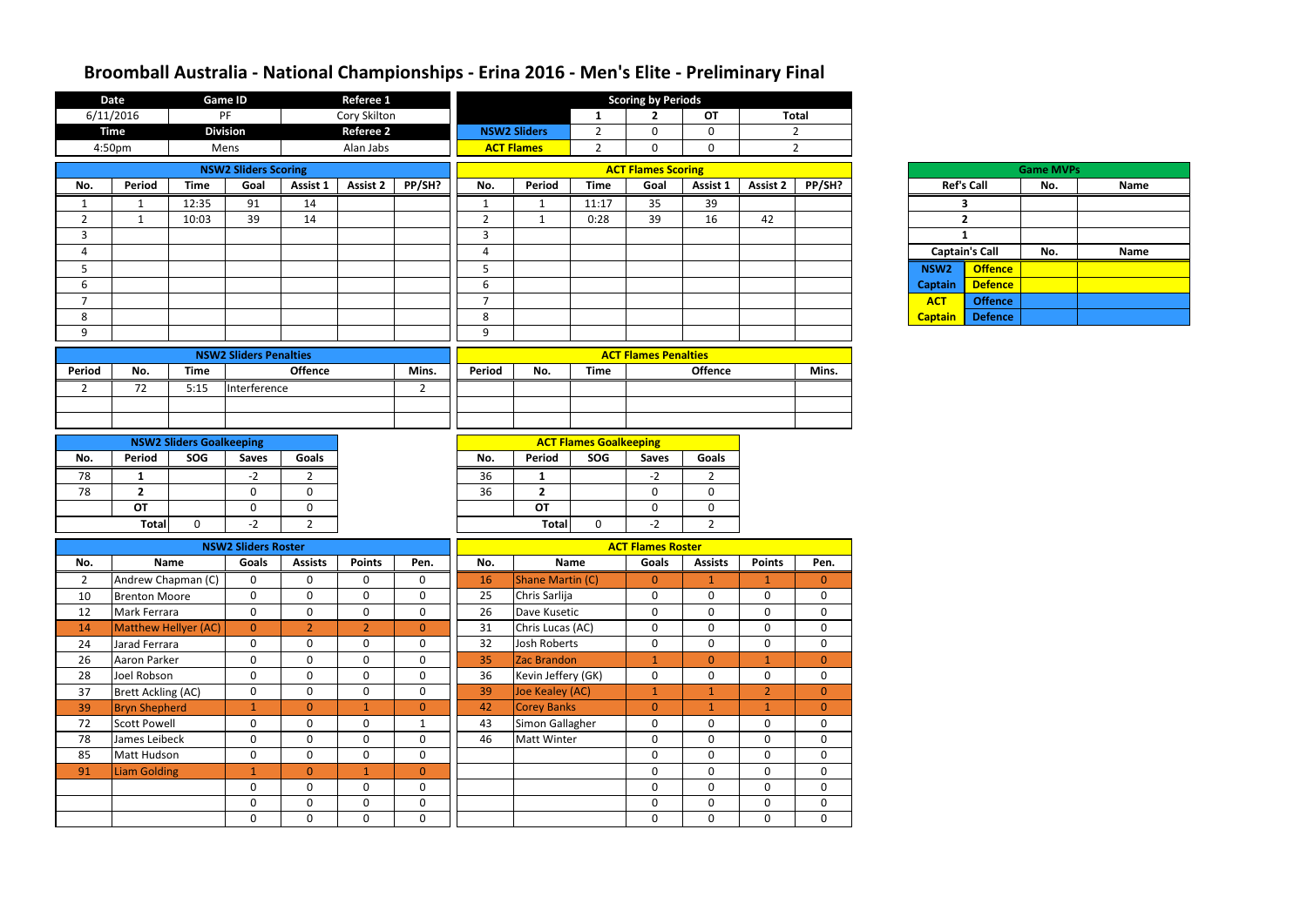# Broomball Australia - National Championships - Erina 2016 - Men's Elite - Preliminary Final

| Date | Game ID | Referee 1 |
|---|---|---|
| 6/11/2016 | PF | Cory Skilton |
| **Time** | **Division** | **Referee 2** |
| 4:50pm | Mens | Alan Jabs |

| Scoring by Periods | 1 | 2 | OT | Total |
|---|---|---|---|---|
| NSW2 Sliders | 2 | 0 | 0 | 2 |
| ACT Flames | 2 | 0 | 0 | 2 |

## NSW2 Sliders Scoring

| No. | Period | Time | Goal | Assist 1 | Assist 2 | PP/SH? |
|---|---|---|---|---|---|---|
| 1 | 1 | 12:35 | 91 | 14 | | |
| 2 | 1 | 10:03 | 39 | 14 | | |
| 3 | | | | | | |
| 4 | | | | | | |
| 5 | | | | | | |
| 6 | | | | | | |
| 7 | | | | | | |
| 8 | | | | | | |
| 9 | | | | | | |

## ACT Flames Scoring

| No. | Period | Time | Goal | Assist 1 | Assist 2 | PP/SH? |
|---|---|---|---|---|---|---|
| 1 | 1 | 11:17 | 35 | 39 | | |
| 2 | 1 | 0:28 | 39 | 16 | 42 | |
| 3 | | | | | | |
| 4 | | | | | | |
| 5 | | | | | | |
| 6 | | | | | | |
| 7 | | | | | | |
| 8 | | | | | | |
| 9 | | | | | | |

## Game MVPs

| Ref's Call | No. | Name |
|---|---|---|
| 3 | | |
| 2 | | |
| 1 | | |
| **Captain's Call** | **No.** | **Name** |
| NSW2 Captain Offence | | |
| NSW2 Captain Defence | | |
| ACT Captain Offence | | |
| ACT Captain Defence | | |

## NSW2 Sliders Penalties

| Period | No. | Time | Offence | Mins. |
|---|---|---|---|---|
| 2 | 72 | 5:15 | Interference | 2 |
| | | | | |
| | | | | |

## ACT Flames Penalties

| Period | No. | Time | Offence | Mins. |
|---|---|---|---|---|
| | | | | |
| | | | | |
| | | | | |

## NSW2 Sliders Goalkeeping

| No. | Period | SOG | Saves | Goals |
|---|---|---|---|---|
| 78 | 1 | | -2 | 2 |
| 78 | 2 | | 0 | 0 |
| | OT | | 0 | 0 |
| | Total | 0 | -2 | 2 |

## ACT Flames Goalkeeping

| No. | Period | SOG | Saves | Goals |
|---|---|---|---|---|
| 36 | 1 | | -2 | 2 |
| 36 | 2 | | 0 | 0 |
| | OT | | 0 | 0 |
| | Total | 0 | -2 | 2 |

## NSW2 Sliders Roster

| No. | Name | Goals | Assists | Points | Pen. |
|---|---|---|---|---|---|
| 2 | Andrew Chapman (C) | 0 | 0 | 0 | 0 |
| 10 | Brenton Moore | 0 | 0 | 0 | 0 |
| 12 | Mark Ferrara | 0 | 0 | 0 | 0 |
| 14 | Matthew Hellyer (AC) | 0 | 2 | 2 | 0 |
| 24 | Jarad Ferrara | 0 | 0 | 0 | 0 |
| 26 | Aaron Parker | 0 | 0 | 0 | 0 |
| 28 | Joel Robson | 0 | 0 | 0 | 0 |
| 37 | Brett Ackling (AC) | 0 | 0 | 0 | 0 |
| 39 | Bryn Shepherd | 1 | 0 | 1 | 0 |
| 72 | Scott Powell | 0 | 0 | 0 | 1 |
| 78 | James Leibeck | 0 | 0 | 0 | 0 |
| 85 | Matt Hudson | 0 | 0 | 0 | 0 |
| 91 | Liam Golding | 1 | 0 | 1 | 0 |
| | | 0 | 0 | 0 | 0 |
| | | 0 | 0 | 0 | 0 |
| | | 0 | 0 | 0 | 0 |

## ACT Flames Roster

| No. | Name | Goals | Assists | Points | Pen. |
|---|---|---|---|---|---|
| 16 | Shane Martin (C) | 0 | 1 | 1 | 0 |
| 25 | Chris Sarlija | 0 | 0 | 0 | 0 |
| 26 | Dave Kusetic | 0 | 0 | 0 | 0 |
| 31 | Chris Lucas (AC) | 0 | 0 | 0 | 0 |
| 32 | Josh Roberts | 0 | 0 | 0 | 0 |
| 35 | Zac Brandon | 1 | 0 | 1 | 0 |
| 36 | Kevin Jeffery (GK) | 0 | 0 | 0 | 0 |
| 39 | Joe Kealey (AC) | 1 | 1 | 2 | 0 |
| 42 | Corey Banks | 0 | 1 | 1 | 0 |
| 43 | Simon Gallagher | 0 | 0 | 0 | 0 |
| 46 | Matt Winter | 0 | 0 | 0 | 0 |
| | | 0 | 0 | 0 | 0 |
| | | 0 | 0 | 0 | 0 |
| | | 0 | 0 | 0 | 0 |
| | | 0 | 0 | 0 | 0 |
| | | 0 | 0 | 0 | 0 |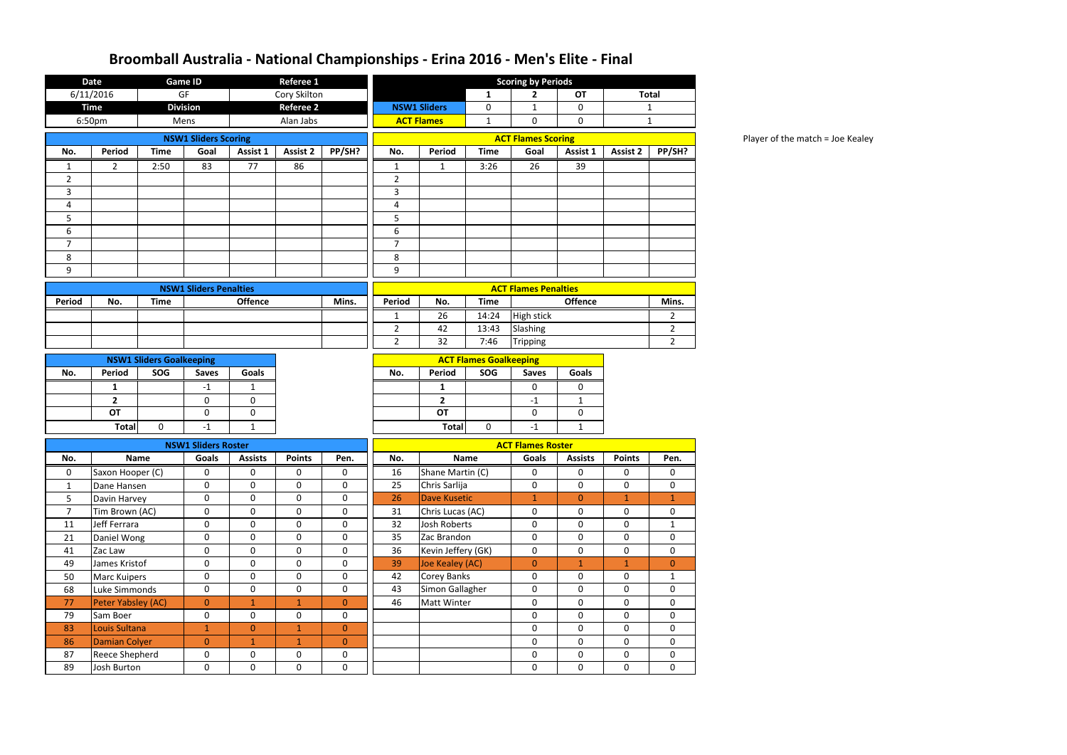# Broomball Australia - National Championships - Erina 2016 - Men's Elite - Final

| Date | Game ID | Referee 1 |
|---|---|---|
| 6/11/2016 | GF | Cory Skilton |
| **Time** | **Division** | **Referee 2** |
| 6:50pm | Mens | Alan Jabs |

**Scoring by Periods**

| | 1 | 2 | OT | Total |
|---|---|---|---|---|
| NSW1 Sliders | 0 | 1 | 0 | 1 |
| ACT Flames | 1 | 0 | 0 | 1 |

Player of the match = Joe Kealey

**NSW1 Sliders Scoring**

| No. | Period | Time | Goal | Assist 1 | Assist 2 | PP/SH? |
|---|---|---|---|---|---|---|
| 1 | 2 | 2:50 | 83 | 77 | 86 | |
| 2 | | | | | | |
| 3 | | | | | | |
| 4 | | | | | | |
| 5 | | | | | | |
| 6 | | | | | | |
| 7 | | | | | | |
| 8 | | | | | | |
| 9 | | | | | | |

**ACT Flames Scoring**

| No. | Period | Time | Goal | Assist 1 | Assist 2 | PP/SH? |
|---|---|---|---|---|---|---|
| 1 | 1 | 3:26 | 26 | 39 | | |
| 2 | | | | | | |
| 3 | | | | | | |
| 4 | | | | | | |
| 5 | | | | | | |
| 6 | | | | | | |
| 7 | | | | | | |
| 8 | | | | | | |
| 9 | | | | | | |

**NSW1 Sliders Penalties**

| Period | No. | Time | Offence | Mins. |
|---|---|---|---|---|
| | | | | |
| | | | | |
| | | | | |

**ACT Flames Penalties**

| Period | No. | Time | Offence | Mins. |
|---|---|---|---|---|
| 1 | 26 | 14:24 | High stick | 2 |
| 2 | 42 | 13:43 | Slashing | 2 |
| 2 | 32 | 7:46 | Tripping | 2 |

**NSW1 Sliders Goalkeeping**

| No. | Period | SOG | Saves | Goals |
|---|---|---|---|---|
| | 1 | | -1 | 1 |
| | 2 | | 0 | 0 |
| | OT | | 0 | 0 |
| | Total | 0 | -1 | 1 |

**ACT Flames Goalkeeping**

| No. | Period | SOG | Saves | Goals |
|---|---|---|---|---|
| | 1 | | 0 | 0 |
| | 2 | | -1 | 1 |
| | OT | | 0 | 0 |
| | Total | 0 | -1 | 1 |

**NSW1 Sliders Roster**

| No. | Name | Goals | Assists | Points | Pen. |
|---|---|---|---|---|---|
| 0 | Saxon Hooper (C) | 0 | 0 | 0 | 0 |
| 1 | Dane Hansen | 0 | 0 | 0 | 0 |
| 5 | Davin Harvey | 0 | 0 | 0 | 0 |
| 7 | Tim Brown (AC) | 0 | 0 | 0 | 0 |
| 11 | Jeff Ferrara | 0 | 0 | 0 | 0 |
| 21 | Daniel Wong | 0 | 0 | 0 | 0 |
| 41 | Zac Law | 0 | 0 | 0 | 0 |
| 49 | James Kristof | 0 | 0 | 0 | 0 |
| 50 | Marc Kuipers | 0 | 0 | 0 | 0 |
| 68 | Luke Simmonds | 0 | 0 | 0 | 0 |
| 77 | Peter Yabsley (AC) | 0 | 1 | 1 | 0 |
| 79 | Sam Boer | 0 | 0 | 0 | 0 |
| 83 | Louis Sultana | 1 | 0 | 1 | 0 |
| 86 | Damian Colyer | 0 | 1 | 1 | 0 |
| 87 | Reece Shepherd | 0 | 0 | 0 | 0 |
| 89 | Josh Burton | 0 | 0 | 0 | 0 |

**ACT Flames Roster**

| No. | Name | Goals | Assists | Points | Pen. |
|---|---|---|---|---|---|
| 16 | Shane Martin (C) | 0 | 0 | 0 | 0 |
| 25 | Chris Sarlija | 0 | 0 | 0 | 0 |
| 26 | Dave Kusetic | 1 | 0 | 1 | 1 |
| 31 | Chris Lucas (AC) | 0 | 0 | 0 | 0 |
| 32 | Josh Roberts | 0 | 0 | 0 | 1 |
| 35 | Zac Brandon | 0 | 0 | 0 | 0 |
| 36 | Kevin Jeffery (GK) | 0 | 0 | 0 | 0 |
| 39 | Joe Kealey (AC) | 0 | 1 | 1 | 0 |
| 42 | Corey Banks | 0 | 0 | 0 | 1 |
| 43 | Simon Gallagher | 0 | 0 | 0 | 0 |
| 46 | Matt Winter | 0 | 0 | 0 | 0 |
| | | 0 | 0 | 0 | 0 |
| | | 0 | 0 | 0 | 0 |
| | | 0 | 0 | 0 | 0 |
| | | 0 | 0 | 0 | 0 |
| | | 0 | 0 | 0 | 0 |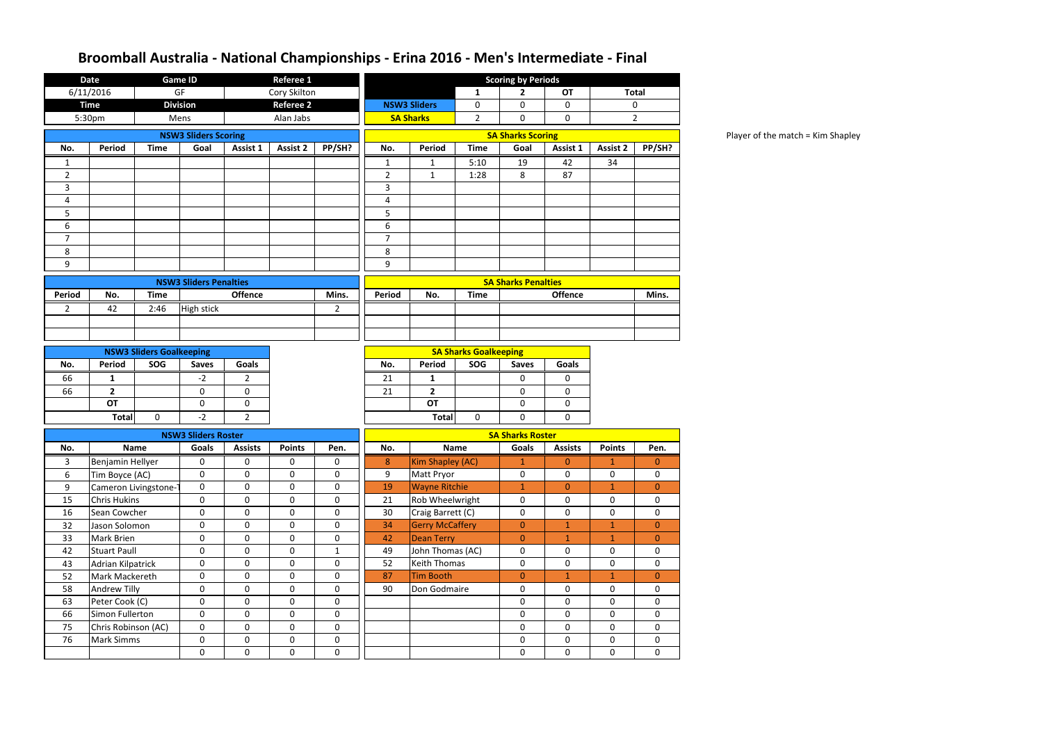# Broomball Australia - National Championships - Erina 2016 - Men's Intermediate - Final

| Date | Game ID | Referee 1 |
|---|---|---|
| 6/11/2016 | GF | Cory Skilton |
| **Time** | **Division** | **Referee 2** |
| 5:30pm | Mens | Alan Jabs |

| Scoring by Periods | 1 | 2 | OT | Total |
|---|---|---|---|---|
| NSW3 Sliders | 0 | 0 | 0 | 0 |
| SA Sharks | 2 | 0 | 0 | 2 |

Player of the match = Kim Shapley

**NSW3 Sliders Scoring**

| No. | Period | Time | Goal | Assist 1 | Assist 2 | PP/SH? |
|---|---|---|---|---|---|---|
| 1 | | | | | | |
| 2 | | | | | | |
| 3 | | | | | | |
| 4 | | | | | | |
| 5 | | | | | | |
| 6 | | | | | | |
| 7 | | | | | | |
| 8 | | | | | | |
| 9 | | | | | | |

**SA Sharks Scoring**

| No. | Period | Time | Goal | Assist 1 | Assist 2 | PP/SH? |
|---|---|---|---|---|---|---|
| 1 | 1 | 5:10 | 19 | 42 | 34 | |
| 2 | 1 | 1:28 | 8 | 87 | | |
| 3 | | | | | | |
| 4 | | | | | | |
| 5 | | | | | | |
| 6 | | | | | | |
| 7 | | | | | | |
| 8 | | | | | | |
| 9 | | | | | | |

**NSW3 Sliders Penalties**

| Period | No. | Time | Offence | Mins. |
|---|---|---|---|---|
| 2 | 42 | 2:46 | High stick | 2 |
| | | | | |
| | | | | |

**SA Sharks Penalties**

| Period | No. | Time | Offence | Mins. |
|---|---|---|---|---|
| | | | | |
| | | | | |
| | | | | |

**NSW3 Sliders Goalkeeping**

| No. | Period | SOG | Saves | Goals |
|---|---|---|---|---|
| 66 | 1 | | -2 | 2 |
| 66 | 2 | | 0 | 0 |
| | OT | | 0 | 0 |
| | Total | 0 | -2 | 2 |

**SA Sharks Goalkeeping**

| No. | Period | SOG | Saves | Goals |
|---|---|---|---|---|
| 21 | 1 | | 0 | 0 |
| 21 | 2 | | 0 | 0 |
| | OT | | 0 | 0 |
| | Total | 0 | 0 | 0 |

**NSW3 Sliders Roster**

| No. | Name | Goals | Assists | Points | Pen. |
|---|---|---|---|---|---|
| 3 | Benjamin Hellyer | 0 | 0 | 0 | 0 |
| 6 | Tim Boyce (AC) | 0 | 0 | 0 | 0 |
| 9 | Cameron Livingstone-T | 0 | 0 | 0 | 0 |
| 15 | Chris Hukins | 0 | 0 | 0 | 0 |
| 16 | Sean Cowcher | 0 | 0 | 0 | 0 |
| 32 | Jason Solomon | 0 | 0 | 0 | 0 |
| 33 | Mark Brien | 0 | 0 | 0 | 0 |
| 42 | Stuart Paull | 0 | 0 | 0 | 1 |
| 43 | Adrian Kilpatrick | 0 | 0 | 0 | 0 |
| 52 | Mark Mackereth | 0 | 0 | 0 | 0 |
| 58 | Andrew Tilly | 0 | 0 | 0 | 0 |
| 63 | Peter Cook (C) | 0 | 0 | 0 | 0 |
| 66 | Simon Fullerton | 0 | 0 | 0 | 0 |
| 75 | Chris Robinson (AC) | 0 | 0 | 0 | 0 |
| 76 | Mark Simms | 0 | 0 | 0 | 0 |
| | | 0 | 0 | 0 | 0 |

**SA Sharks Roster**

| No. | Name | Goals | Assists | Points | Pen. |
|---|---|---|---|---|---|
| 8 | Kim Shapley (AC) | 1 | 0 | 1 | 0 |
| 9 | Matt Pryor | 0 | 0 | 0 | 0 |
| 19 | Wayne Ritchie | 1 | 0 | 1 | 0 |
| 21 | Rob Wheelwright | 0 | 0 | 0 | 0 |
| 30 | Craig Barrett (C) | 0 | 0 | 0 | 0 |
| 34 | Gerry McCaffery | 0 | 1 | 1 | 0 |
| 42 | Dean Terry | 0 | 1 | 1 | 0 |
| 49 | John Thomas (AC) | 0 | 0 | 0 | 0 |
| 52 | Keith Thomas | 0 | 0 | 0 | 0 |
| 87 | Tim Booth | 0 | 1 | 1 | 0 |
| 90 | Don Godmaire | 0 | 0 | 0 | 0 |
| | | 0 | 0 | 0 | 0 |
| | | 0 | 0 | 0 | 0 |
| | | 0 | 0 | 0 | 0 |
| | | 0 | 0 | 0 | 0 |
| | | 0 | 0 | 0 | 0 |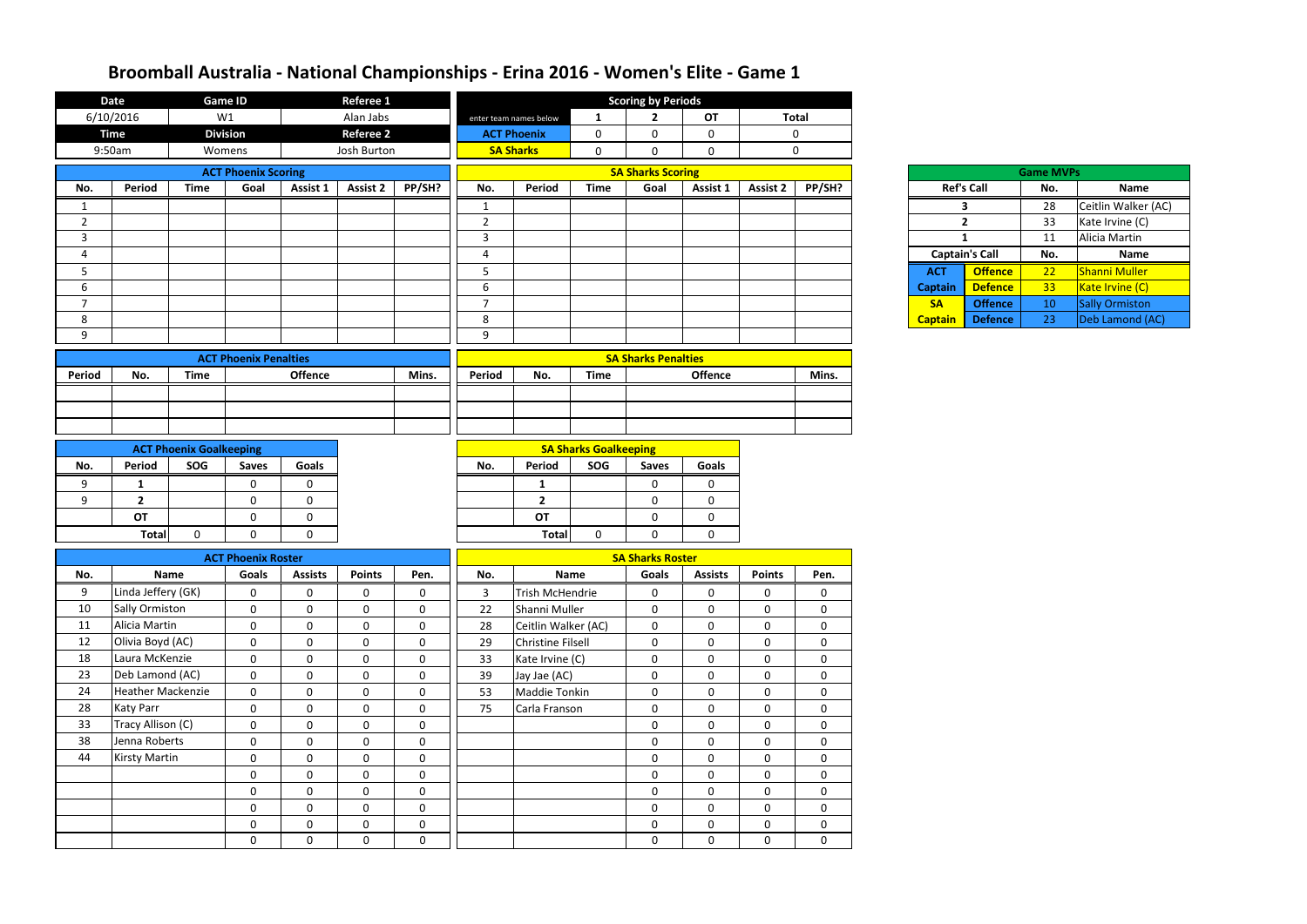# Broomball Australia - National Championships - Erina 2016 - Women's Elite - Game 1

| Date | Game ID | Referee 1 |
|---|---|---|
| 6/10/2016 | W1 | Alan Jabs |
| **Time** | **Division** | **Referee 2** |
| 9:50am | Womens | Josh Burton |

| Scoring by Periods | | | | |
|---|---|---|---|---|
| enter team names below | 1 | 2 | OT | Total |
| ACT Phoenix | 0 | 0 | 0 | 0 |
| SA Sharks | 0 | 0 | 0 | 0 |

### ACT Phoenix Scoring

| No. | Period | Time | Goal | Assist 1 | Assist 2 | PP/SH? |
|---|---|---|---|---|---|---|
| 1 | | | | | | |
| 2 | | | | | | |
| 3 | | | | | | |
| 4 | | | | | | |
| 5 | | | | | | |
| 6 | | | | | | |
| 7 | | | | | | |
| 8 | | | | | | |
| 9 | | | | | | |

### SA Sharks Scoring

| No. | Period | Time | Goal | Assist 1 | Assist 2 | PP/SH? |
|---|---|---|---|---|---|---|
| 1 | | | | | | |
| 2 | | | | | | |
| 3 | | | | | | |
| 4 | | | | | | |
| 5 | | | | | | |
| 6 | | | | | | |
| 7 | | | | | | |
| 8 | | | | | | |
| 9 | | | | | | |

### Game MVPs

| Ref's Call | No. | Name |
|---|---|---|
| 3 | 28 | Ceitlin Walker (AC) |
| 2 | 33 | Kate Irvine (C) |
| 1 | 11 | Alicia Martin |

| Captain's Call | | No. | Name |
|---|---|---|---|
| ACT Captain | Offence | 22 | Shanni Muller |
| | Defence | 33 | Kate Irvine (C) |
| SA Captain | Offence | 10 | Sally Ormiston |
| | Defence | 23 | Deb Lamond (AC) |

### ACT Phoenix Penalties

| Period | No. | Time | Offence | Mins. |
|---|---|---|---|---|
| | | | | |
| | | | | |
| | | | | |

### SA Sharks Penalties

| Period | No. | Time | Offence | Mins. |
|---|---|---|---|---|
| | | | | |
| | | | | |
| | | | | |

### ACT Phoenix Goalkeeping

| No. | Period | SOG | Saves | Goals |
|---|---|---|---|---|
| 9 | 1 | | 0 | 0 |
| 9 | 2 | | 0 | 0 |
| | OT | | 0 | 0 |
| | Total | 0 | 0 | 0 |

### SA Sharks Goalkeeping

| No. | Period | SOG | Saves | Goals |
|---|---|---|---|---|
| | 1 | | 0 | 0 |
| | 2 | | 0 | 0 |
| | OT | | 0 | 0 |
| | Total | 0 | 0 | 0 |

### ACT Phoenix Roster

| No. | Name | Goals | Assists | Points | Pen. |
|---|---|---|---|---|---|
| 9 | Linda Jeffery (GK) | 0 | 0 | 0 | 0 |
| 10 | Sally Ormiston | 0 | 0 | 0 | 0 |
| 11 | Alicia Martin | 0 | 0 | 0 | 0 |
| 12 | Olivia Boyd (AC) | 0 | 0 | 0 | 0 |
| 18 | Laura McKenzie | 0 | 0 | 0 | 0 |
| 23 | Deb Lamond (AC) | 0 | 0 | 0 | 0 |
| 24 | Heather Mackenzie | 0 | 0 | 0 | 0 |
| 28 | Katy Parr | 0 | 0 | 0 | 0 |
| 33 | Tracy Allison (C) | 0 | 0 | 0 | 0 |
| 38 | Jenna Roberts | 0 | 0 | 0 | 0 |
| 44 | Kirsty Martin | 0 | 0 | 0 | 0 |
| | | 0 | 0 | 0 | 0 |
| | | 0 | 0 | 0 | 0 |
| | | 0 | 0 | 0 | 0 |
| | | 0 | 0 | 0 | 0 |
| | | 0 | 0 | 0 | 0 |

### SA Sharks Roster

| No. | Name | Goals | Assists | Points | Pen. |
|---|---|---|---|---|---|
| 3 | Trish McHendrie | 0 | 0 | 0 | 0 |
| 22 | Shanni Muller | 0 | 0 | 0 | 0 |
| 28 | Ceitlin Walker (AC) | 0 | 0 | 0 | 0 |
| 29 | Christine Filsell | 0 | 0 | 0 | 0 |
| 33 | Kate Irvine (C) | 0 | 0 | 0 | 0 |
| 39 | Jay Jae (AC) | 0 | 0 | 0 | 0 |
| 53 | Maddie Tonkin | 0 | 0 | 0 | 0 |
| 75 | Carla Franson | 0 | 0 | 0 | 0 |
| | | 0 | 0 | 0 | 0 |
| | | 0 | 0 | 0 | 0 |
| | | 0 | 0 | 0 | 0 |
| | | 0 | 0 | 0 | 0 |
| | | 0 | 0 | 0 | 0 |
| | | 0 | 0 | 0 | 0 |
| | | 0 | 0 | 0 | 0 |
| | | 0 | 0 | 0 | 0 |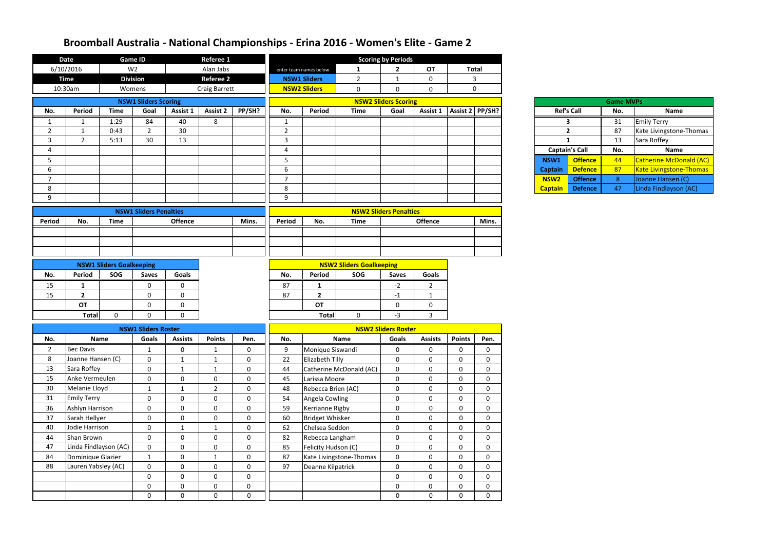# Broomball Australia - National Championships - Erina 2016 - Women's Elite - Game 2

| Date | Game ID | Referee 1 |
|---|---|---|
| 6/10/2016 | W2 | Alan Jabs |
| **Time** | **Division** | **Referee 2** |
| 10:30am | Womens | Craig Barrett |

| Scoring by Periods | 1 | 2 | OT | Total |
|---|---|---|---|---|
| enter team names below | | | | |
| NSW1 Sliders | 2 | 1 | 0 | 3 |
| NSW2 Sliders | 0 | 0 | 0 | 0 |

## NSW1 Sliders Scoring

| No. | Period | Time | Goal | Assist 1 | Assist 2 | PP/SH? |
|---|---|---|---|---|---|---|
| 1 | 1 | 1:29 | 84 | 40 | 8 | |
| 2 | 1 | 0:43 | 2 | 30 | | |
| 3 | 2 | 5:13 | 30 | 13 | | |
| 4 | | | | | | |
| 5 | | | | | | |
| 6 | | | | | | |
| 7 | | | | | | |
| 8 | | | | | | |
| 9 | | | | | | |

## NSW2 Sliders Scoring

| No. | Period | Time | Goal | Assist 1 | Assist 2 | PP/SH? |
|---|---|---|---|---|---|---|
| 1 | | | | | | |
| 2 | | | | | | |
| 3 | | | | | | |
| 4 | | | | | | |
| 5 | | | | | | |
| 6 | | | | | | |
| 7 | | | | | | |
| 8 | | | | | | |
| 9 | | | | | | |

## Game MVPs

| Ref's Call | No. | Name |
|---|---|---|
| 3 | 31 | Emily Terry |
| 2 | 87 | Kate Livingstone-Thomas |
| 1 | 13 | Sara Roffey |

| Captain's Call | | No. | Name |
|---|---|---|---|
| NSW1 Captain | Offence | 44 | Catherine McDonald (AC) |
| | Defence | 87 | Kate Livingstone-Thomas |
| NSW2 Captain | Offence | 8 | Joanne Hansen (C) |
| | Defence | 47 | Linda Findlayson (AC) |

## NSW1 Sliders Penalties

| Period | No. | Time | Offence | Mins. |
|---|---|---|---|---|
| | | | | |
| | | | | |
| | | | | |

## NSW2 Sliders Penalties

| Period | No. | Time | Offence | Mins. |
|---|---|---|---|---|
| | | | | |
| | | | | |
| | | | | |

## NSW1 Sliders Goalkeeping

| No. | Period | SOG | Saves | Goals |
|---|---|---|---|---|
| 15 | 1 | | 0 | 0 |
| 15 | 2 | | 0 | 0 |
| | OT | | 0 | 0 |
| | Total | 0 | 0 | 0 |

## NSW2 Sliders Goalkeeping

| No. | Period | SOG | Saves | Goals |
|---|---|---|---|---|
| 87 | 1 | | -2 | 2 |
| 87 | 2 | | -1 | 1 |
| | OT | | 0 | 0 |
| | Total | 0 | -3 | 3 |

## NSW1 Sliders Roster

| No. | Name | Goals | Assists | Points | Pen. |
|---|---|---|---|---|---|
| 2 | Bec Davis | 1 | 0 | 1 | 0 |
| 8 | Joanne Hansen (C) | 0 | 1 | 1 | 0 |
| 13 | Sara Roffey | 0 | 1 | 1 | 0 |
| 15 | Anke Vermeulen | 0 | 0 | 0 | 0 |
| 30 | Melanie Lloyd | 1 | 1 | 2 | 0 |
| 31 | Emily Terry | 0 | 0 | 0 | 0 |
| 36 | Ashlyn Harrison | 0 | 0 | 0 | 0 |
| 37 | Sarah Hellyer | 0 | 0 | 0 | 0 |
| 40 | Jodie Harrison | 0 | 1 | 1 | 0 |
| 44 | Shan Brown | 0 | 0 | 0 | 0 |
| 47 | Linda Findlayson (AC) | 0 | 0 | 0 | 0 |
| 84 | Dominique Glazier | 1 | 0 | 1 | 0 |
| 88 | Lauren Yabsley (AC) | 0 | 0 | 0 | 0 |
| | | 0 | 0 | 0 | 0 |
| | | 0 | 0 | 0 | 0 |
| | | 0 | 0 | 0 | 0 |

## NSW2 Sliders Roster

| No. | Name | Goals | Assists | Points | Pen. |
|---|---|---|---|---|---|
| 9 | Monique Siswandi | 0 | 0 | 0 | 0 |
| 22 | Elizabeth Tilly | 0 | 0 | 0 | 0 |
| 44 | Catherine McDonald (AC) | 0 | 0 | 0 | 0 |
| 45 | Larissa Moore | 0 | 0 | 0 | 0 |
| 48 | Rebecca Brien (AC) | 0 | 0 | 0 | 0 |
| 54 | Angela Cowling | 0 | 0 | 0 | 0 |
| 59 | Kerrianne Rigby | 0 | 0 | 0 | 0 |
| 60 | Bridget Whisker | 0 | 0 | 0 | 0 |
| 62 | Chelsea Seddon | 0 | 0 | 0 | 0 |
| 82 | Rebecca Langham | 0 | 0 | 0 | 0 |
| 85 | Felicity Hudson (C) | 0 | 0 | 0 | 0 |
| 87 | Kate Livingstone-Thomas | 0 | 0 | 0 | 0 |
| 97 | Deanne Kilpatrick | 0 | 0 | 0 | 0 |
| | | 0 | 0 | 0 | 0 |
| | | 0 | 0 | 0 | 0 |
| | | 0 | 0 | 0 | 0 |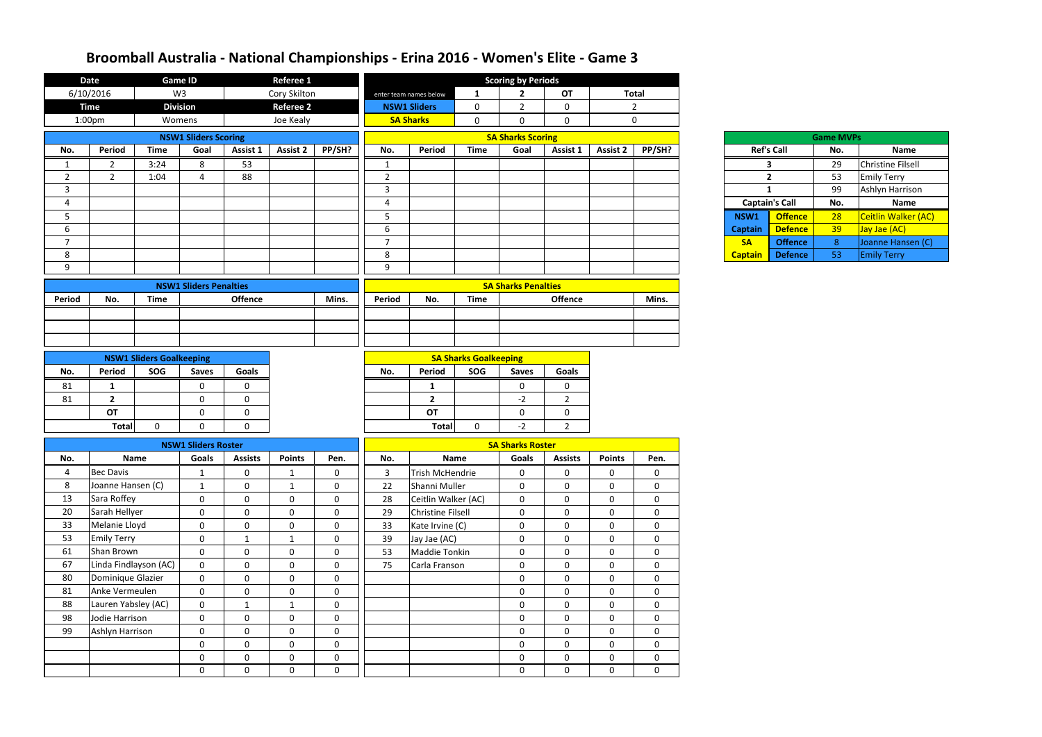# Broomball Australia - National Championships - Erina 2016 - Women's Elite - Game 3

| Date | Game ID | Referee 1 |
|---|---|---|
| 6/10/2016 | W3 | Cory Skilton |
| **Time** | **Division** | **Referee 2** |
| 1:00pm | Womens | Joe Kealy |

| Scoring by Periods | 1 | 2 | OT | Total |
|---|---|---|---|---|
| enter team names below | | | | |
| NSW1 Sliders | 0 | 2 | 0 | 2 |
| SA Sharks | 0 | 0 | 0 | 0 |

## NSW1 Sliders Scoring

| No. | Period | Time | Goal | Assist 1 | Assist 2 | PP/SH? |
|---|---|---|---|---|---|---|
| 1 | 2 | 3:24 | 8 | 53 | | |
| 2 | 2 | 1:04 | 4 | 88 | | |
| 3 | | | | | | |
| 4 | | | | | | |
| 5 | | | | | | |
| 6 | | | | | | |
| 7 | | | | | | |
| 8 | | | | | | |
| 9 | | | | | | |

## SA Sharks Scoring

| No. | Period | Time | Goal | Assist 1 | Assist 2 | PP/SH? |
|---|---|---|---|---|---|---|
| 1 | | | | | | |
| 2 | | | | | | |
| 3 | | | | | | |
| 4 | | | | | | |
| 5 | | | | | | |
| 6 | | | | | | |
| 7 | | | | | | |
| 8 | | | | | | |
| 9 | | | | | | |

## Game MVPs

| Ref's Call | No. | Name |
|---|---|---|
| 3 | 29 | Christine Filsell |
| 2 | 53 | Emily Terry |
| 1 | 99 | Ashlyn Harrison |

| Captain's Call | | No. | Name |
|---|---|---|---|
| NSW1 Captain | Offence | 28 | Ceitlin Walker (AC) |
| | Defence | 39 | Jay Jae (AC) |
| SA Captain | Offence | 8 | Joanne Hansen (C) |
| | Defence | 53 | Emily Terry |

## NSW1 Sliders Penalties

| Period | No. | Time | Offence | Mins. |
|---|---|---|---|---|
| | | | | |
| | | | | |
| | | | | |

## SA Sharks Penalties

| Period | No. | Time | Offence | Mins. |
|---|---|---|---|---|
| | | | | |
| | | | | |
| | | | | |

## NSW1 Sliders Goalkeeping

| No. | Period | SOG | Saves | Goals |
|---|---|---|---|---|
| 81 | 1 | | 0 | 0 |
| 81 | 2 | | 0 | 0 |
| | OT | | 0 | 0 |
| | Total | 0 | 0 | 0 |

## SA Sharks Goalkeeping

| No. | Period | SOG | Saves | Goals |
|---|---|---|---|---|
| | 1 | | 0 | 0 |
| | 2 | | -2 | 2 |
| | OT | | 0 | 0 |
| | Total | 0 | -2 | 2 |

## NSW1 Sliders Roster

| No. | Name | Goals | Assists | Points | Pen. |
|---|---|---|---|---|---|
| 4 | Bec Davis | 1 | 0 | 1 | 0 |
| 8 | Joanne Hansen (C) | 1 | 0 | 1 | 0 |
| 13 | Sara Roffey | 0 | 0 | 0 | 0 |
| 20 | Sarah Hellyer | 0 | 0 | 0 | 0 |
| 33 | Melanie Lloyd | 0 | 0 | 0 | 0 |
| 53 | Emily Terry | 0 | 1 | 1 | 0 |
| 61 | Shan Brown | 0 | 0 | 0 | 0 |
| 67 | Linda Findlayson (AC) | 0 | 0 | 0 | 0 |
| 80 | Dominique Glazier | 0 | 0 | 0 | 0 |
| 81 | Anke Vermeulen | 0 | 0 | 0 | 0 |
| 88 | Lauren Yabsley (AC) | 0 | 1 | 1 | 0 |
| 98 | Jodie Harrison | 0 | 0 | 0 | 0 |
| 99 | Ashlyn Harrison | 0 | 0 | 0 | 0 |
| | | 0 | 0 | 0 | 0 |
| | | 0 | 0 | 0 | 0 |
| | | 0 | 0 | 0 | 0 |

## SA Sharks Roster

| No. | Name | Goals | Assists | Points | Pen. |
|---|---|---|---|---|---|
| 3 | Trish McHendrie | 0 | 0 | 0 | 0 |
| 22 | Shanni Muller | 0 | 0 | 0 | 0 |
| 28 | Ceitlin Walker (AC) | 0 | 0 | 0 | 0 |
| 29 | Christine Filsell | 0 | 0 | 0 | 0 |
| 33 | Kate Irvine (C) | 0 | 0 | 0 | 0 |
| 39 | Jay Jae (AC) | 0 | 0 | 0 | 0 |
| 53 | Maddie Tonkin | 0 | 0 | 0 | 0 |
| 75 | Carla Franson | 0 | 0 | 0 | 0 |
| | | 0 | 0 | 0 | 0 |
| | | 0 | 0 | 0 | 0 |
| | | 0 | 0 | 0 | 0 |
| | | 0 | 0 | 0 | 0 |
| | | 0 | 0 | 0 | 0 |
| | | 0 | 0 | 0 | 0 |
| | | 0 | 0 | 0 | 0 |
| | | 0 | 0 | 0 | 0 |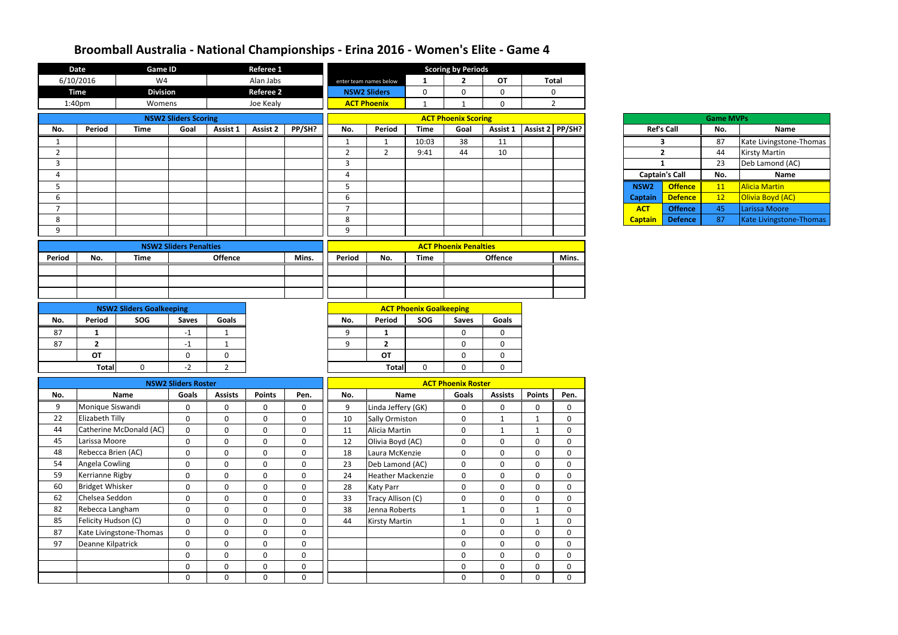# Broomball Australia - National Championships - Erina 2016 - Women's Elite - Game 4

| Date | Game ID | | Referee 1 |
|---|---|---|---|
| 6/10/2016 | W4 | | Alan Jabs |
| **Time** | **Division** | | **Referee 2** |
| 1:40pm | Womens | | Joe Kealy |

| Scoring by Periods | | | | |
|---|---|---|---|---|
| enter team names below | 1 | 2 | OT | Total |
| NSW2 Sliders | 0 | 0 | 0 | 0 |
| ACT Phoenix | 1 | 1 | 0 | 2 |

## NSW2 Sliders Scoring

| No. | Period | Time | Goal | Assist 1 | Assist 2 | PP/SH? |
|---|---|---|---|---|---|---|
| 1 | | | | | | |
| 2 | | | | | | |
| 3 | | | | | | |
| 4 | | | | | | |
| 5 | | | | | | |
| 6 | | | | | | |
| 7 | | | | | | |
| 8 | | | | | | |
| 9 | | | | | | |

## ACT Phoenix Scoring

| No. | Period | Time | Goal | Assist 1 | Assist 2 | PP/SH? |
|---|---|---|---|---|---|---|
| 1 | 1 | 10:03 | 38 | 11 | | |
| 2 | 2 | 9:41 | 44 | 10 | | |
| 3 | | | | | | |
| 4 | | | | | | |
| 5 | | | | | | |
| 6 | | | | | | |
| 7 | | | | | | |
| 8 | | | | | | |
| 9 | | | | | | |

## Game MVPs

| Ref's Call | | No. | Name |
|---|---|---|---|
| 3 | | 87 | Kate Livingstone-Thomas |
| 2 | | 44 | Kirsty Martin |
| 1 | | 23 | Deb Lamond (AC) |
| **Captain's Call** | | **No.** | **Name** |
| NSW2 | Offence | 11 | Alicia Martin |
| Captain | Defence | 12 | Olivia Boyd (AC) |
| ACT | Offence | 45 | Larissa Moore |
| Captain | Defence | 87 | Kate Livingstone-Thomas |

## NSW2 Sliders Penalties

| Period | No. | Time | Offence | Mins. |
|---|---|---|---|---|
| | | | | |
| | | | | |
| | | | | |

## ACT Phoenix Penalties

| Period | No. | Time | Offence | Mins. |
|---|---|---|---|---|
| | | | | |
| | | | | |
| | | | | |

## NSW2 Sliders Goalkeeping

| No. | Period | SOG | Saves | Goals |
|---|---|---|---|---|
| 87 | 1 | | -1 | 1 |
| 87 | 2 | | -1 | 1 |
| | OT | | 0 | 0 |
| | Total | 0 | -2 | 2 |

## ACT Phoenix Goalkeeping

| No. | Period | SOG | Saves | Goals |
|---|---|---|---|---|
| 9 | 1 | | 0 | 0 |
| 9 | 2 | | 0 | 0 |
| | OT | | 0 | 0 |
| | Total | 0 | 0 | 0 |

## NSW2 Sliders Roster

| No. | Name | Goals | Assists | Points | Pen. |
|---|---|---|---|---|---|
| 9 | Monique Siswandi | 0 | 0 | 0 | 0 |
| 22 | Elizabeth Tilly | 0 | 0 | 0 | 0 |
| 44 | Catherine McDonald (AC) | 0 | 0 | 0 | 0 |
| 45 | Larissa Moore | 0 | 0 | 0 | 0 |
| 48 | Rebecca Brien (AC) | 0 | 0 | 0 | 0 |
| 54 | Angela Cowling | 0 | 0 | 0 | 0 |
| 59 | Kerrianne Rigby | 0 | 0 | 0 | 0 |
| 60 | Bridget Whisker | 0 | 0 | 0 | 0 |
| 62 | Chelsea Seddon | 0 | 0 | 0 | 0 |
| 82 | Rebecca Langham | 0 | 0 | 0 | 0 |
| 85 | Felicity Hudson (C) | 0 | 0 | 0 | 0 |
| 87 | Kate Livingstone-Thomas | 0 | 0 | 0 | 0 |
| 97 | Deanne Kilpatrick | 0 | 0 | 0 | 0 |
| | | 0 | 0 | 0 | 0 |
| | | 0 | 0 | 0 | 0 |
| | | 0 | 0 | 0 | 0 |

## ACT Phoenix Roster

| No. | Name | Goals | Assists | Points | Pen. |
|---|---|---|---|---|---|
| 9 | Linda Jeffery (GK) | 0 | 0 | 0 | 0 |
| 10 | Sally Ormiston | 0 | 1 | 1 | 0 |
| 11 | Alicia Martin | 0 | 1 | 1 | 0 |
| 12 | Olivia Boyd (AC) | 0 | 0 | 0 | 0 |
| 18 | Laura McKenzie | 0 | 0 | 0 | 0 |
| 23 | Deb Lamond (AC) | 0 | 0 | 0 | 0 |
| 24 | Heather Mackenzie | 0 | 0 | 0 | 0 |
| 28 | Katy Parr | 0 | 0 | 0 | 0 |
| 33 | Tracy Allison (C) | 0 | 0 | 0 | 0 |
| 38 | Jenna Roberts | 1 | 0 | 1 | 0 |
| 44 | Kirsty Martin | 1 | 0 | 1 | 0 |
| | | 0 | 0 | 0 | 0 |
| | | 0 | 0 | 0 | 0 |
| | | 0 | 0 | 0 | 0 |
| | | 0 | 0 | 0 | 0 |
| | | 0 | 0 | 0 | 0 |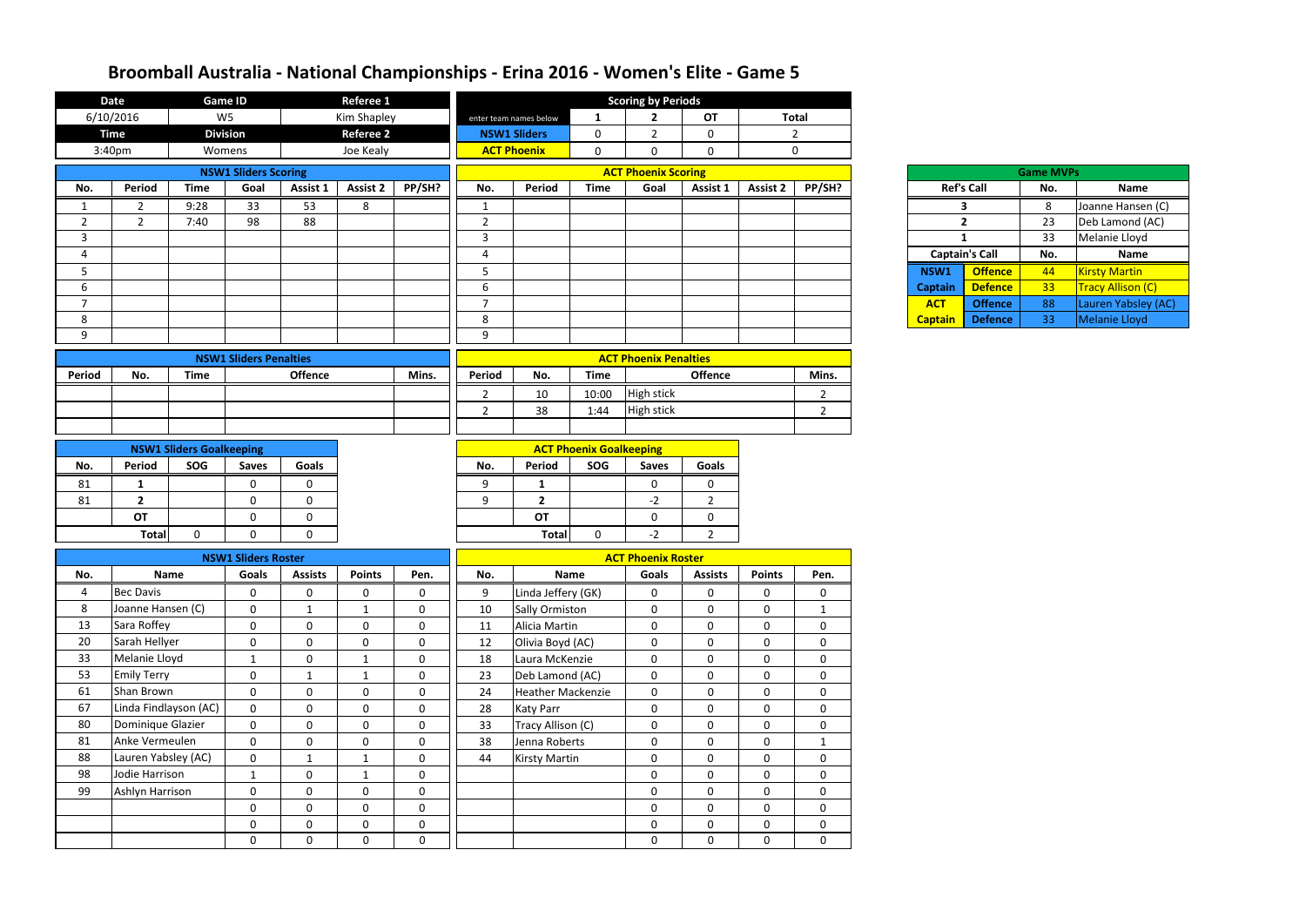# Broomball Australia - National Championships - Erina 2016 - Women's Elite - Game 5

| Date | Game ID | Referee 1 |
|---|---|---|
| 6/10/2016 | W5 | Kim Shapley |
| **Time** | **Division** | **Referee 2** |
| 3:40pm | Womens | Joe Kealy |

| Scoring by Periods | 1 | 2 | OT | Total |
|---|---|---|---|---|
| enter team names below | | | | |
| NSW1 Sliders | 0 | 2 | 0 | 2 |
| ACT Phoenix | 0 | 0 | 0 | 0 |

## NSW1 Sliders Scoring

| No. | Period | Time | Goal | Assist 1 | Assist 2 | PP/SH? |
|---|---|---|---|---|---|---|
| 1 | 2 | 9:28 | 33 | 53 | 8 | |
| 2 | 2 | 7:40 | 98 | 88 | | |
| 3 | | | | | | |
| 4 | | | | | | |
| 5 | | | | | | |
| 6 | | | | | | |
| 7 | | | | | | |
| 8 | | | | | | |
| 9 | | | | | | |

## ACT Phoenix Scoring

| No. | Period | Time | Goal | Assist 1 | Assist 2 | PP/SH? |
|---|---|---|---|---|---|---|
| 1 | | | | | | |
| 2 | | | | | | |
| 3 | | | | | | |
| 4 | | | | | | |
| 5 | | | | | | |
| 6 | | | | | | |
| 7 | | | | | | |
| 8 | | | | | | |
| 9 | | | | | | |

## Game MVPs

| Ref's Call | No. | Name |
|---|---|---|
| 3 | 8 | Joanne Hansen (C) |
| 2 | 23 | Deb Lamond (AC) |
| 1 | 33 | Melanie Lloyd |

| Captain's Call | | No. | Name |
|---|---|---|---|
| NSW1 Captain | Offence | 44 | Kirsty Martin |
| | Defence | 33 | Tracy Allison (C) |
| ACT Captain | Offence | 88 | Lauren Yabsley (AC) |
| | Defence | 33 | Melanie Lloyd |

## NSW1 Sliders Penalties

| Period | No. | Time | Offence | Mins. |
|---|---|---|---|---|
| | | | | |
| | | | | |
| | | | | |

## ACT Phoenix Penalties

| Period | No. | Time | Offence | Mins. |
|---|---|---|---|---|
| 2 | 10 | 10:00 | High stick | 2 |
| 2 | 38 | 1:44 | High stick | 2 |
| | | | | |

## NSW1 Sliders Goalkeeping

| No. | Period | SOG | Saves | Goals |
|---|---|---|---|---|
| 81 | 1 | | 0 | 0 |
| 81 | 2 | | 0 | 0 |
| | OT | | 0 | 0 |
| | Total | 0 | 0 | 0 |

## ACT Phoenix Goalkeeping

| No. | Period | SOG | Saves | Goals |
|---|---|---|---|---|
| 9 | 1 | | 0 | 0 |
| 9 | 2 | | -2 | 2 |
| | OT | | 0 | 0 |
| | Total | 0 | -2 | 2 |

## NSW1 Sliders Roster

| No. | Name | Goals | Assists | Points | Pen. |
|---|---|---|---|---|---|
| 4 | Bec Davis | 0 | 0 | 0 | 0 |
| 8 | Joanne Hansen (C) | 0 | 1 | 1 | 0 |
| 13 | Sara Roffey | 0 | 0 | 0 | 0 |
| 20 | Sarah Hellyer | 0 | 0 | 0 | 0 |
| 33 | Melanie Lloyd | 1 | 0 | 1 | 0 |
| 53 | Emily Terry | 0 | 1 | 1 | 0 |
| 61 | Shan Brown | 0 | 0 | 0 | 0 |
| 67 | Linda Findlayson (AC) | 0 | 0 | 0 | 0 |
| 80 | Dominique Glazier | 0 | 0 | 0 | 0 |
| 81 | Anke Vermeulen | 0 | 0 | 0 | 0 |
| 88 | Lauren Yabsley (AC) | 0 | 1 | 1 | 0 |
| 98 | Jodie Harrison | 1 | 0 | 1 | 0 |
| 99 | Ashlyn Harrison | 0 | 0 | 0 | 0 |
| | | 0 | 0 | 0 | 0 |
| | | 0 | 0 | 0 | 0 |
| | | 0 | 0 | 0 | 0 |

## ACT Phoenix Roster

| No. | Name | Goals | Assists | Points | Pen. |
|---|---|---|---|---|---|
| 9 | Linda Jeffery (GK) | 0 | 0 | 0 | 0 |
| 10 | Sally Ormiston | 0 | 0 | 0 | 1 |
| 11 | Alicia Martin | 0 | 0 | 0 | 0 |
| 12 | Olivia Boyd (AC) | 0 | 0 | 0 | 0 |
| 18 | Laura McKenzie | 0 | 0 | 0 | 0 |
| 23 | Deb Lamond (AC) | 0 | 0 | 0 | 0 |
| 24 | Heather Mackenzie | 0 | 0 | 0 | 0 |
| 28 | Katy Parr | 0 | 0 | 0 | 0 |
| 33 | Tracy Allison (C) | 0 | 0 | 0 | 0 |
| 38 | Jenna Roberts | 0 | 0 | 0 | 1 |
| 44 | Kirsty Martin | 0 | 0 | 0 | 0 |
| | | 0 | 0 | 0 | 0 |
| | | 0 | 0 | 0 | 0 |
| | | 0 | 0 | 0 | 0 |
| | | 0 | 0 | 0 | 0 |
| | | 0 | 0 | 0 | 0 |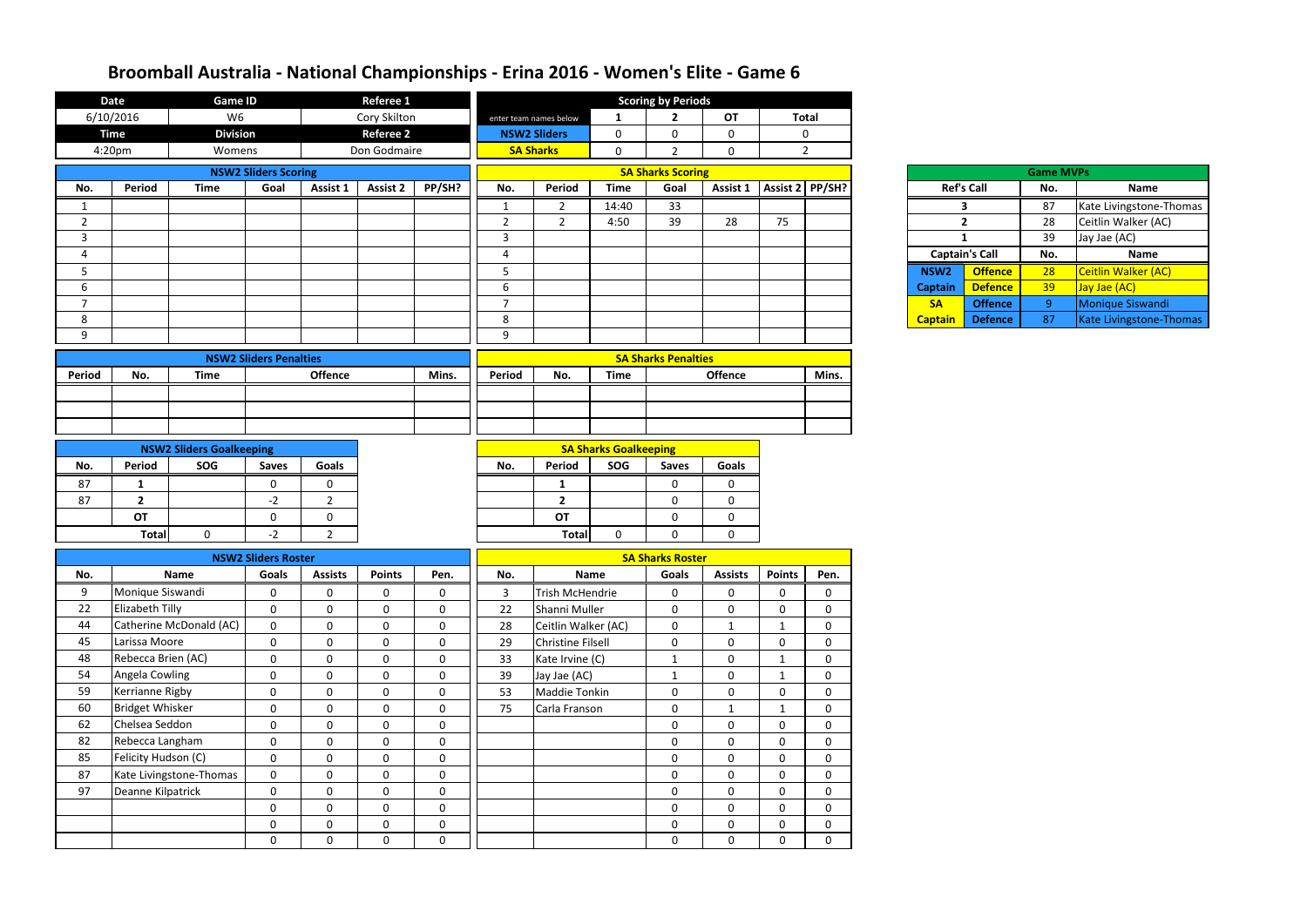# Broomball Australia - National Championships - Erina 2016 - Women's Elite - Game 6

| Date | Game ID | Referee 1 |
|---|---|---|
| 6/10/2016 | W6 | Cory Skilton |
| **Time** | **Division** | **Referee 2** |
| 4:20pm | Womens | Don Godmaire |

| Scoring by Periods | | | | |
|---|---|---|---|---|
| enter team names below | 1 | 2 | OT | Total |
| NSW2 Sliders | 0 | 0 | 0 | 0 |
| SA Sharks | 0 | 2 | 0 | 2 |

## NSW2 Sliders Scoring

| No. | Period | Time | Goal | Assist 1 | Assist 2 | PP/SH? |
|---|---|---|---|---|---|---|
| 1 | | | | | | |
| 2 | | | | | | |
| 3 | | | | | | |
| 4 | | | | | | |
| 5 | | | | | | |
| 6 | | | | | | |
| 7 | | | | | | |
| 8 | | | | | | |
| 9 | | | | | | |

## SA Sharks Scoring

| No. | Period | Time | Goal | Assist 1 | Assist 2 | PP/SH? |
|---|---|---|---|---|---|---|
| 1 | 2 | 14:40 | 33 | | | |
| 2 | 2 | 4:50 | 39 | 28 | 75 | |
| 3 | | | | | | |
| 4 | | | | | | |
| 5 | | | | | | |
| 6 | | | | | | |
| 7 | | | | | | |
| 8 | | | | | | |
| 9 | | | | | | |

## Game MVPs

| Ref's Call | No. | Name |
|---|---|---|
| 3 | 87 | Kate Livingstone-Thomas |
| 2 | 28 | Ceitlin Walker (AC) |
| 1 | 39 | Jay Jae (AC) |
| **Captain's Call** | **No.** | **Name** |
| NSW2 Captain Offence | 28 | Ceitlin Walker (AC) |
| NSW2 Captain Defence | 39 | Jay Jae (AC) |
| SA Captain Offence | 9 | Monique Siswandi |
| SA Captain Defence | 87 | Kate Livingstone-Thomas |

## NSW2 Sliders Penalties

| Period | No. | Time | Offence | Mins. |
|---|---|---|---|---|
| | | | | |
| | | | | |
| | | | | |

## SA Sharks Penalties

| Period | No. | Time | Offence | Mins. |
|---|---|---|---|---|
| | | | | |
| | | | | |
| | | | | |

## NSW2 Sliders Goalkeeping

| No. | Period | SOG | Saves | Goals |
|---|---|---|---|---|
| 87 | 1 | | 0 | 0 |
| 87 | 2 | | -2 | 2 |
| | OT | | 0 | 0 |
| | Total | 0 | -2 | 2 |

## SA Sharks Goalkeeping

| No. | Period | SOG | Saves | Goals |
|---|---|---|---|---|
| | 1 | | 0 | 0 |
| | 2 | | 0 | 0 |
| | OT | | 0 | 0 |
| | Total | 0 | 0 | 0 |

## NSW2 Sliders Roster

| No. | Name | Goals | Assists | Points | Pen. |
|---|---|---|---|---|---|
| 9 | Monique Siswandi | 0 | 0 | 0 | 0 |
| 22 | Elizabeth Tilly | 0 | 0 | 0 | 0 |
| 44 | Catherine McDonald (AC) | 0 | 0 | 0 | 0 |
| 45 | Larissa Moore | 0 | 0 | 0 | 0 |
| 48 | Rebecca Brien (AC) | 0 | 0 | 0 | 0 |
| 54 | Angela Cowling | 0 | 0 | 0 | 0 |
| 59 | Kerrianne Rigby | 0 | 0 | 0 | 0 |
| 60 | Bridget Whisker | 0 | 0 | 0 | 0 |
| 62 | Chelsea Seddon | 0 | 0 | 0 | 0 |
| 82 | Rebecca Langham | 0 | 0 | 0 | 0 |
| 85 | Felicity Hudson (C) | 0 | 0 | 0 | 0 |
| 87 | Kate Livingstone-Thomas | 0 | 0 | 0 | 0 |
| 97 | Deanne Kilpatrick | 0 | 0 | 0 | 0 |
| | | 0 | 0 | 0 | 0 |
| | | 0 | 0 | 0 | 0 |
| | | 0 | 0 | 0 | 0 |

## SA Sharks Roster

| No. | Name | Goals | Assists | Points | Pen. |
|---|---|---|---|---|---|
| 3 | Trish McHendrie | 0 | 0 | 0 | 0 |
| 22 | Shanni Muller | 0 | 0 | 0 | 0 |
| 28 | Ceitlin Walker (AC) | 0 | 1 | 1 | 0 |
| 29 | Christine Filsell | 0 | 0 | 0 | 0 |
| 33 | Kate Irvine (C) | 1 | 0 | 1 | 0 |
| 39 | Jay Jae (AC) | 1 | 0 | 1 | 0 |
| 53 | Maddie Tonkin | 0 | 0 | 0 | 0 |
| 75 | Carla Franson | 0 | 1 | 1 | 0 |
| | | 0 | 0 | 0 | 0 |
| | | 0 | 0 | 0 | 0 |
| | | 0 | 0 | 0 | 0 |
| | | 0 | 0 | 0 | 0 |
| | | 0 | 0 | 0 | 0 |
| | | 0 | 0 | 0 | 0 |
| | | 0 | 0 | 0 | 0 |
| | | 0 | 0 | 0 | 0 |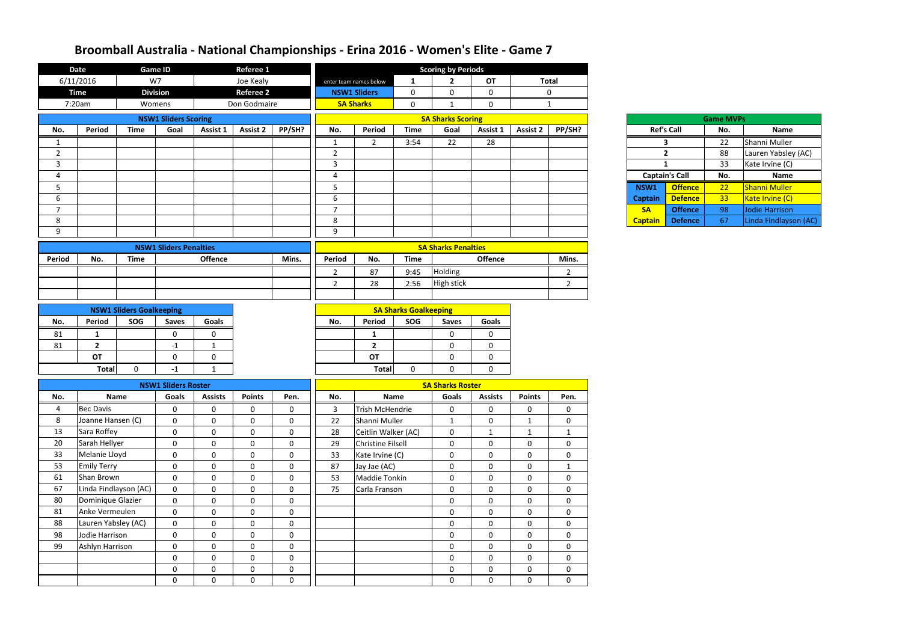# Broomball Australia - National Championships - Erina 2016 - Women's Elite - Game 7

| Date | Game ID | Referee 1 |
|---|---|---|
| 6/11/2016 | W7 | Joe Kealy |
| **Time** | **Division** | **Referee 2** |
| 7:20am | Womens | Don Godmaire |

| Scoring by Periods | | | | |
|---|---|---|---|---|
| enter team names below | 1 | 2 | OT | Total |
| NSW1 Sliders | 0 | 0 | 0 | 0 |
| SA Sharks | 0 | 1 | 0 | 1 |

## NSW1 Sliders Scoring

| No. | Period | Time | Goal | Assist 1 | Assist 2 | PP/SH? |
|---|---|---|---|---|---|---|
| 1 | | | | | | |
| 2 | | | | | | |
| 3 | | | | | | |
| 4 | | | | | | |
| 5 | | | | | | |
| 6 | | | | | | |
| 7 | | | | | | |
| 8 | | | | | | |
| 9 | | | | | | |

## SA Sharks Scoring

| No. | Period | Time | Goal | Assist 1 | Assist 2 | PP/SH? |
|---|---|---|---|---|---|---|
| 1 | 2 | 3:54 | 22 | 28 | | |
| 2 | | | | | | |
| 3 | | | | | | |
| 4 | | | | | | |
| 5 | | | | | | |
| 6 | | | | | | |
| 7 | | | | | | |
| 8 | | | | | | |
| 9 | | | | | | |

## Game MVPs

| Ref's Call | | No. | Name |
|---|---|---|---|
| 3 | | 22 | Shanni Muller |
| 2 | | 88 | Lauren Yabsley (AC) |
| 1 | | 33 | Kate Irvine (C) |
| **Captain's Call** | | **No.** | **Name** |
| NSW1 | Offence | 22 | Shanni Muller |
| Captain | Defence | 33 | Kate Irvine (C) |
| SA | Offence | 98 | Jodie Harrison |
| Captain | Defence | 67 | Linda Findlayson (AC) |

## NSW1 Sliders Penalties

| Period | No. | Time | Offence | Mins. |
|---|---|---|---|---|
| | | | | |
| | | | | |
| | | | | |

## SA Sharks Penalties

| Period | No. | Time | Offence | Mins. |
|---|---|---|---|---|
| 2 | 87 | 9:45 | Holding | 2 |
| 2 | 28 | 2:56 | High stick | 2 |
| | | | | |

## NSW1 Sliders Goalkeeping

| No. | Period | SOG | Saves | Goals |
|---|---|---|---|---|
| 81 | 1 | | 0 | 0 |
| 81 | 2 | | -1 | 1 |
| | OT | | 0 | 0 |
| | Total | 0 | -1 | 1 |

## SA Sharks Goalkeeping

| No. | Period | SOG | Saves | Goals |
|---|---|---|---|---|
| | 1 | | 0 | 0 |
| | 2 | | 0 | 0 |
| | OT | | 0 | 0 |
| | Total | 0 | 0 | 0 |

## NSW1 Sliders Roster

| No. | Name | Goals | Assists | Points | Pen. |
|---|---|---|---|---|---|
| 4 | Bec Davis | 0 | 0 | 0 | 0 |
| 8 | Joanne Hansen (C) | 0 | 0 | 0 | 0 |
| 13 | Sara Roffey | 0 | 0 | 0 | 0 |
| 20 | Sarah Hellyer | 0 | 0 | 0 | 0 |
| 33 | Melanie Lloyd | 0 | 0 | 0 | 0 |
| 53 | Emily Terry | 0 | 0 | 0 | 0 |
| 61 | Shan Brown | 0 | 0 | 0 | 0 |
| 67 | Linda Findlayson (AC) | 0 | 0 | 0 | 0 |
| 80 | Dominique Glazier | 0 | 0 | 0 | 0 |
| 81 | Anke Vermeulen | 0 | 0 | 0 | 0 |
| 88 | Lauren Yabsley (AC) | 0 | 0 | 0 | 0 |
| 98 | Jodie Harrison | 0 | 0 | 0 | 0 |
| 99 | Ashlyn Harrison | 0 | 0 | 0 | 0 |
| | | 0 | 0 | 0 | 0 |
| | | 0 | 0 | 0 | 0 |
| | | 0 | 0 | 0 | 0 |

## SA Sharks Roster

| No. | Name | Goals | Assists | Points | Pen. |
|---|---|---|---|---|---|
| 3 | Trish McHendrie | 0 | 0 | 0 | 0 |
| 22 | Shanni Muller | 1 | 0 | 1 | 0 |
| 28 | Ceitlin Walker (AC) | 0 | 1 | 1 | 1 |
| 29 | Christine Filsell | 0 | 0 | 0 | 0 |
| 33 | Kate Irvine (C) | 0 | 0 | 0 | 0 |
| 87 | Jay Jae (AC) | 0 | 0 | 0 | 1 |
| 53 | Maddie Tonkin | 0 | 0 | 0 | 0 |
| 75 | Carla Franson | 0 | 0 | 0 | 0 |
| | | 0 | 0 | 0 | 0 |
| | | 0 | 0 | 0 | 0 |
| | | 0 | 0 | 0 | 0 |
| | | 0 | 0 | 0 | 0 |
| | | 0 | 0 | 0 | 0 |
| | | 0 | 0 | 0 | 0 |
| | | 0 | 0 | 0 | 0 |
| | | 0 | 0 | 0 | 0 |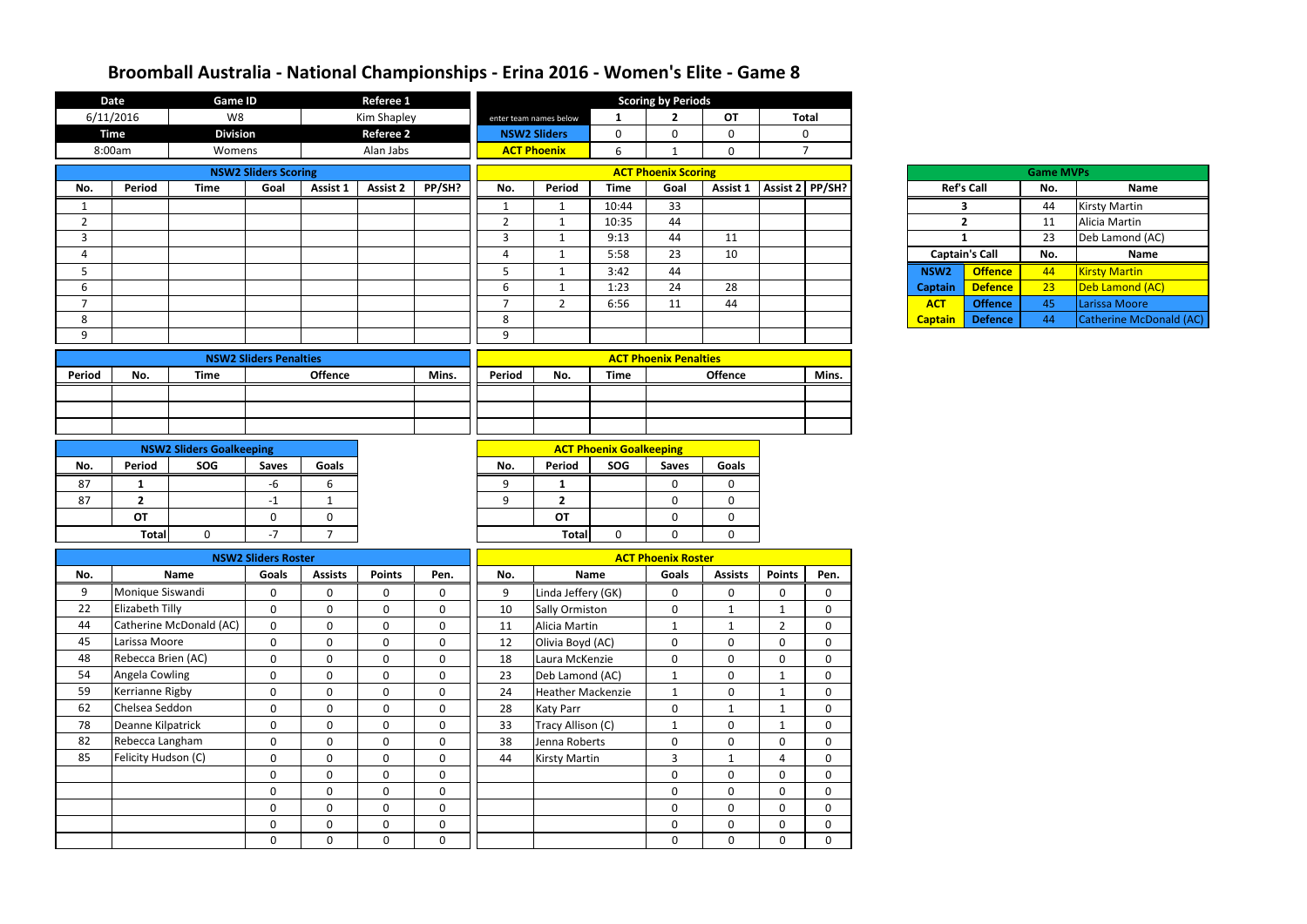# Broomball Australia - National Championships - Erina 2016 - Women's Elite - Game 8

| Date | Game ID | | Referee 1 |
|---|---|---|---|
| 6/11/2016 | W8 | | Kim Shapley |
| **Time** | **Division** | | **Referee 2** |
| 8:00am | Womens | | Alan Jabs |

| Scoring by Periods | | | | |
|---|---|---|---|---|
| enter team names below | 1 | 2 | OT | Total |
| NSW2 Sliders | 0 | 0 | 0 | 0 |
| ACT Phoenix | 6 | 1 | 0 | 7 |

## NSW2 Sliders Scoring

| No. | Period | Time | Goal | Assist 1 | Assist 2 | PP/SH? |
|---|---|---|---|---|---|---|
| 1 | | | | | | |
| 2 | | | | | | |
| 3 | | | | | | |
| 4 | | | | | | |
| 5 | | | | | | |
| 6 | | | | | | |
| 7 | | | | | | |
| 8 | | | | | | |
| 9 | | | | | | |

## ACT Phoenix Scoring

| No. | Period | Time | Goal | Assist 1 | Assist 2 | PP/SH? |
|---|---|---|---|---|---|---|
| 1 | 1 | 10:44 | 33 | | | |
| 2 | 1 | 10:35 | 44 | | | |
| 3 | 1 | 9:13 | 44 | 11 | | |
| 4 | 1 | 5:58 | 23 | 10 | | |
| 5 | 1 | 3:42 | 44 | | | |
| 6 | 1 | 1:23 | 24 | 28 | | |
| 7 | 2 | 6:56 | 11 | 44 | | |
| 8 | | | | | | |
| 9 | | | | | | |

## Game MVPs

| Ref's Call | | No. | Name |
|---|---|---|---|
| 3 | | 44 | Kirsty Martin |
| 2 | | 11 | Alicia Martin |
| 1 | | 23 | Deb Lamond (AC) |
| **Captain's Call** | | **No.** | **Name** |
| NSW2 Captain | Offence | 44 | Kirsty Martin |
| | Defence | 23 | Deb Lamond (AC) |
| ACT Captain | Offence | 45 | Larissa Moore |
| | Defence | 44 | Catherine McDonald (AC) |

## NSW2 Sliders Penalties

| Period | No. | Time | Offence | Mins. |
|---|---|---|---|---|
| | | | | |
| | | | | |
| | | | | |

## ACT Phoenix Penalties

| Period | No. | Time | Offence | Mins. |
|---|---|---|---|---|
| | | | | |
| | | | | |
| | | | | |

## NSW2 Sliders Goalkeeping

| No. | Period | SOG | Saves | Goals |
|---|---|---|---|---|
| 87 | 1 | | -6 | 6 |
| 87 | 2 | | -1 | 1 |
| | OT | | 0 | 0 |
| | Total | 0 | -7 | 7 |

## ACT Phoenix Goalkeeping

| No. | Period | SOG | Saves | Goals |
|---|---|---|---|---|
| 9 | 1 | | 0 | 0 |
| 9 | 2 | | 0 | 0 |
| | OT | | 0 | 0 |
| | Total | 0 | 0 | 0 |

## NSW2 Sliders Roster

| No. | Name | Goals | Assists | Points | Pen. |
|---|---|---|---|---|---|
| 9 | Monique Siswandi | 0 | 0 | 0 | 0 |
| 22 | Elizabeth Tilly | 0 | 0 | 0 | 0 |
| 44 | Catherine McDonald (AC) | 0 | 0 | 0 | 0 |
| 45 | Larissa Moore | 0 | 0 | 0 | 0 |
| 48 | Rebecca Brien (AC) | 0 | 0 | 0 | 0 |
| 54 | Angela Cowling | 0 | 0 | 0 | 0 |
| 59 | Kerrianne Rigby | 0 | 0 | 0 | 0 |
| 62 | Chelsea Seddon | 0 | 0 | 0 | 0 |
| 78 | Deanne Kilpatrick | 0 | 0 | 0 | 0 |
| 82 | Rebecca Langham | 0 | 0 | 0 | 0 |
| 85 | Felicity Hudson (C) | 0 | 0 | 0 | 0 |
| | | 0 | 0 | 0 | 0 |
| | | 0 | 0 | 0 | 0 |
| | | 0 | 0 | 0 | 0 |
| | | 0 | 0 | 0 | 0 |

## ACT Phoenix Roster

| No. | Name | Goals | Assists | Points | Pen. |
|---|---|---|---|---|---|
| 9 | Linda Jeffery (GK) | 0 | 0 | 0 | 0 |
| 10 | Sally Ormiston | 0 | 1 | 1 | 0 |
| 11 | Alicia Martin | 1 | 1 | 2 | 0 |
| 12 | Olivia Boyd (AC) | 0 | 0 | 0 | 0 |
| 18 | Laura McKenzie | 0 | 0 | 0 | 0 |
| 23 | Deb Lamond (AC) | 1 | 0 | 1 | 0 |
| 24 | Heather Mackenzie | 1 | 0 | 1 | 0 |
| 28 | Katy Parr | 0 | 1 | 1 | 0 |
| 33 | Tracy Allison (C) | 1 | 0 | 1 | 0 |
| 38 | Jenna Roberts | 0 | 0 | 0 | 0 |
| 44 | Kirsty Martin | 3 | 1 | 4 | 0 |
| | | 0 | 0 | 0 | 0 |
| | | 0 | 0 | 0 | 0 |
| | | 0 | 0 | 0 | 0 |
| | | 0 | 0 | 0 | 0 |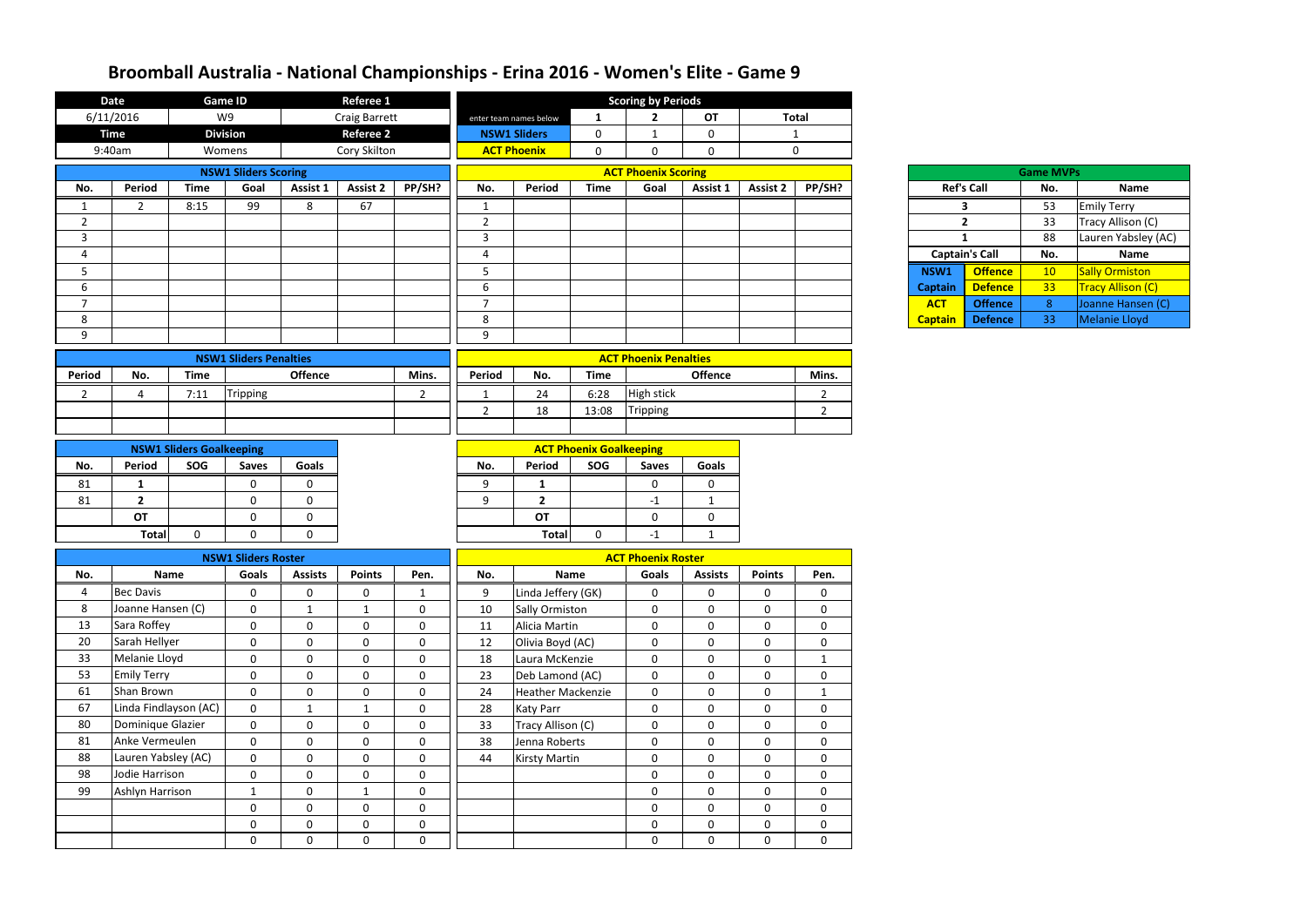# Broomball Australia - National Championships - Erina 2016 - Women's Elite - Game 9

| Date | Game ID | Referee 1 |
|---|---|---|
| 6/11/2016 | W9 | Craig Barrett |
| **Time** | **Division** | **Referee 2** |
| 9:40am | Womens | Cory Skilton |

| Scoring by Periods | 1 | 2 | OT | Total |
|---|---|---|---|---|
| enter team names below | | | | |
| NSW1 Sliders | 0 | 1 | 0 | 1 |
| ACT Phoenix | 0 | 0 | 0 | 0 |

## NSW1 Sliders Scoring

| No. | Period | Time | Goal | Assist 1 | Assist 2 | PP/SH? |
|---|---|---|---|---|---|---|
| 1 | 2 | 8:15 | 99 | 8 | 67 | |
| 2 | | | | | | |
| 3 | | | | | | |
| 4 | | | | | | |
| 5 | | | | | | |
| 6 | | | | | | |
| 7 | | | | | | |
| 8 | | | | | | |
| 9 | | | | | | |

## ACT Phoenix Scoring

| No. | Period | Time | Goal | Assist 1 | Assist 2 | PP/SH? |
|---|---|---|---|---|---|---|
| 1 | | | | | | |
| 2 | | | | | | |
| 3 | | | | | | |
| 4 | | | | | | |
| 5 | | | | | | |
| 6 | | | | | | |
| 7 | | | | | | |
| 8 | | | | | | |
| 9 | | | | | | |

## Game MVPs

| Ref's Call | | No. | Name |
|---|---|---|---|
| 3 | | 53 | Emily Terry |
| 2 | | 33 | Tracy Allison (C) |
| 1 | | 88 | Lauren Yabsley (AC) |
| **Captain's Call** | | **No.** | **Name** |
| NSW1 | Offence | 10 | Sally Ormiston |
| Captain | Defence | 33 | Tracy Allison (C) |
| ACT | Offence | 8 | Joanne Hansen (C) |
| Captain | Defence | 33 | Melanie Lloyd |

## NSW1 Sliders Penalties

| Period | No. | Time | Offence | Mins. |
|---|---|---|---|---|
| 2 | 4 | 7:11 | Tripping | 2 |
| | | | | |
| | | | | |

## ACT Phoenix Penalties

| Period | No. | Time | Offence | Mins. |
|---|---|---|---|---|
| 1 | 24 | 6:28 | High stick | 2 |
| 2 | 18 | 13:08 | Tripping | 2 |
| | | | | |

## NSW1 Sliders Goalkeeping

| No. | Period | SOG | Saves | Goals |
|---|---|---|---|---|
| 81 | 1 | | 0 | 0 |
| 81 | 2 | | 0 | 0 |
| | OT | | 0 | 0 |
| | Total | 0 | 0 | 0 |

## ACT Phoenix Goalkeeping

| No. | Period | SOG | Saves | Goals |
|---|---|---|---|---|
| 9 | 1 | | 0 | 0 |
| 9 | 2 | | -1 | 1 |
| | OT | | 0 | 0 |
| | Total | 0 | -1 | 1 |

## NSW1 Sliders Roster

| No. | Name | Goals | Assists | Points | Pen. |
|---|---|---|---|---|---|
| 4 | Bec Davis | 0 | 0 | 0 | 1 |
| 8 | Joanne Hansen (C) | 0 | 1 | 1 | 0 |
| 13 | Sara Roffey | 0 | 0 | 0 | 0 |
| 20 | Sarah Hellyer | 0 | 0 | 0 | 0 |
| 33 | Melanie Lloyd | 0 | 0 | 0 | 0 |
| 53 | Emily Terry | 0 | 0 | 0 | 0 |
| 61 | Shan Brown | 0 | 0 | 0 | 0 |
| 67 | Linda Findlayson (AC) | 0 | 1 | 1 | 0 |
| 80 | Dominique Glazier | 0 | 0 | 0 | 0 |
| 81 | Anke Vermeulen | 0 | 0 | 0 | 0 |
| 88 | Lauren Yabsley (AC) | 0 | 0 | 0 | 0 |
| 98 | Jodie Harrison | 0 | 0 | 0 | 0 |
| 99 | Ashlyn Harrison | 1 | 0 | 1 | 0 |
| | | 0 | 0 | 0 | 0 |
| | | 0 | 0 | 0 | 0 |
| | | 0 | 0 | 0 | 0 |

## ACT Phoenix Roster

| No. | Name | Goals | Assists | Points | Pen. |
|---|---|---|---|---|---|
| 9 | Linda Jeffery (GK) | 0 | 0 | 0 | 0 |
| 10 | Sally Ormiston | 0 | 0 | 0 | 0 |
| 11 | Alicia Martin | 0 | 0 | 0 | 0 |
| 12 | Olivia Boyd (AC) | 0 | 0 | 0 | 0 |
| 18 | Laura McKenzie | 0 | 0 | 0 | 1 |
| 23 | Deb Lamond (AC) | 0 | 0 | 0 | 0 |
| 24 | Heather Mackenzie | 0 | 0 | 0 | 1 |
| 28 | Katy Parr | 0 | 0 | 0 | 0 |
| 33 | Tracy Allison (C) | 0 | 0 | 0 | 0 |
| 38 | Jenna Roberts | 0 | 0 | 0 | 0 |
| 44 | Kirsty Martin | 0 | 0 | 0 | 0 |
| | | 0 | 0 | 0 | 0 |
| | | 0 | 0 | 0 | 0 |
| | | 0 | 0 | 0 | 0 |
| | | 0 | 0 | 0 | 0 |
| | | 0 | 0 | 0 | 0 |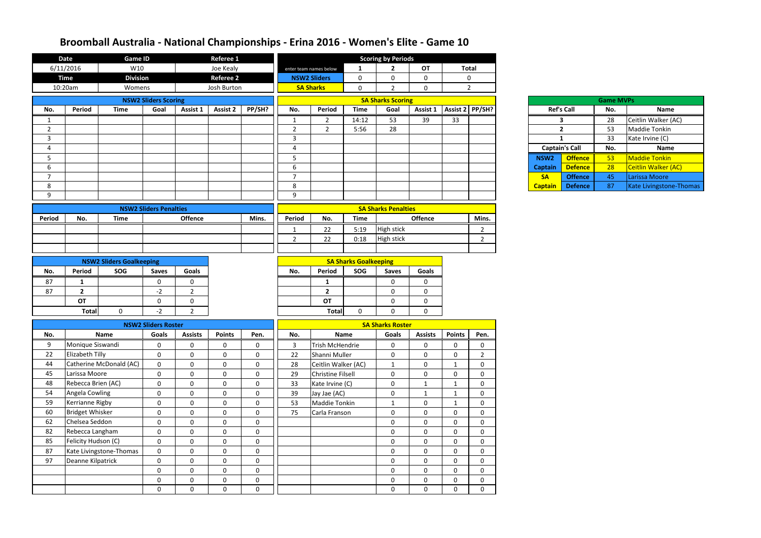# Broomball Australia - National Championships - Erina 2016 - Women's Elite - Game 10

| Date | Game ID | | Referee 1 |
|---|---|---|---|
| 6/11/2016 | W10 | | Joe Kealy |
| **Time** | **Division** | | **Referee 2** |
| 10:20am | Womens | | Josh Burton |

| Scoring by Periods | | | | |
|---|---|---|---|---|
| enter team names below | 1 | 2 | OT | Total |
| NSW2 Sliders | 0 | 0 | 0 | 0 |
| SA Sharks | 0 | 2 | 0 | 2 |

## NSW2 Sliders Scoring

| No. | Period | Time | Goal | Assist 1 | Assist 2 | PP/SH? |
|---|---|---|---|---|---|---|
| 1 | | | | | | |
| 2 | | | | | | |
| 3 | | | | | | |
| 4 | | | | | | |
| 5 | | | | | | |
| 6 | | | | | | |
| 7 | | | | | | |
| 8 | | | | | | |
| 9 | | | | | | |

## SA Sharks Scoring

| No. | Period | Time | Goal | Assist 1 | Assist 2 | PP/SH? |
|---|---|---|---|---|---|---|
| 1 | 2 | 14:12 | 53 | 39 | 33 | |
| 2 | 2 | 5:56 | 28 | | | |
| 3 | | | | | | |
| 4 | | | | | | |
| 5 | | | | | | |
| 6 | | | | | | |
| 7 | | | | | | |
| 8 | | | | | | |
| 9 | | | | | | |

## Game MVPs

| Ref's Call | No. | Name |
|---|---|---|
| 3 | 28 | Ceitlin Walker (AC) |
| 2 | 53 | Maddie Tonkin |
| 1 | 33 | Kate Irvine (C) |
| **Captain's Call** | **No.** | **Name** |
| NSW2 Captain Offence | 53 | Maddie Tonkin |
| NSW2 Captain Defence | 28 | Ceitlin Walker (AC) |
| SA Captain Offence | 45 | Larissa Moore |
| SA Captain Defence | 87 | Kate Livingstone-Thomas |

## NSW2 Sliders Penalties

| Period | No. | Time | Offence | Mins. |
|---|---|---|---|---|
| | | | | |
| | | | | |
| | | | | |

## SA Sharks Penalties

| Period | No. | Time | Offence | Mins. |
|---|---|---|---|---|
| 1 | 22 | 5:19 | High stick | 2 |
| 2 | 22 | 0:18 | High stick | 2 |
| | | | | |

## NSW2 Sliders Goalkeeping

| No. | Period | SOG | Saves | Goals |
|---|---|---|---|---|
| 87 | 1 | | 0 | 0 |
| 87 | 2 | | -2 | 2 |
| | OT | | 0 | 0 |
| | Total | 0 | -2 | 2 |

## SA Sharks Goalkeeping

| No. | Period | SOG | Saves | Goals |
|---|---|---|---|---|
| | 1 | | 0 | 0 |
| | 2 | | 0 | 0 |
| | OT | | 0 | 0 |
| | Total | 0 | 0 | 0 |

## NSW2 Sliders Roster

| No. | Name | Goals | Assists | Points | Pen. |
|---|---|---|---|---|---|
| 9 | Monique Siswandi | 0 | 0 | 0 | 0 |
| 22 | Elizabeth Tilly | 0 | 0 | 0 | 0 |
| 44 | Catherine McDonald (AC) | 0 | 0 | 0 | 0 |
| 45 | Larissa Moore | 0 | 0 | 0 | 0 |
| 48 | Rebecca Brien (AC) | 0 | 0 | 0 | 0 |
| 54 | Angela Cowling | 0 | 0 | 0 | 0 |
| 59 | Kerrianne Rigby | 0 | 0 | 0 | 0 |
| 60 | Bridget Whisker | 0 | 0 | 0 | 0 |
| 62 | Chelsea Seddon | 0 | 0 | 0 | 0 |
| 82 | Rebecca Langham | 0 | 0 | 0 | 0 |
| 85 | Felicity Hudson (C) | 0 | 0 | 0 | 0 |
| 87 | Kate Livingstone-Thomas | 0 | 0 | 0 | 0 |
| 97 | Deanne Kilpatrick | 0 | 0 | 0 | 0 |
| | | 0 | 0 | 0 | 0 |
| | | 0 | 0 | 0 | 0 |
| | | 0 | 0 | 0 | 0 |

## SA Sharks Roster

| No. | Name | Goals | Assists | Points | Pen. |
|---|---|---|---|---|---|
| 3 | Trish McHendrie | 0 | 0 | 0 | 0 |
| 22 | Shanni Muller | 0 | 0 | 0 | 2 |
| 28 | Ceitlin Walker (AC) | 1 | 0 | 1 | 0 |
| 29 | Christine Filsell | 0 | 0 | 0 | 0 |
| 33 | Kate Irvine (C) | 0 | 1 | 1 | 0 |
| 39 | Jay Jae (AC) | 0 | 1 | 1 | 0 |
| 53 | Maddie Tonkin | 1 | 0 | 1 | 0 |
| 75 | Carla Franson | 0 | 0 | 0 | 0 |
| | | 0 | 0 | 0 | 0 |
| | | 0 | 0 | 0 | 0 |
| | | 0 | 0 | 0 | 0 |
| | | 0 | 0 | 0 | 0 |
| | | 0 | 0 | 0 | 0 |
| | | 0 | 0 | 0 | 0 |
| | | 0 | 0 | 0 | 0 |
| | | 0 | 0 | 0 | 0 |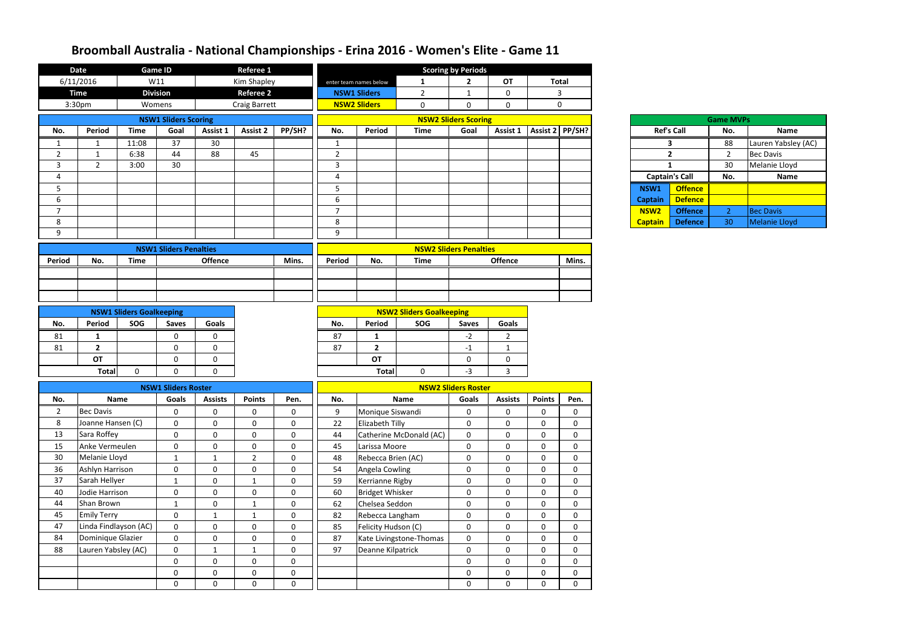# Broomball Australia - National Championships - Erina 2016 - Women's Elite - Game 11

| Date | Game ID | Referee 1 |
|---|---|---|
| 6/11/2016 | W11 | Kim Shapley |
| **Time** | **Division** | **Referee 2** |
| 3:30pm | Womens | Craig Barrett |

| Scoring by Periods | 1 | 2 | OT | Total |
|---|---|---|---|---|
| enter team names below | | | | |
| NSW1 Sliders | 2 | 1 | 0 | 3 |
| NSW2 Sliders | 0 | 0 | 0 | 0 |

## NSW1 Sliders Scoring

| No. | Period | Time | Goal | Assist 1 | Assist 2 | PP/SH? |
|---|---|---|---|---|---|---|
| 1 | 1 | 11:08 | 37 | 30 | | |
| 2 | 1 | 6:38 | 44 | 88 | 45 | |
| 3 | 2 | 3:00 | 30 | | | |
| 4 | | | | | | |
| 5 | | | | | | |
| 6 | | | | | | |
| 7 | | | | | | |
| 8 | | | | | | |
| 9 | | | | | | |

## NSW2 Sliders Scoring

| No. | Period | Time | Goal | Assist 1 | Assist 2 | PP/SH? |
|---|---|---|---|---|---|---|
| 1 | | | | | | |
| 2 | | | | | | |
| 3 | | | | | | |
| 4 | | | | | | |
| 5 | | | | | | |
| 6 | | | | | | |
| 7 | | | | | | |
| 8 | | | | | | |
| 9 | | | | | | |

## Game MVPs

| Ref's Call | | No. | Name |
|---|---|---|---|
| 3 | | 88 | Lauren Yabsley (AC) |
| 2 | | 2 | Bec Davis |
| 1 | | 30 | Melanie Lloyd |
| **Captain's Call** | | **No.** | **Name** |
| NSW1 | Offence | | |
| Captain | Defence | | |
| NSW2 | Offence | 2 | Bec Davis |
| Captain | Defence | 30 | Melanie Lloyd |

## NSW1 Sliders Penalties

| Period | No. | Time | Offence | Mins. |
|---|---|---|---|---|
| | | | | |
| | | | | |
| | | | | |

## NSW2 Sliders Penalties

| Period | No. | Time | Offence | Mins. |
|---|---|---|---|---|
| | | | | |
| | | | | |
| | | | | |

## NSW1 Sliders Goalkeeping

| No. | Period | SOG | Saves | Goals |
|---|---|---|---|---|
| 81 | 1 | | 0 | 0 |
| 81 | 2 | | 0 | 0 |
| | OT | | 0 | 0 |
| | Total | 0 | 0 | 0 |

## NSW2 Sliders Goalkeeping

| No. | Period | SOG | Saves | Goals |
|---|---|---|---|---|
| 87 | 1 | | -2 | 2 |
| 87 | 2 | | -1 | 1 |
| | OT | | 0 | 0 |
| | Total | 0 | -3 | 3 |

## NSW1 Sliders Roster

| No. | Name | Goals | Assists | Points | Pen. |
|---|---|---|---|---|---|
| 2 | Bec Davis | 0 | 0 | 0 | 0 |
| 8 | Joanne Hansen (C) | 0 | 0 | 0 | 0 |
| 13 | Sara Roffey | 0 | 0 | 0 | 0 |
| 15 | Anke Vermeulen | 0 | 0 | 0 | 0 |
| 30 | Melanie Lloyd | 1 | 1 | 2 | 0 |
| 36 | Ashlyn Harrison | 0 | 0 | 0 | 0 |
| 37 | Sarah Hellyer | 1 | 0 | 1 | 0 |
| 40 | Jodie Harrison | 0 | 0 | 0 | 0 |
| 44 | Shan Brown | 1 | 0 | 1 | 0 |
| 45 | Emily Terry | 0 | 1 | 1 | 0 |
| 47 | Linda Findlayson (AC) | 0 | 0 | 0 | 0 |
| 84 | Dominique Glazier | 0 | 0 | 0 | 0 |
| 88 | Lauren Yabsley (AC) | 0 | 1 | 1 | 0 |
| | | 0 | 0 | 0 | 0 |
| | | 0 | 0 | 0 | 0 |
| | | 0 | 0 | 0 | 0 |

## NSW2 Sliders Roster

| No. | Name | Goals | Assists | Points | Pen. |
|---|---|---|---|---|---|
| 9 | Monique Siswandi | 0 | 0 | 0 | 0 |
| 22 | Elizabeth Tilly | 0 | 0 | 0 | 0 |
| 44 | Catherine McDonald (AC) | 0 | 0 | 0 | 0 |
| 45 | Larissa Moore | 0 | 0 | 0 | 0 |
| 48 | Rebecca Brien (AC) | 0 | 0 | 0 | 0 |
| 54 | Angela Cowling | 0 | 0 | 0 | 0 |
| 59 | Kerrianne Rigby | 0 | 0 | 0 | 0 |
| 60 | Bridget Whisker | 0 | 0 | 0 | 0 |
| 62 | Chelsea Seddon | 0 | 0 | 0 | 0 |
| 82 | Rebecca Langham | 0 | 0 | 0 | 0 |
| 85 | Felicity Hudson (C) | 0 | 0 | 0 | 0 |
| 87 | Kate Livingstone-Thomas | 0 | 0 | 0 | 0 |
| 97 | Deanne Kilpatrick | 0 | 0 | 0 | 0 |
| | | 0 | 0 | 0 | 0 |
| | | 0 | 0 | 0 | 0 |
| | | 0 | 0 | 0 | 0 |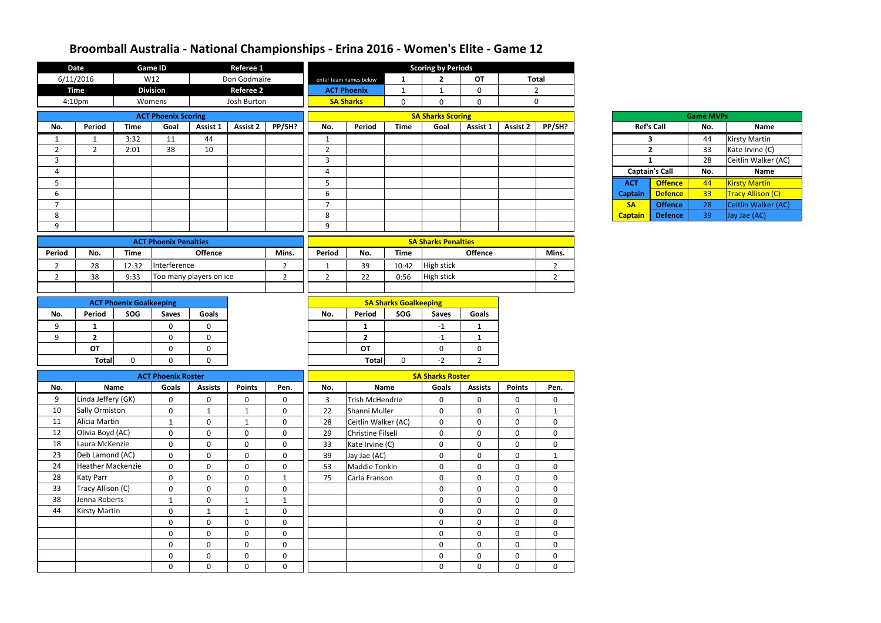# Broomball Australia - National Championships - Erina 2016 - Women's Elite - Game 12

| Date | Game ID | Referee 1 |
|---|---|---|
| 6/11/2016 | W12 | Don Godmaire |
| **Time** | **Division** | **Referee 2** |
| 4:10pm | Womens | Josh Burton |

| Scoring by Periods | | | | |
|---|---|---|---|---|
| enter team names below | 1 | 2 | OT | Total |
| ACT Phoenix | 1 | 1 | 0 | 2 |
| SA Sharks | 0 | 0 | 0 | 0 |

### ACT Phoenix Scoring

| No. | Period | Time | Goal | Assist 1 | Assist 2 | PP/SH? |
|---|---|---|---|---|---|---|
| 1 | 1 | 3:32 | 11 | 44 | | |
| 2 | 2 | 2:01 | 38 | 10 | | |
| 3 | | | | | | |
| 4 | | | | | | |
| 5 | | | | | | |
| 6 | | | | | | |
| 7 | | | | | | |
| 8 | | | | | | |
| 9 | | | | | | |

### SA Sharks Scoring

| No. | Period | Time | Goal | Assist 1 | Assist 2 | PP/SH? |
|---|---|---|---|---|---|---|
| 1 | | | | | | |
| 2 | | | | | | |
| 3 | | | | | | |
| 4 | | | | | | |
| 5 | | | | | | |
| 6 | | | | | | |
| 7 | | | | | | |
| 8 | | | | | | |
| 9 | | | | | | |

### Game MVPs

| Ref's Call | | No. | Name |
|---|---|---|---|
| 3 | | 44 | Kirsty Martin |
| 2 | | 33 | Kate Irvine (C) |
| 1 | | 28 | Ceitlin Walker (AC) |
| **Captain's Call** | | **No.** | **Name** |
| ACT Captain | Offence | 44 | Kirsty Martin |
| | Defence | 33 | Tracy Allison (C) |
| SA Captain | Offence | 28 | Ceitlin Walker (AC) |
| | Defence | 39 | Jay Jae (AC) |

### ACT Phoenix Penalties

| Period | No. | Time | Offence | Mins. |
|---|---|---|---|---|
| 2 | 28 | 12:32 | Interference | 2 |
| 2 | 38 | 9:33 | Too many players on ice | 2 |
| | | | | |

### SA Sharks Penalties

| Period | No. | Time | Offence | Mins. |
|---|---|---|---|---|
| 1 | 39 | 10:42 | High stick | 2 |
| 2 | 22 | 0:56 | High stick | 2 |
| | | | | |

### ACT Phoenix Goalkeeping

| No. | Period | SOG | Saves | Goals |
|---|---|---|---|---|
| 9 | 1 | | 0 | 0 |
| 9 | 2 | | 0 | 0 |
| | OT | | 0 | 0 |
| | Total | 0 | 0 | 0 |

### SA Sharks Goalkeeping

| No. | Period | SOG | Saves | Goals |
|---|---|---|---|---|
| | 1 | | -1 | 1 |
| | 2 | | -1 | 1 |
| | OT | | 0 | 0 |
| | Total | 0 | -2 | 2 |

### ACT Phoenix Roster

| No. | Name | Goals | Assists | Points | Pen. |
|---|---|---|---|---|---|
| 9 | Linda Jeffery (GK) | 0 | 0 | 0 | 0 |
| 10 | Sally Ormiston | 0 | 1 | 1 | 0 |
| 11 | Alicia Martin | 1 | 0 | 1 | 0 |
| 12 | Olivia Boyd (AC) | 0 | 0 | 0 | 0 |
| 18 | Laura McKenzie | 0 | 0 | 0 | 0 |
| 23 | Deb Lamond (AC) | 0 | 0 | 0 | 0 |
| 24 | Heather Mackenzie | 0 | 0 | 0 | 0 |
| 28 | Katy Parr | 0 | 0 | 0 | 1 |
| 33 | Tracy Allison (C) | 0 | 0 | 0 | 0 |
| 38 | Jenna Roberts | 1 | 0 | 1 | 1 |
| 44 | Kirsty Martin | 0 | 1 | 1 | 0 |
| | | 0 | 0 | 0 | 0 |
| | | 0 | 0 | 0 | 0 |
| | | 0 | 0 | 0 | 0 |
| | | 0 | 0 | 0 | 0 |
| | | 0 | 0 | 0 | 0 |

### SA Sharks Roster

| No. | Name | Goals | Assists | Points | Pen. |
|---|---|---|---|---|---|
| 3 | Trish McHendrie | 0 | 0 | 0 | 0 |
| 22 | Shanni Muller | 0 | 0 | 0 | 1 |
| 28 | Ceitlin Walker (AC) | 0 | 0 | 0 | 0 |
| 29 | Christine Filsell | 0 | 0 | 0 | 0 |
| 33 | Kate Irvine (C) | 0 | 0 | 0 | 0 |
| 39 | Jay Jae (AC) | 0 | 0 | 0 | 1 |
| 53 | Maddie Tonkin | 0 | 0 | 0 | 0 |
| 75 | Carla Franson | 0 | 0 | 0 | 0 |
| | | 0 | 0 | 0 | 0 |
| | | 0 | 0 | 0 | 0 |
| | | 0 | 0 | 0 | 0 |
| | | 0 | 0 | 0 | 0 |
| | | 0 | 0 | 0 | 0 |
| | | 0 | 0 | 0 | 0 |
| | | 0 | 0 | 0 | 0 |
| | | 0 | 0 | 0 | 0 |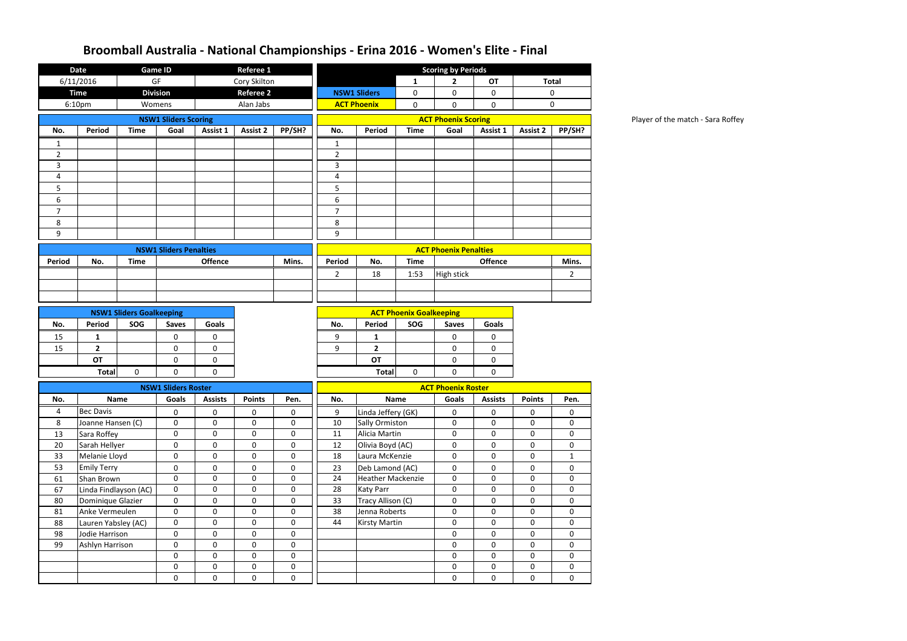# Broomball Australia - National Championships - Erina 2016 - Women's Elite - Final

| Date | Game ID | Referee 1 |
|---|---|---|
| 6/11/2016 | GF | Cory Skilton |
| **Time** | **Division** | **Referee 2** |
| 6:10pm | Womens | Alan Jabs |

**Scoring by Periods**

| | 1 | 2 | OT | Total |
|---|---|---|---|---|
| NSW1 Sliders | 0 | 0 | 0 | 0 |
| ACT Phoenix | 0 | 0 | 0 | 0 |

Player of the match - Sara Roffey

**NSW1 Sliders Scoring**

| No. | Period | Time | Goal | Assist 1 | Assist 2 | PP/SH? |
|---|---|---|---|---|---|---|
| 1 | | | | | | |
| 2 | | | | | | |
| 3 | | | | | | |
| 4 | | | | | | |
| 5 | | | | | | |
| 6 | | | | | | |
| 7 | | | | | | |
| 8 | | | | | | |
| 9 | | | | | | |

**ACT Phoenix Scoring**

| No. | Period | Time | Goal | Assist 1 | Assist 2 | PP/SH? |
|---|---|---|---|---|---|---|
| 1 | | | | | | |
| 2 | | | | | | |
| 3 | | | | | | |
| 4 | | | | | | |
| 5 | | | | | | |
| 6 | | | | | | |
| 7 | | | | | | |
| 8 | | | | | | |
| 9 | | | | | | |

**NSW1 Sliders Penalties**

| Period | No. | Time | Offence | Mins. |
|---|---|---|---|---|
| | | | | |
| | | | | |
| | | | | |

**ACT Phoenix Penalties**

| Period | No. | Time | Offence | Mins. |
|---|---|---|---|---|
| 2 | 18 | 1:53 | High stick | 2 |
| | | | | |
| | | | | |

**NSW1 Sliders Goalkeeping**

| No. | Period | SOG | Saves | Goals |
|---|---|---|---|---|
| 15 | 1 | | 0 | 0 |
| 15 | 2 | | 0 | 0 |
| | OT | | 0 | 0 |
| | Total | 0 | 0 | 0 |

**ACT Phoenix Goalkeeping**

| No. | Period | SOG | Saves | Goals |
|---|---|---|---|---|
| 9 | 1 | | 0 | 0 |
| 9 | 2 | | 0 | 0 |
| | OT | | 0 | 0 |
| | Total | 0 | 0 | 0 |

**NSW1 Sliders Roster**

| No. | Name | Goals | Assists | Points | Pen. |
|---|---|---|---|---|---|
| 4 | Bec Davis | 0 | 0 | 0 | 0 |
| 8 | Joanne Hansen (C) | 0 | 0 | 0 | 0 |
| 13 | Sara Roffey | 0 | 0 | 0 | 0 |
| 20 | Sarah Hellyer | 0 | 0 | 0 | 0 |
| 33 | Melanie Lloyd | 0 | 0 | 0 | 0 |
| 53 | Emily Terry | 0 | 0 | 0 | 0 |
| 61 | Shan Brown | 0 | 0 | 0 | 0 |
| 67 | Linda Findlayson (AC) | 0 | 0 | 0 | 0 |
| 80 | Dominique Glazier | 0 | 0 | 0 | 0 |
| 81 | Anke Vermeulen | 0 | 0 | 0 | 0 |
| 88 | Lauren Yabsley (AC) | 0 | 0 | 0 | 0 |
| 98 | Jodie Harrison | 0 | 0 | 0 | 0 |
| 99 | Ashlyn Harrison | 0 | 0 | 0 | 0 |
| | | 0 | 0 | 0 | 0 |
| | | 0 | 0 | 0 | 0 |
| | | 0 | 0 | 0 | 0 |

**ACT Phoenix Roster**

| No. | Name | Goals | Assists | Points | Pen. |
|---|---|---|---|---|---|
| 9 | Linda Jeffery (GK) | 0 | 0 | 0 | 0 |
| 10 | Sally Ormiston | 0 | 0 | 0 | 0 |
| 11 | Alicia Martin | 0 | 0 | 0 | 0 |
| 12 | Olivia Boyd (AC) | 0 | 0 | 0 | 0 |
| 18 | Laura McKenzie | 0 | 0 | 0 | 1 |
| 23 | Deb Lamond (AC) | 0 | 0 | 0 | 0 |
| 24 | Heather Mackenzie | 0 | 0 | 0 | 0 |
| 28 | Katy Parr | 0 | 0 | 0 | 0 |
| 33 | Tracy Allison (C) | 0 | 0 | 0 | 0 |
| 38 | Jenna Roberts | 0 | 0 | 0 | 0 |
| 44 | Kirsty Martin | 0 | 0 | 0 | 0 |
| | | 0 | 0 | 0 | 0 |
| | | 0 | 0 | 0 | 0 |
| | | 0 | 0 | 0 | 0 |
| | | 0 | 0 | 0 | 0 |
| | | 0 | 0 | 0 | 0 |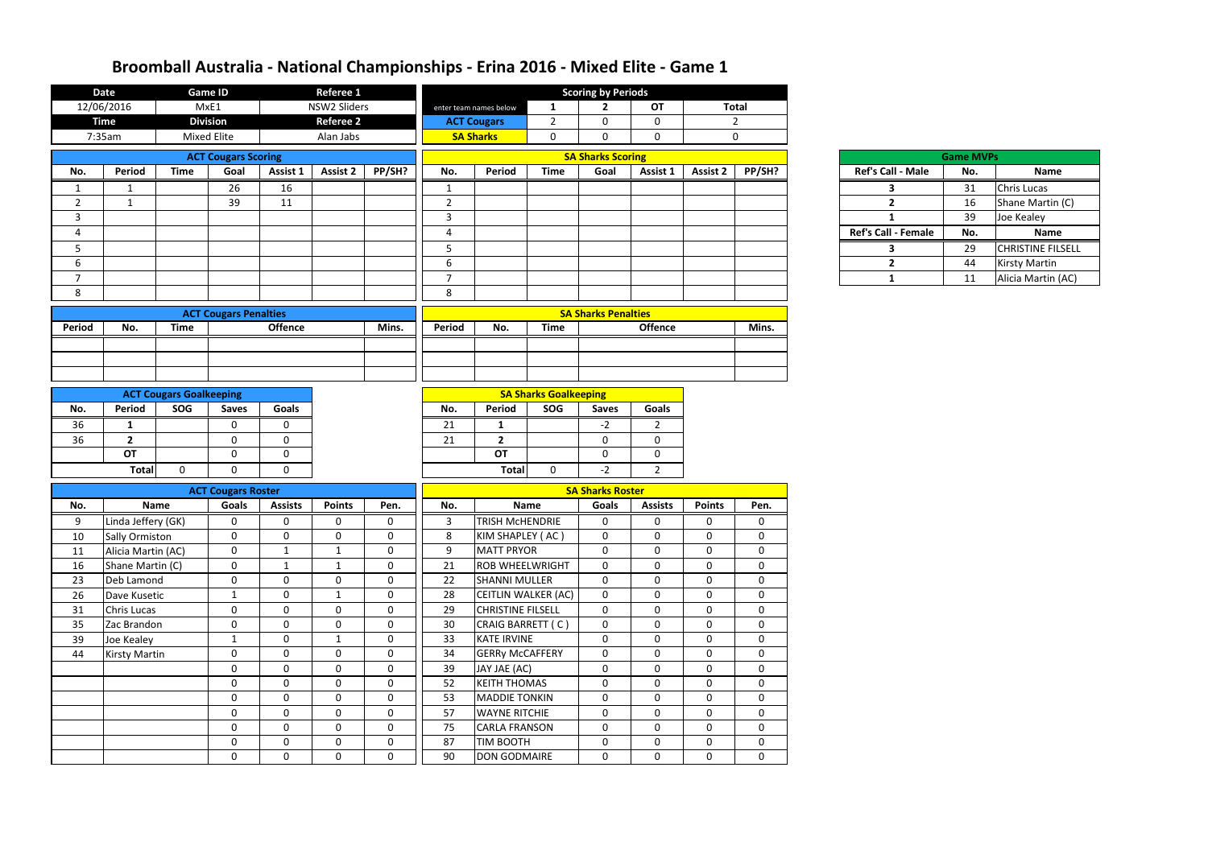# Broomball Australia - National Championships - Erina 2016 - Mixed Elite - Game 1

| Date | Game ID | Referee 1 |
|---|---|---|
| 12/06/2016 | MxE1 | NSW2 Sliders |
| **Time** | **Division** | **Referee 2** |
| 7:35am | Mixed Elite | Alan Jabs |

| Scoring by Periods | | | | |
|---|---|---|---|---|
| enter team names below | 1 | 2 | OT | Total |
| ACT Cougars | 2 | 0 | 0 | 2 |
| SA Sharks | 0 | 0 | 0 | 0 |

## ACT Cougars Scoring

| No. | Period | Time | Goal | Assist 1 | Assist 2 | PP/SH? |
|---|---|---|---|---|---|---|
| 1 | 1 | | 26 | 16 | | |
| 2 | 1 | | 39 | 11 | | |
| 3 | | | | | | |
| 4 | | | | | | |
| 5 | | | | | | |
| 6 | | | | | | |
| 7 | | | | | | |
| 8 | | | | | | |

## SA Sharks Scoring

| No. | Period | Time | Goal | Assist 1 | Assist 2 | PP/SH? |
|---|---|---|---|---|---|---|
| 1 | | | | | | |
| 2 | | | | | | |
| 3 | | | | | | |
| 4 | | | | | | |
| 5 | | | | | | |
| 6 | | | | | | |
| 7 | | | | | | |
| 8 | | | | | | |

## Game MVPs

| Ref's Call - Male | No. | Name |
|---|---|---|
| 3 | 31 | Chris Lucas |
| 2 | 16 | Shane Martin (C) |
| 1 | 39 | Joe Kealey |
| **Ref's Call - Female** | **No.** | **Name** |
| 3 | 29 | CHRISTINE FILSELL |
| 2 | 44 | Kirsty Martin |
| 1 | 11 | Alicia Martin (AC) |

## ACT Cougars Penalties

| Period | No. | Time | Offence | Mins. |
|---|---|---|---|---|
| | | | | |
| | | | | |
| | | | | |

## SA Sharks Penalties

| Period | No. | Time | Offence | Mins. |
|---|---|---|---|---|
| | | | | |
| | | | | |
| | | | | |

## ACT Cougars Goalkeeping

| No. | Period | SOG | Saves | Goals |
|---|---|---|---|---|
| 36 | 1 | | 0 | 0 |
| 36 | 2 | | 0 | 0 |
| | OT | | 0 | 0 |
| | Total | 0 | 0 | 0 |

## SA Sharks Goalkeeping

| No. | Period | SOG | Saves | Goals |
|---|---|---|---|---|
| 21 | 1 | | -2 | 2 |
| 21 | 2 | | 0 | 0 |
| | OT | | 0 | 0 |
| | Total | 0 | -2 | 2 |

## ACT Cougars Roster

| No. | Name | Goals | Assists | Points | Pen. |
|---|---|---|---|---|---|
| 9 | Linda Jeffery (GK) | 0 | 0 | 0 | 0 |
| 10 | Sally Ormiston | 0 | 0 | 0 | 0 |
| 11 | Alicia Martin (AC) | 0 | 1 | 1 | 0 |
| 16 | Shane Martin (C) | 0 | 1 | 1 | 0 |
| 23 | Deb Lamond | 0 | 0 | 0 | 0 |
| 26 | Dave Kusetic | 1 | 0 | 1 | 0 |
| 31 | Chris Lucas | 0 | 0 | 0 | 0 |
| 35 | Zac Brandon | 0 | 0 | 0 | 0 |
| 39 | Joe Kealey | 1 | 0 | 1 | 0 |
| 44 | Kirsty Martin | 0 | 0 | 0 | 0 |
| | | 0 | 0 | 0 | 0 |
| | | 0 | 0 | 0 | 0 |
| | | 0 | 0 | 0 | 0 |
| | | 0 | 0 | 0 | 0 |
| | | 0 | 0 | 0 | 0 |
| | | 0 | 0 | 0 | 0 |
| | | 0 | 0 | 0 | 0 |

## SA Sharks Roster

| No. | Name | Goals | Assists | Points | Pen. |
|---|---|---|---|---|---|
| 3 | TRISH McHENDRIE | 0 | 0 | 0 | 0 |
| 8 | KIM SHAPLEY ( AC ) | 0 | 0 | 0 | 0 |
| 9 | MATT PRYOR | 0 | 0 | 0 | 0 |
| 21 | ROB WHEELWRIGHT | 0 | 0 | 0 | 0 |
| 22 | SHANNI MULLER | 0 | 0 | 0 | 0 |
| 28 | CEITLIN WALKER (AC) | 0 | 0 | 0 | 0 |
| 29 | CHRISTINE FILSELL | 0 | 0 | 0 | 0 |
| 30 | CRAIG BARRETT ( C ) | 0 | 0 | 0 | 0 |
| 33 | KATE IRVINE | 0 | 0 | 0 | 0 |
| 34 | GERRy McCAFFERY | 0 | 0 | 0 | 0 |
| 39 | JAY JAE (AC) | 0 | 0 | 0 | 0 |
| 52 | KEITH THOMAS | 0 | 0 | 0 | 0 |
| 53 | MADDIE TONKIN | 0 | 0 | 0 | 0 |
| 57 | WAYNE RITCHIE | 0 | 0 | 0 | 0 |
| 75 | CARLA FRANSON | 0 | 0 | 0 | 0 |
| 87 | TIM BOOTH | 0 | 0 | 0 | 0 |
| 90 | DON GODMAIRE | 0 | 0 | 0 | 0 |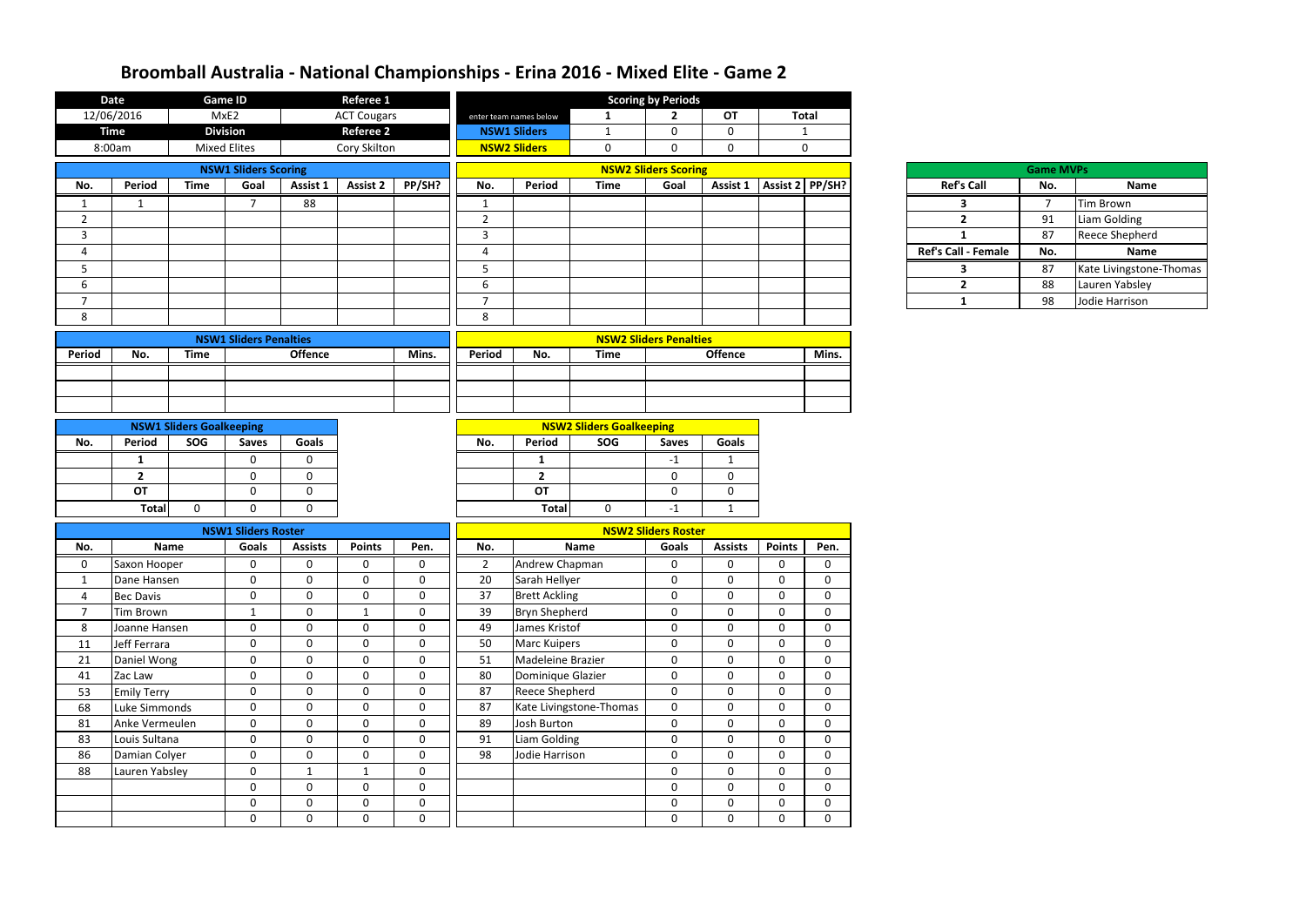# Broomball Australia - National Championships - Erina 2016 - Mixed Elite - Game 2

| Date | Game ID | Referee 1 |
|---|---|---|
| 12/06/2016 | MxE2 | ACT Cougars |
| **Time** | **Division** | **Referee 2** |
| 8:00am | Mixed Elites | Cory Skilton |

| Scoring by Periods | 1 | 2 | OT | Total |
|---|---|---|---|---|
| enter team names below | | | | |
| NSW1 Sliders | 1 | 0 | 0 | 1 |
| NSW2 Sliders | 0 | 0 | 0 | 0 |

## NSW1 Sliders Scoring

| No. | Period | Time | Goal | Assist 1 | Assist 2 | PP/SH? |
|---|---|---|---|---|---|---|
| 1 | 1 | | 7 | 88 | | |
| 2 | | | | | | |
| 3 | | | | | | |
| 4 | | | | | | |
| 5 | | | | | | |
| 6 | | | | | | |
| 7 | | | | | | |
| 8 | | | | | | |

## NSW2 Sliders Scoring

| No. | Period | Time | Goal | Assist 1 | Assist 2 | PP/SH? |
|---|---|---|---|---|---|---|
| 1 | | | | | | |
| 2 | | | | | | |
| 3 | | | | | | |
| 4 | | | | | | |
| 5 | | | | | | |
| 6 | | | | | | |
| 7 | | | | | | |
| 8 | | | | | | |

## Game MVPs

| Ref's Call | No. | Name |
|---|---|---|
| 3 | 7 | Tim Brown |
| 2 | 91 | Liam Golding |
| 1 | 87 | Reece Shepherd |
| **Ref's Call - Female** | **No.** | **Name** |
| 3 | 87 | Kate Livingstone-Thomas |
| 2 | 88 | Lauren Yabsley |
| 1 | 98 | Jodie Harrison |

## NSW1 Sliders Penalties

| Period | No. | Time | Offence | Mins. |
|---|---|---|---|---|
| | | | | |
| | | | | |
| | | | | |

## NSW2 Sliders Penalties

| Period | No. | Time | Offence | Mins. |
|---|---|---|---|---|
| | | | | |
| | | | | |
| | | | | |

## NSW1 Sliders Goalkeeping

| No. | Period | SOG | Saves | Goals |
|---|---|---|---|---|
| | 1 | | 0 | 0 |
| | 2 | | 0 | 0 |
| | OT | | 0 | 0 |
| | Total | 0 | 0 | 0 |

## NSW2 Sliders Goalkeeping

| No. | Period | SOG | Saves | Goals |
|---|---|---|---|---|
| | 1 | | -1 | 1 |
| | 2 | | 0 | 0 |
| | OT | | 0 | 0 |
| | Total | 0 | -1 | 1 |

## NSW1 Sliders Roster

| No. | Name | Goals | Assists | Points | Pen. |
|---|---|---|---|---|---|
| 0 | Saxon Hooper | 0 | 0 | 0 | 0 |
| 1 | Dane Hansen | 0 | 0 | 0 | 0 |
| 4 | Bec Davis | 0 | 0 | 0 | 0 |
| 7 | Tim Brown | 1 | 0 | 1 | 0 |
| 8 | Joanne Hansen | 0 | 0 | 0 | 0 |
| 11 | Jeff Ferrara | 0 | 0 | 0 | 0 |
| 21 | Daniel Wong | 0 | 0 | 0 | 0 |
| 41 | Zac Law | 0 | 0 | 0 | 0 |
| 53 | Emily Terry | 0 | 0 | 0 | 0 |
| 68 | Luke Simmonds | 0 | 0 | 0 | 0 |
| 81 | Anke Vermeulen | 0 | 0 | 0 | 0 |
| 83 | Louis Sultana | 0 | 0 | 0 | 0 |
| 86 | Damian Colyer | 0 | 0 | 0 | 0 |
| 88 | Lauren Yabsley | 0 | 1 | 1 | 0 |
| | | 0 | 0 | 0 | 0 |
| | | 0 | 0 | 0 | 0 |
| | | 0 | 0 | 0 | 0 |

## NSW2 Sliders Roster

| No. | Name | Goals | Assists | Points | Pen. |
|---|---|---|---|---|---|
| 2 | Andrew Chapman | 0 | 0 | 0 | 0 |
| 20 | Sarah Hellyer | 0 | 0 | 0 | 0 |
| 37 | Brett Ackling | 0 | 0 | 0 | 0 |
| 39 | Bryn Shepherd | 0 | 0 | 0 | 0 |
| 49 | James Kristof | 0 | 0 | 0 | 0 |
| 50 | Marc Kuipers | 0 | 0 | 0 | 0 |
| 51 | Madeleine Brazier | 0 | 0 | 0 | 0 |
| 80 | Dominique Glazier | 0 | 0 | 0 | 0 |
| 87 | Reece Shepherd | 0 | 0 | 0 | 0 |
| 87 | Kate Livingstone-Thomas | 0 | 0 | 0 | 0 |
| 89 | Josh Burton | 0 | 0 | 0 | 0 |
| 91 | Liam Golding | 0 | 0 | 0 | 0 |
| 98 | Jodie Harrison | 0 | 0 | 0 | 0 |
| | | 0 | 0 | 0 | 0 |
| | | 0 | 0 | 0 | 0 |
| | | 0 | 0 | 0 | 0 |
| | | 0 | 0 | 0 | 0 |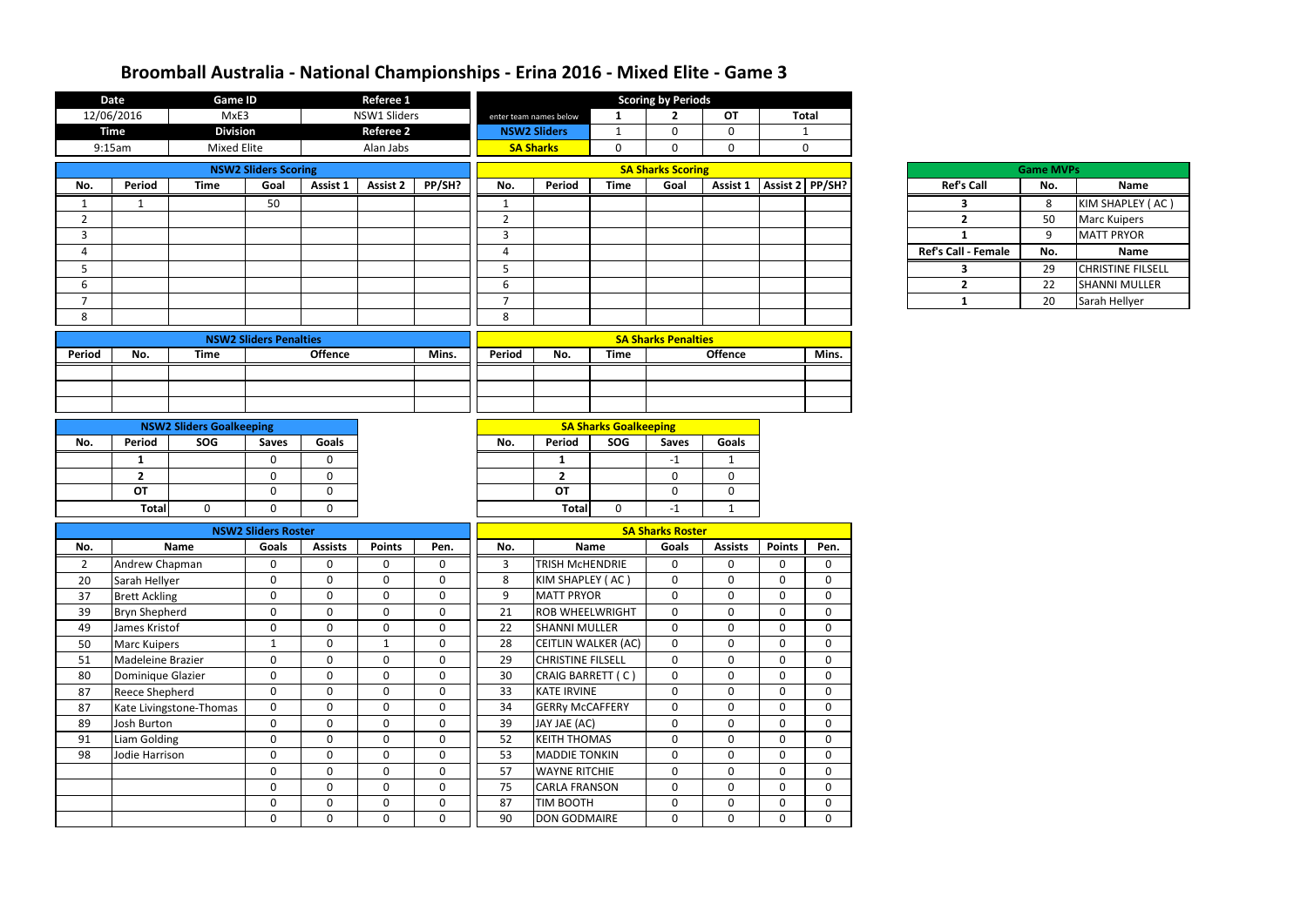# Broomball Australia - National Championships - Erina 2016 - Mixed Elite - Game 3

| Date | Game ID | Referee 1 |
|---|---|---|
| 12/06/2016 | MxE3 | NSW1 Sliders |
| **Time** | **Division** | **Referee 2** |
| 9:15am | Mixed Elite | Alan Jabs |

| Scoring by Periods | 1 | 2 | OT | Total |
|---|---|---|---|---|
| enter team names below | | | | |
| NSW2 Sliders | 1 | 0 | 0 | 1 |
| SA Sharks | 0 | 0 | 0 | 0 |

## NSW2 Sliders Scoring

| No. | Period | Time | Goal | Assist 1 | Assist 2 | PP/SH? |
|---|---|---|---|---|---|---|
| 1 | 1 | | 50 | | | |
| 2 | | | | | | |
| 3 | | | | | | |
| 4 | | | | | | |
| 5 | | | | | | |
| 6 | | | | | | |
| 7 | | | | | | |
| 8 | | | | | | |

## SA Sharks Scoring

| No. | Period | Time | Goal | Assist 1 | Assist 2 | PP/SH? |
|---|---|---|---|---|---|---|
| 1 | | | | | | |
| 2 | | | | | | |
| 3 | | | | | | |
| 4 | | | | | | |
| 5 | | | | | | |
| 6 | | | | | | |
| 7 | | | | | | |
| 8 | | | | | | |

## Game MVPs

| Ref's Call | No. | Name |
|---|---|---|
| 3 | 8 | KIM SHAPLEY ( AC ) |
| 2 | 50 | Marc Kuipers |
| 1 | 9 | MATT PRYOR |
| **Ref's Call - Female** | **No.** | **Name** |
| 3 | 29 | CHRISTINE FILSELL |
| 2 | 22 | SHANNI MULLER |
| 1 | 20 | Sarah Hellyer |

## NSW2 Sliders Penalties

| Period | No. | Time | Offence | Mins. |
|---|---|---|---|---|
| | | | | |
| | | | | |
| | | | | |

## SA Sharks Penalties

| Period | No. | Time | Offence | Mins. |
|---|---|---|---|---|
| | | | | |
| | | | | |
| | | | | |

## NSW2 Sliders Goalkeeping

| No. | Period | SOG | Saves | Goals |
|---|---|---|---|---|
| | 1 | | 0 | 0 |
| | 2 | | 0 | 0 |
| | OT | | 0 | 0 |
| | Total | 0 | 0 | 0 |

## SA Sharks Goalkeeping

| No. | Period | SOG | Saves | Goals |
|---|---|---|---|---|
| | 1 | | -1 | 1 |
| | 2 | | 0 | 0 |
| | OT | | 0 | 0 |
| | Total | 0 | -1 | 1 |

## NSW2 Sliders Roster

| No. | Name | Goals | Assists | Points | Pen. |
|---|---|---|---|---|---|
| 2 | Andrew Chapman | 0 | 0 | 0 | 0 |
| 20 | Sarah Hellyer | 0 | 0 | 0 | 0 |
| 37 | Brett Ackling | 0 | 0 | 0 | 0 |
| 39 | Bryn Shepherd | 0 | 0 | 0 | 0 |
| 49 | James Kristof | 0 | 0 | 0 | 0 |
| 50 | Marc Kuipers | 1 | 0 | 1 | 0 |
| 51 | Madeleine Brazier | 0 | 0 | 0 | 0 |
| 80 | Dominique Glazier | 0 | 0 | 0 | 0 |
| 87 | Reece Shepherd | 0 | 0 | 0 | 0 |
| 87 | Kate Livingstone-Thomas | 0 | 0 | 0 | 0 |
| 89 | Josh Burton | 0 | 0 | 0 | 0 |
| 91 | Liam Golding | 0 | 0 | 0 | 0 |
| 98 | Jodie Harrison | 0 | 0 | 0 | 0 |
| | | 0 | 0 | 0 | 0 |
| | | 0 | 0 | 0 | 0 |
| | | 0 | 0 | 0 | 0 |
| | | 0 | 0 | 0 | 0 |

## SA Sharks Roster

| No. | Name | Goals | Assists | Points | Pen. |
|---|---|---|---|---|---|
| 3 | TRISH McHENDRIE | 0 | 0 | 0 | 0 |
| 8 | KIM SHAPLEY ( AC ) | 0 | 0 | 0 | 0 |
| 9 | MATT PRYOR | 0 | 0 | 0 | 0 |
| 21 | ROB WHEELWRIGHT | 0 | 0 | 0 | 0 |
| 22 | SHANNI MULLER | 0 | 0 | 0 | 0 |
| 28 | CEITLIN WALKER (AC) | 0 | 0 | 0 | 0 |
| 29 | CHRISTINE FILSELL | 0 | 0 | 0 | 0 |
| 30 | CRAIG BARRETT ( C ) | 0 | 0 | 0 | 0 |
| 33 | KATE IRVINE | 0 | 0 | 0 | 0 |
| 34 | GERRy McCAFFERY | 0 | 0 | 0 | 0 |
| 39 | JAY JAE (AC) | 0 | 0 | 0 | 0 |
| 52 | KEITH THOMAS | 0 | 0 | 0 | 0 |
| 53 | MADDIE TONKIN | 0 | 0 | 0 | 0 |
| 57 | WAYNE RITCHIE | 0 | 0 | 0 | 0 |
| 75 | CARLA FRANSON | 0 | 0 | 0 | 0 |
| 87 | TIM BOOTH | 0 | 0 | 0 | 0 |
| 90 | DON GODMAIRE | 0 | 0 | 0 | 0 |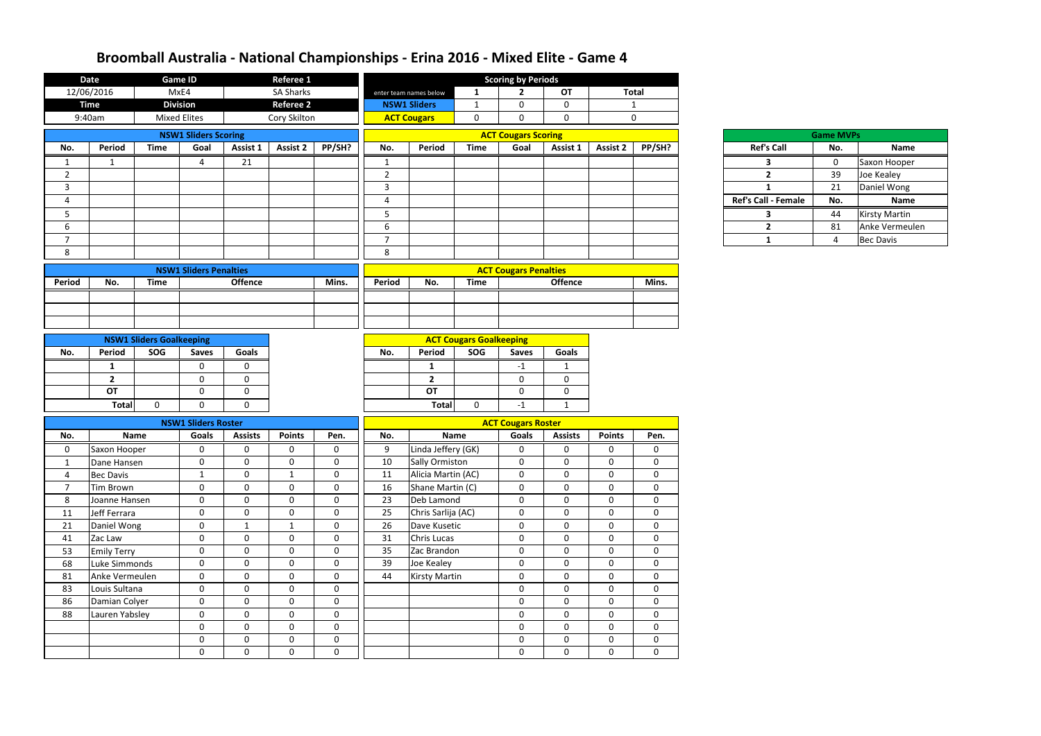# Broomball Australia - National Championships - Erina 2016 - Mixed Elite - Game 4

| Date | Game ID | Referee 1 |
|---|---|---|
| 12/06/2016 | MxE4 | SA Sharks |
| **Time** | **Division** | **Referee 2** |
| 9:40am | Mixed Elites | Cory Skilton |

| Scoring by Periods | 1 | 2 | OT | Total |
|---|---|---|---|---|
| enter team names below | 1 | 2 | OT | Total |
| NSW1 Sliders | 1 | 0 | 0 | 1 |
| ACT Cougars | 0 | 0 | 0 | 0 |

## NSW1 Sliders Scoring

| No. | Period | Time | Goal | Assist 1 | Assist 2 | PP/SH? |
|---|---|---|---|---|---|---|
| 1 | 1 | | 4 | 21 | | |
| 2 | | | | | | |
| 3 | | | | | | |
| 4 | | | | | | |
| 5 | | | | | | |
| 6 | | | | | | |
| 7 | | | | | | |
| 8 | | | | | | |

## ACT Cougars Scoring

| No. | Period | Time | Goal | Assist 1 | Assist 2 | PP/SH? |
|---|---|---|---|---|---|---|
| 1 | | | | | | |
| 2 | | | | | | |
| 3 | | | | | | |
| 4 | | | | | | |
| 5 | | | | | | |
| 6 | | | | | | |
| 7 | | | | | | |
| 8 | | | | | | |

## Game MVPs

| Ref's Call | No. | Name |
|---|---|---|
| 3 | 0 | Saxon Hooper |
| 2 | 39 | Joe Kealey |
| 1 | 21 | Daniel Wong |
| **Ref's Call - Female** | **No.** | **Name** |
| 3 | 44 | Kirsty Martin |
| 2 | 81 | Anke Vermeulen |
| 1 | 4 | Bec Davis |

## NSW1 Sliders Penalties

| Period | No. | Time | Offence | Mins. |
|---|---|---|---|---|
| | | | | |
| | | | | |
| | | | | |

## ACT Cougars Penalties

| Period | No. | Time | Offence | Mins. |
|---|---|---|---|---|
| | | | | |
| | | | | |
| | | | | |

## NSW1 Sliders Goalkeeping

| No. | Period | SOG | Saves | Goals |
|---|---|---|---|---|
| | 1 | | 0 | 0 |
| | 2 | | 0 | 0 |
| | OT | | 0 | 0 |
| | Total | 0 | 0 | 0 |

## ACT Cougars Goalkeeping

| No. | Period | SOG | Saves | Goals |
|---|---|---|---|---|
| | 1 | | -1 | 1 |
| | 2 | | 0 | 0 |
| | OT | | 0 | 0 |
| | Total | 0 | -1 | 1 |

## NSW1 Sliders Roster

| No. | Name | Goals | Assists | Points | Pen. |
|---|---|---|---|---|---|
| 0 | Saxon Hooper | 0 | 0 | 0 | 0 |
| 1 | Dane Hansen | 0 | 0 | 0 | 0 |
| 4 | Bec Davis | 1 | 0 | 1 | 0 |
| 7 | Tim Brown | 0 | 0 | 0 | 0 |
| 8 | Joanne Hansen | 0 | 0 | 0 | 0 |
| 11 | Jeff Ferrara | 0 | 0 | 0 | 0 |
| 21 | Daniel Wong | 0 | 1 | 1 | 0 |
| 41 | Zac Law | 0 | 0 | 0 | 0 |
| 53 | Emily Terry | 0 | 0 | 0 | 0 |
| 68 | Luke Simmonds | 0 | 0 | 0 | 0 |
| 81 | Anke Vermeulen | 0 | 0 | 0 | 0 |
| 83 | Louis Sultana | 0 | 0 | 0 | 0 |
| 86 | Damian Colyer | 0 | 0 | 0 | 0 |
| 88 | Lauren Yabsley | 0 | 0 | 0 | 0 |
| | | 0 | 0 | 0 | 0 |
| | | 0 | 0 | 0 | 0 |
| | | 0 | 0 | 0 | 0 |

## ACT Cougars Roster

| No. | Name | Goals | Assists | Points | Pen. |
|---|---|---|---|---|---|
| 9 | Linda Jeffery (GK) | 0 | 0 | 0 | 0 |
| 10 | Sally Ormiston | 0 | 0 | 0 | 0 |
| 11 | Alicia Martin (AC) | 0 | 0 | 0 | 0 |
| 16 | Shane Martin (C) | 0 | 0 | 0 | 0 |
| 23 | Deb Lamond | 0 | 0 | 0 | 0 |
| 25 | Chris Sarlija (AC) | 0 | 0 | 0 | 0 |
| 26 | Dave Kusetic | 0 | 0 | 0 | 0 |
| 31 | Chris Lucas | 0 | 0 | 0 | 0 |
| 35 | Zac Brandon | 0 | 0 | 0 | 0 |
| 39 | Joe Kealey | 0 | 0 | 0 | 0 |
| 44 | Kirsty Martin | 0 | 0 | 0 | 0 |
| | | 0 | 0 | 0 | 0 |
| | | 0 | 0 | 0 | 0 |
| | | 0 | 0 | 0 | 0 |
| | | 0 | 0 | 0 | 0 |
| | | 0 | 0 | 0 | 0 |
| | | 0 | 0 | 0 | 0 |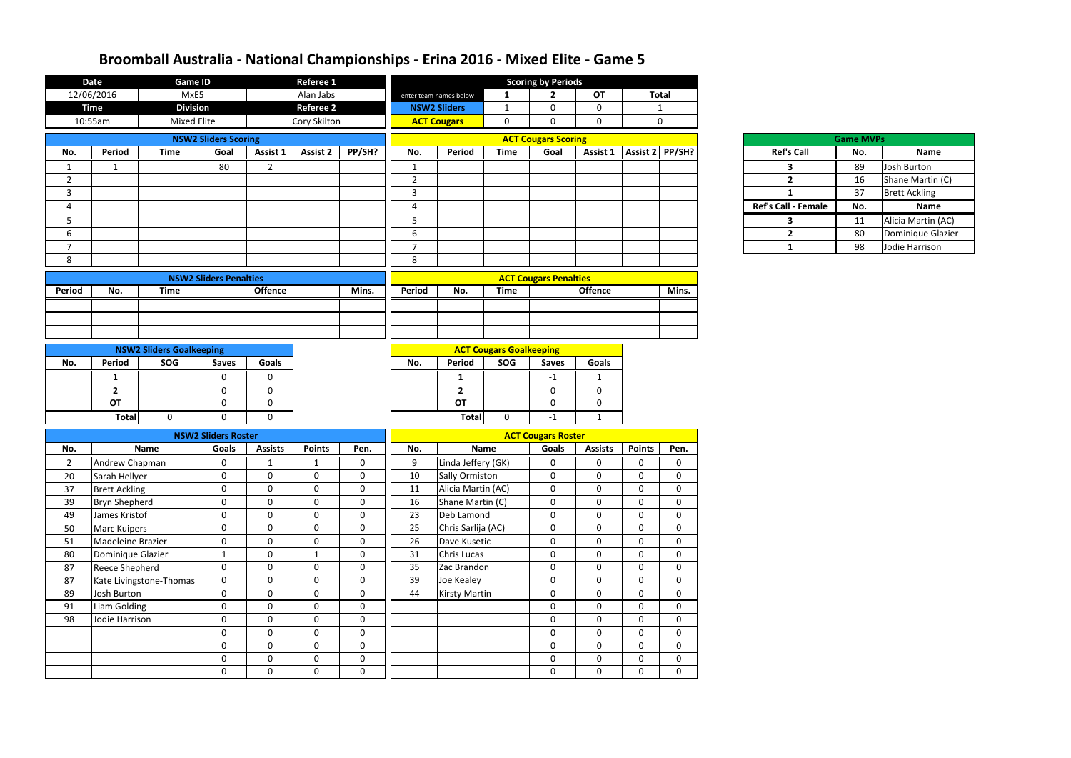# Broomball Australia - National Championships - Erina 2016 - Mixed Elite - Game 5

| Date | Game ID | Referee 1 |
|---|---|---|
| 12/06/2016 | MxE5 | Alan Jabs |
| **Time** | **Division** | **Referee 2** |
| 10:55am | Mixed Elite | Cory Skilton |

| Scoring by Periods | 1 | 2 | OT | Total |
|---|---|---|---|---|
| enter team names below | | | | |
| NSW2 Sliders | 1 | 0 | 0 | 1 |
| ACT Cougars | 0 | 0 | 0 | 0 |

## NSW2 Sliders Scoring

| No. | Period | Time | Goal | Assist 1 | Assist 2 | PP/SH? |
|---|---|---|---|---|---|---|
| 1 | 1 | | 80 | 2 | | |
| 2 | | | | | | |
| 3 | | | | | | |
| 4 | | | | | | |
| 5 | | | | | | |
| 6 | | | | | | |
| 7 | | | | | | |
| 8 | | | | | | |

## ACT Cougars Scoring

| No. | Period | Time | Goal | Assist 1 | Assist 2 | PP/SH? |
|---|---|---|---|---|---|---|
| 1 | | | | | | |
| 2 | | | | | | |
| 3 | | | | | | |
| 4 | | | | | | |
| 5 | | | | | | |
| 6 | | | | | | |
| 7 | | | | | | |
| 8 | | | | | | |

## Game MVPs

| Ref's Call | No. | Name |
|---|---|---|
| 3 | 89 | Josh Burton |
| 2 | 16 | Shane Martin (C) |
| 1 | 37 | Brett Ackling |
| **Ref's Call - Female** | **No.** | **Name** |
| 3 | 11 | Alicia Martin (AC) |
| 2 | 80 | Dominique Glazier |
| 1 | 98 | Jodie Harrison |

## NSW2 Sliders Penalties

| Period | No. | Time | Offence | Mins. |
|---|---|---|---|---|
| | | | | |
| | | | | |
| | | | | |

## ACT Cougars Penalties

| Period | No. | Time | Offence | Mins. |
|---|---|---|---|---|
| | | | | |
| | | | | |
| | | | | |

## NSW2 Sliders Goalkeeping

| No. | Period | SOG | Saves | Goals |
|---|---|---|---|---|
| | 1 | | 0 | 0 |
| | 2 | | 0 | 0 |
| | OT | | 0 | 0 |
| | Total | 0 | 0 | 0 |

## ACT Cougars Goalkeeping

| No. | Period | SOG | Saves | Goals |
|---|---|---|---|---|
| | 1 | | -1 | 1 |
| | 2 | | 0 | 0 |
| | OT | | 0 | 0 |
| | Total | 0 | -1 | 1 |

## NSW2 Sliders Roster

| No. | Name | Goals | Assists | Points | Pen. |
|---|---|---|---|---|---|
| 2 | Andrew Chapman | 0 | 1 | 1 | 0 |
| 20 | Sarah Hellyer | 0 | 0 | 0 | 0 |
| 37 | Brett Ackling | 0 | 0 | 0 | 0 |
| 39 | Bryn Shepherd | 0 | 0 | 0 | 0 |
| 49 | James Kristof | 0 | 0 | 0 | 0 |
| 50 | Marc Kuipers | 0 | 0 | 0 | 0 |
| 51 | Madeleine Brazier | 0 | 0 | 0 | 0 |
| 80 | Dominique Glazier | 1 | 0 | 1 | 0 |
| 87 | Reece Shepherd | 0 | 0 | 0 | 0 |
| 87 | Kate Livingstone-Thomas | 0 | 0 | 0 | 0 |
| 89 | Josh Burton | 0 | 0 | 0 | 0 |
| 91 | Liam Golding | 0 | 0 | 0 | 0 |
| 98 | Jodie Harrison | 0 | 0 | 0 | 0 |
| | | 0 | 0 | 0 | 0 |
| | | 0 | 0 | 0 | 0 |
| | | 0 | 0 | 0 | 0 |
| | | 0 | 0 | 0 | 0 |

## ACT Cougars Roster

| No. | Name | Goals | Assists | Points | Pen. |
|---|---|---|---|---|---|
| 9 | Linda Jeffery (GK) | 0 | 0 | 0 | 0 |
| 10 | Sally Ormiston | 0 | 0 | 0 | 0 |
| 11 | Alicia Martin (AC) | 0 | 0 | 0 | 0 |
| 16 | Shane Martin (C) | 0 | 0 | 0 | 0 |
| 23 | Deb Lamond | 0 | 0 | 0 | 0 |
| 25 | Chris Sarlija (AC) | 0 | 0 | 0 | 0 |
| 26 | Dave Kusetic | 0 | 0 | 0 | 0 |
| 31 | Chris Lucas | 0 | 0 | 0 | 0 |
| 35 | Zac Brandon | 0 | 0 | 0 | 0 |
| 39 | Joe Kealey | 0 | 0 | 0 | 0 |
| 44 | Kirsty Martin | 0 | 0 | 0 | 0 |
| | | 0 | 0 | 0 | 0 |
| | | 0 | 0 | 0 | 0 |
| | | 0 | 0 | 0 | 0 |
| | | 0 | 0 | 0 | 0 |
| | | 0 | 0 | 0 | 0 |
| | | 0 | 0 | 0 | 0 |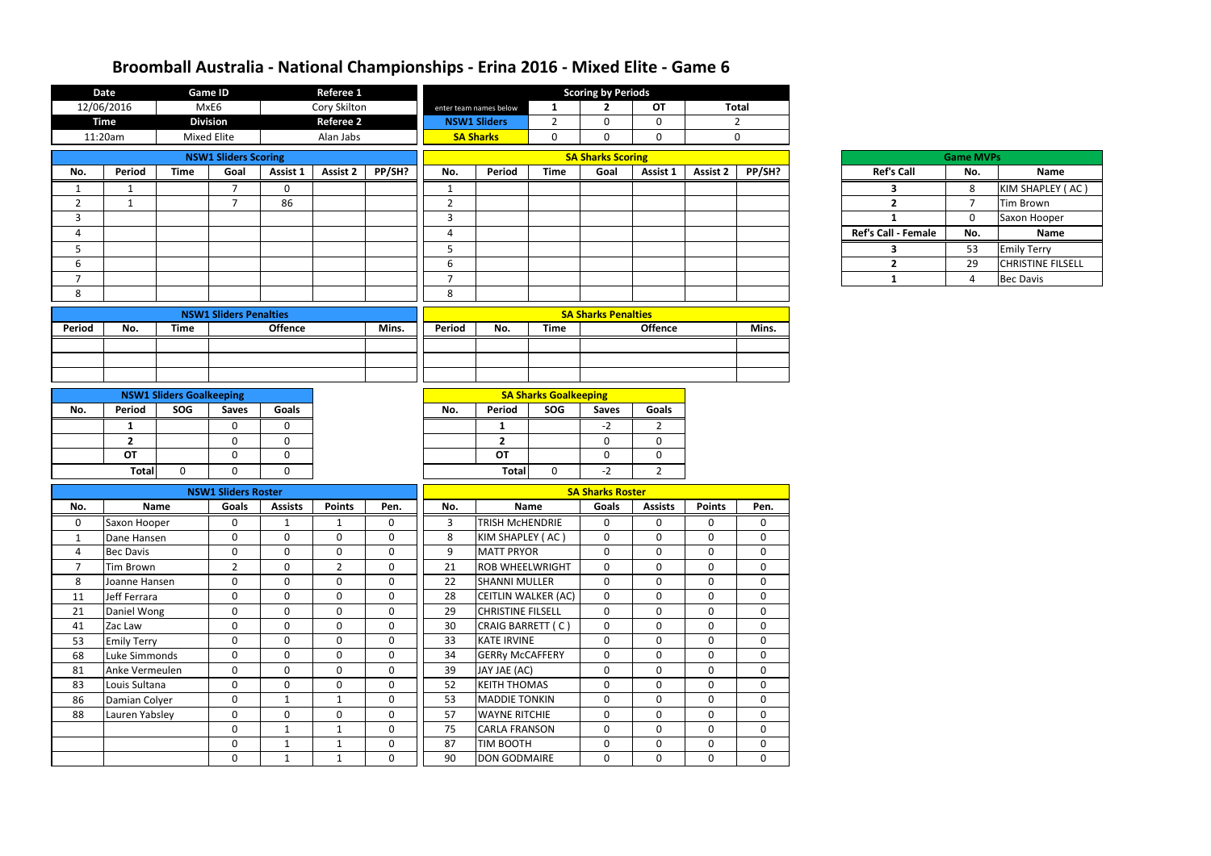# Broomball Australia - National Championships - Erina 2016 - Mixed Elite - Game 6

| Date | Game ID | Referee 1 |
|---|---|---|
| 12/06/2016 | MxE6 | Cory Skilton |
| **Time** | **Division** | **Referee 2** |
| 11:20am | Mixed Elite | Alan Jabs |

| Scoring by Periods | | | | |
|---|---|---|---|---|
| enter team names below | 1 | 2 | OT | Total |
| NSW1 Sliders | 2 | 0 | 0 | 2 |
| SA Sharks | 0 | 0 | 0 | 0 |

## NSW1 Sliders Scoring

| No. | Period | Time | Goal | Assist 1 | Assist 2 | PP/SH? |
|---|---|---|---|---|---|---|
| 1 | 1 | | 7 | 0 | | |
| 2 | 1 | | 7 | 86 | | |
| 3 | | | | | | |
| 4 | | | | | | |
| 5 | | | | | | |
| 6 | | | | | | |
| 7 | | | | | | |
| 8 | | | | | | |

## SA Sharks Scoring

| No. | Period | Time | Goal | Assist 1 | Assist 2 | PP/SH? |
|---|---|---|---|---|---|---|
| 1 | | | | | | |
| 2 | | | | | | |
| 3 | | | | | | |
| 4 | | | | | | |
| 5 | | | | | | |
| 6 | | | | | | |
| 7 | | | | | | |
| 8 | | | | | | |

## Game MVPs

| Ref's Call | No. | Name |
|---|---|---|
| 3 | 8 | KIM SHAPLEY ( AC ) |
| 2 | 7 | Tim Brown |
| 1 | 0 | Saxon Hooper |
| **Ref's Call - Female** | **No.** | **Name** |
| 3 | 53 | Emily Terry |
| 2 | 29 | CHRISTINE FILSELL |
| 1 | 4 | Bec Davis |

## NSW1 Sliders Penalties

| Period | No. | Time | Offence | Mins. |
|---|---|---|---|---|
| | | | | |
| | | | | |
| | | | | |

## SA Sharks Penalties

| Period | No. | Time | Offence | Mins. |
|---|---|---|---|---|
| | | | | |
| | | | | |
| | | | | |

## NSW1 Sliders Goalkeeping

| No. | Period | SOG | Saves | Goals |
|---|---|---|---|---|
| | 1 | | 0 | 0 |
| | 2 | | 0 | 0 |
| | OT | | 0 | 0 |
| | Total | 0 | 0 | 0 |

## SA Sharks Goalkeeping

| No. | Period | SOG | Saves | Goals |
|---|---|---|---|---|
| | 1 | | -2 | 2 |
| | 2 | | 0 | 0 |
| | OT | | 0 | 0 |
| | Total | 0 | -2 | 2 |

## NSW1 Sliders Roster

| No. | Name | Goals | Assists | Points | Pen. |
|---|---|---|---|---|---|
| 0 | Saxon Hooper | 0 | 1 | 1 | 0 |
| 1 | Dane Hansen | 0 | 0 | 0 | 0 |
| 4 | Bec Davis | 0 | 0 | 0 | 0 |
| 7 | Tim Brown | 2 | 0 | 2 | 0 |
| 8 | Joanne Hansen | 0 | 0 | 0 | 0 |
| 11 | Jeff Ferrara | 0 | 0 | 0 | 0 |
| 21 | Daniel Wong | 0 | 0 | 0 | 0 |
| 41 | Zac Law | 0 | 0 | 0 | 0 |
| 53 | Emily Terry | 0 | 0 | 0 | 0 |
| 68 | Luke Simmonds | 0 | 0 | 0 | 0 |
| 81 | Anke Vermeulen | 0 | 0 | 0 | 0 |
| 83 | Louis Sultana | 0 | 0 | 0 | 0 |
| 86 | Damian Colyer | 0 | 1 | 1 | 0 |
| 88 | Lauren Yabsley | 0 | 0 | 0 | 0 |
| | | 0 | 1 | 1 | 0 |
| | | 0 | 1 | 1 | 0 |
| | | 0 | 1 | 1 | 0 |

## SA Sharks Roster

| No. | Name | Goals | Assists | Points | Pen. |
|---|---|---|---|---|---|
| 3 | TRISH McHENDRIE | 0 | 0 | 0 | 0 |
| 8 | KIM SHAPLEY ( AC ) | 0 | 0 | 0 | 0 |
| 9 | MATT PRYOR | 0 | 0 | 0 | 0 |
| 21 | ROB WHEELWRIGHT | 0 | 0 | 0 | 0 |
| 22 | SHANNI MULLER | 0 | 0 | 0 | 0 |
| 28 | CEITLIN WALKER (AC) | 0 | 0 | 0 | 0 |
| 29 | CHRISTINE FILSELL | 0 | 0 | 0 | 0 |
| 30 | CRAIG BARRETT ( C ) | 0 | 0 | 0 | 0 |
| 33 | KATE IRVINE | 0 | 0 | 0 | 0 |
| 34 | GERRy McCAFFERY | 0 | 0 | 0 | 0 |
| 39 | JAY JAE (AC) | 0 | 0 | 0 | 0 |
| 52 | KEITH THOMAS | 0 | 0 | 0 | 0 |
| 53 | MADDIE TONKIN | 0 | 0 | 0 | 0 |
| 57 | WAYNE RITCHIE | 0 | 0 | 0 | 0 |
| 75 | CARLA FRANSON | 0 | 0 | 0 | 0 |
| 87 | TIM BOOTH | 0 | 0 | 0 | 0 |
| 90 | DON GODMAIRE | 0 | 0 | 0 | 0 |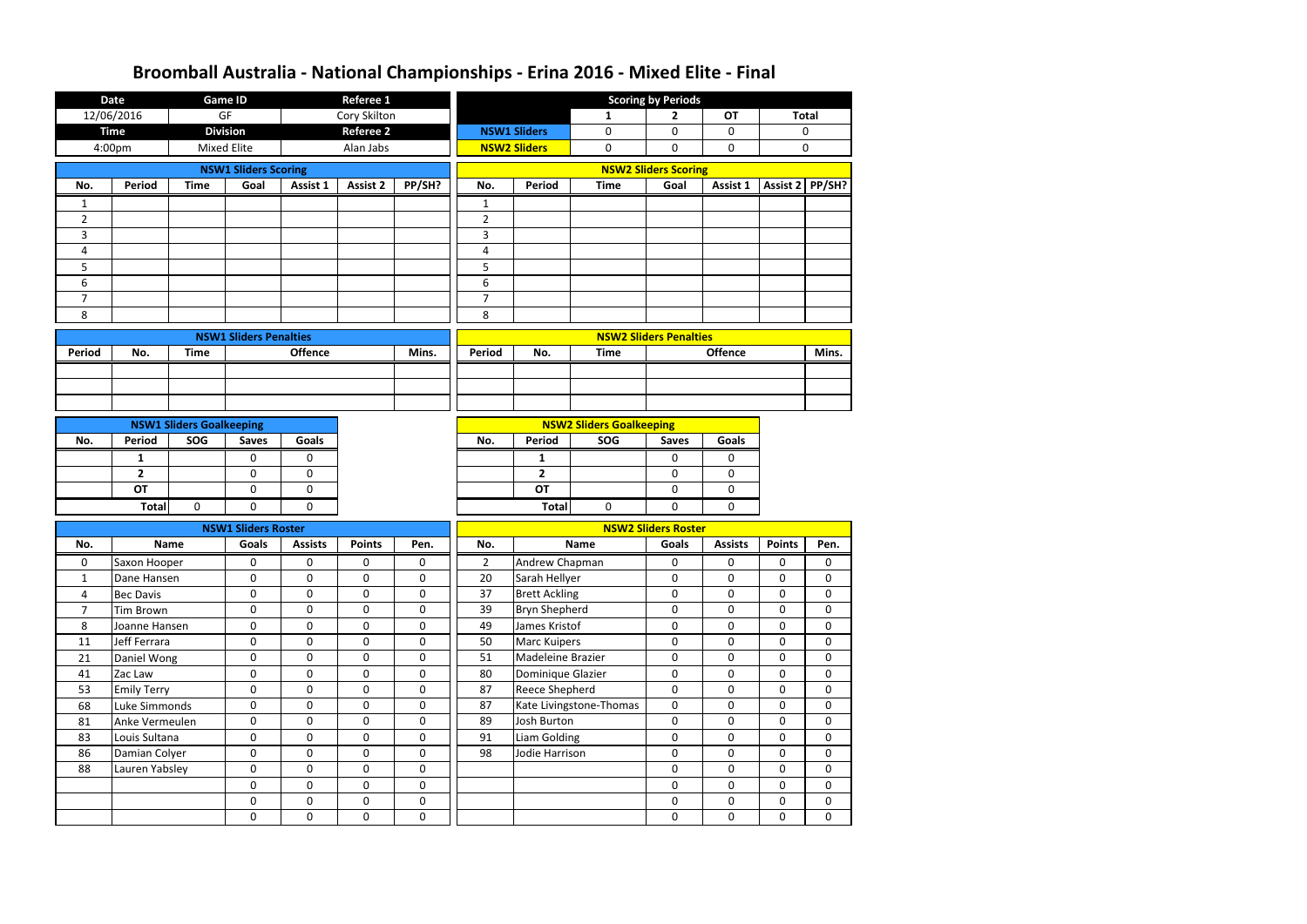# Broomball Australia - National Championships - Erina 2016 - Mixed Elite - Final

| Date | Game ID | Referee 1 |
|---|---|---|
| 12/06/2016 | GF | Cory Skilton |
| **Time** | **Division** | **Referee 2** |
| 4:00pm | Mixed Elite | Alan Jabs |

| Scoring by Periods | 1 | 2 | OT | Total |
|---|---|---|---|---|
| NSW1 Sliders | 0 | 0 | 0 | 0 |
| NSW2 Sliders | 0 | 0 | 0 | 0 |

## NSW1 Sliders Scoring

| No. | Period | Time | Goal | Assist 1 | Assist 2 | PP/SH? |
|---|---|---|---|---|---|---|
| 1 | | | | | | |
| 2 | | | | | | |
| 3 | | | | | | |
| 4 | | | | | | |
| 5 | | | | | | |
| 6 | | | | | | |
| 7 | | | | | | |
| 8 | | | | | | |

## NSW2 Sliders Scoring

| No. | Period | Time | Goal | Assist 1 | Assist 2 | PP/SH? |
|---|---|---|---|---|---|---|
| 1 | | | | | | |
| 2 | | | | | | |
| 3 | | | | | | |
| 4 | | | | | | |
| 5 | | | | | | |
| 6 | | | | | | |
| 7 | | | | | | |
| 8 | | | | | | |

## NSW1 Sliders Penalties

| Period | No. | Time | Offence | Mins. |
|---|---|---|---|---|
| | | | | |
| | | | | |
| | | | | |

## NSW2 Sliders Penalties

| Period | No. | Time | Offence | Mins. |
|---|---|---|---|---|
| | | | | |
| | | | | |
| | | | | |

## NSW1 Sliders Goalkeeping

| No. | Period | SOG | Saves | Goals |
|---|---|---|---|---|
| | 1 | | 0 | 0 |
| | 2 | | 0 | 0 |
| | OT | | 0 | 0 |
| | Total | 0 | 0 | 0 |

## NSW2 Sliders Goalkeeping

| No. | Period | SOG | Saves | Goals |
|---|---|---|---|---|
| | 1 | | 0 | 0 |
| | 2 | | 0 | 0 |
| | OT | | 0 | 0 |
| | Total | 0 | 0 | 0 |

## NSW1 Sliders Roster

| No. | Name | Goals | Assists | Points | Pen. |
|---|---|---|---|---|---|
| 0 | Saxon Hooper | 0 | 0 | 0 | 0 |
| 1 | Dane Hansen | 0 | 0 | 0 | 0 |
| 4 | Bec Davis | 0 | 0 | 0 | 0 |
| 7 | Tim Brown | 0 | 0 | 0 | 0 |
| 8 | Joanne Hansen | 0 | 0 | 0 | 0 |
| 11 | Jeff Ferrara | 0 | 0 | 0 | 0 |
| 21 | Daniel Wong | 0 | 0 | 0 | 0 |
| 41 | Zac Law | 0 | 0 | 0 | 0 |
| 53 | Emily Terry | 0 | 0 | 0 | 0 |
| 68 | Luke Simmonds | 0 | 0 | 0 | 0 |
| 81 | Anke Vermeulen | 0 | 0 | 0 | 0 |
| 83 | Louis Sultana | 0 | 0 | 0 | 0 |
| 86 | Damian Colyer | 0 | 0 | 0 | 0 |
| 88 | Lauren Yabsley | 0 | 0 | 0 | 0 |
| | | 0 | 0 | 0 | 0 |
| | | 0 | 0 | 0 | 0 |
| | | 0 | 0 | 0 | 0 |

## NSW2 Sliders Roster

| No. | Name | Goals | Assists | Points | Pen. |
|---|---|---|---|---|---|
| 2 | Andrew Chapman | 0 | 0 | 0 | 0 |
| 20 | Sarah Hellyer | 0 | 0 | 0 | 0 |
| 37 | Brett Ackling | 0 | 0 | 0 | 0 |
| 39 | Bryn Shepherd | 0 | 0 | 0 | 0 |
| 49 | James Kristof | 0 | 0 | 0 | 0 |
| 50 | Marc Kuipers | 0 | 0 | 0 | 0 |
| 51 | Madeleine Brazier | 0 | 0 | 0 | 0 |
| 80 | Dominique Glazier | 0 | 0 | 0 | 0 |
| 87 | Reece Shepherd | 0 | 0 | 0 | 0 |
| 87 | Kate Livingstone-Thomas | 0 | 0 | 0 | 0 |
| 89 | Josh Burton | 0 | 0 | 0 | 0 |
| 91 | Liam Golding | 0 | 0 | 0 | 0 |
| 98 | Jodie Harrison | 0 | 0 | 0 | 0 |
| | | 0 | 0 | 0 | 0 |
| | | 0 | 0 | 0 | 0 |
| | | 0 | 0 | 0 | 0 |
| | | 0 | 0 | 0 | 0 |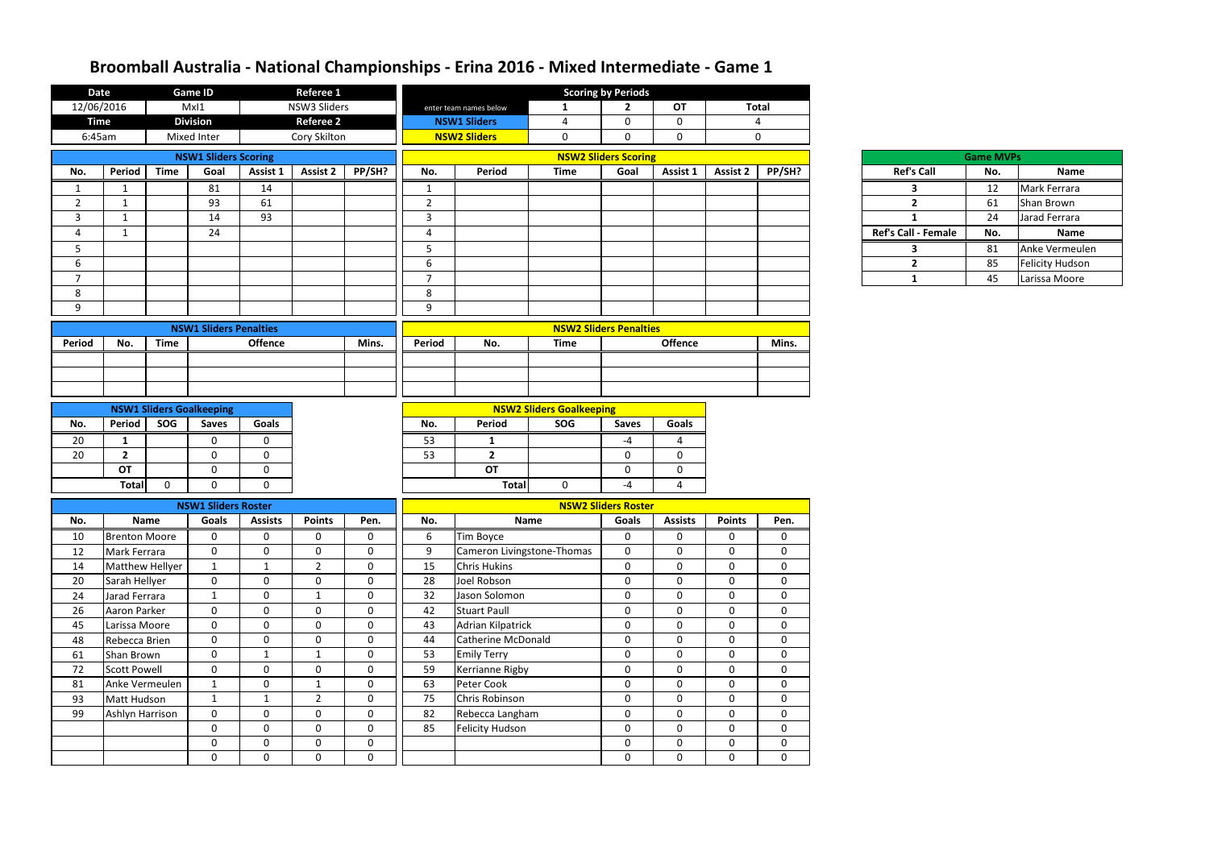# Broomball Australia - National Championships - Erina 2016 - Mixed Intermediate - Game 1

| Date | Game ID | Referee 1 |
|---|---|---|
| 12/06/2016 | MxI1 | NSW3 Sliders |
| **Time** | **Division** | **Referee 2** |
| 6:45am | Mixed Inter | Cory Skilton |

| Scoring by Periods | 1 | 2 | OT | Total |
|---|---|---|---|---|
| enter team names below | | | | |
| NSW1 Sliders | 4 | 0 | 0 | 4 |
| NSW2 Sliders | 0 | 0 | 0 | 0 |

## NSW1 Sliders Scoring

| No. | Period | Time | Goal | Assist 1 | Assist 2 | PP/SH? |
|---|---|---|---|---|---|---|
| 1 | 1 | | 81 | 14 | | |
| 2 | 1 | | 93 | 61 | | |
| 3 | 1 | | 14 | 93 | | |
| 4 | 1 | | 24 | | | |
| 5 | | | | | | |
| 6 | | | | | | |
| 7 | | | | | | |
| 8 | | | | | | |
| 9 | | | | | | |

## NSW2 Sliders Scoring

| No. | Period | Time | Goal | Assist 1 | Assist 2 | PP/SH? |
|---|---|---|---|---|---|---|
| 1 | | | | | | |
| 2 | | | | | | |
| 3 | | | | | | |
| 4 | | | | | | |
| 5 | | | | | | |
| 6 | | | | | | |
| 7 | | | | | | |
| 8 | | | | | | |
| 9 | | | | | | |

## Game MVPs

| Ref's Call | No. | Name |
|---|---|---|
| 3 | 12 | Mark Ferrara |
| 2 | 61 | Shan Brown |
| 1 | 24 | Jarad Ferrara |
| **Ref's Call - Female** | **No.** | **Name** |
| 3 | 81 | Anke Vermeulen |
| 2 | 85 | Felicity Hudson |
| 1 | 45 | Larissa Moore |

## NSW1 Sliders Penalties

| Period | No. | Time | Offence | Mins. |
|---|---|---|---|---|
| | | | | |
| | | | | |
| | | | | |

## NSW2 Sliders Penalties

| Period | No. | Time | Offence | Mins. |
|---|---|---|---|---|
| | | | | |
| | | | | |
| | | | | |

## NSW1 Sliders Goalkeeping

| No. | Period | SOG | Saves | Goals |
|---|---|---|---|---|
| 20 | 1 | | 0 | 0 |
| 20 | 2 | | 0 | 0 |
| | OT | | 0 | 0 |
| | Total | 0 | 0 | 0 |

## NSW2 Sliders Goalkeeping

| No. | Period | SOG | Saves | Goals |
|---|---|---|---|---|
| 53 | 1 | | -4 | 4 |
| 53 | 2 | | 0 | 0 |
| | OT | | 0 | 0 |
| | Total | 0 | -4 | 4 |

## NSW1 Sliders Roster

| No. | Name | Goals | Assists | Points | Pen. |
|---|---|---|---|---|---|
| 10 | Brenton Moore | 0 | 0 | 0 | 0 |
| 12 | Mark Ferrara | 0 | 0 | 0 | 0 |
| 14 | Matthew Hellyer | 1 | 1 | 2 | 0 |
| 20 | Sarah Hellyer | 0 | 0 | 0 | 0 |
| 24 | Jarad Ferrara | 1 | 0 | 1 | 0 |
| 26 | Aaron Parker | 0 | 0 | 0 | 0 |
| 45 | Larissa Moore | 0 | 0 | 0 | 0 |
| 48 | Rebecca Brien | 0 | 0 | 0 | 0 |
| 61 | Shan Brown | 0 | 1 | 1 | 0 |
| 72 | Scott Powell | 0 | 0 | 0 | 0 |
| 81 | Anke Vermeulen | 1 | 0 | 1 | 0 |
| 93 | Matt Hudson | 1 | 1 | 2 | 0 |
| 99 | Ashlyn Harrison | 0 | 0 | 0 | 0 |
| | | 0 | 0 | 0 | 0 |
| | | 0 | 0 | 0 | 0 |
| | | 0 | 0 | 0 | 0 |

## NSW2 Sliders Roster

| No. | Name | Goals | Assists | Points | Pen. |
|---|---|---|---|---|---|
| 6 | Tim Boyce | 0 | 0 | 0 | 0 |
| 9 | Cameron Livingstone-Thomas | 0 | 0 | 0 | 0 |
| 15 | Chris Hukins | 0 | 0 | 0 | 0 |
| 28 | Joel Robson | 0 | 0 | 0 | 0 |
| 32 | Jason Solomon | 0 | 0 | 0 | 0 |
| 42 | Stuart Paull | 0 | 0 | 0 | 0 |
| 43 | Adrian Kilpatrick | 0 | 0 | 0 | 0 |
| 44 | Catherine McDonald | 0 | 0 | 0 | 0 |
| 53 | Emily Terry | 0 | 0 | 0 | 0 |
| 59 | Kerrianne Rigby | 0 | 0 | 0 | 0 |
| 63 | Peter Cook | 0 | 0 | 0 | 0 |
| 75 | Chris Robinson | 0 | 0 | 0 | 0 |
| 82 | Rebecca Langham | 0 | 0 | 0 | 0 |
| 85 | Felicity Hudson | 0 | 0 | 0 | 0 |
| | | 0 | 0 | 0 | 0 |
| | | 0 | 0 | 0 | 0 |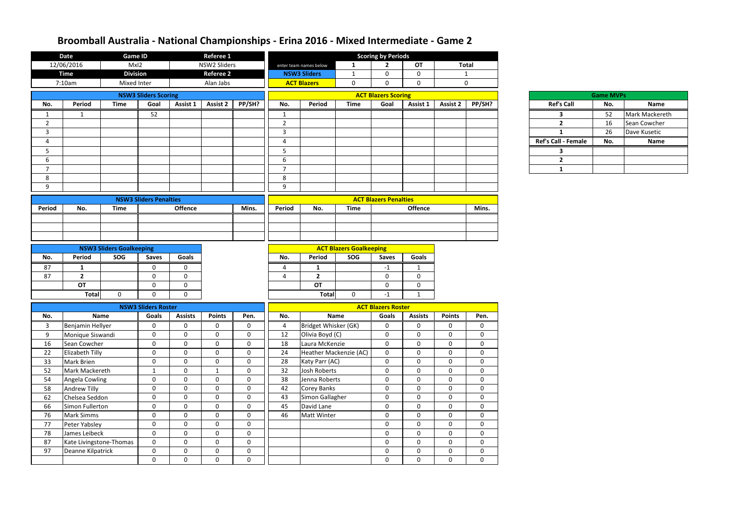# Broomball Australia - National Championships - Erina 2016 - Mixed Intermediate - Game 2

| Date | Game ID | | Referee 1 |
|---|---|---|---|
| 12/06/2016 | MxI2 | | NSW2 Sliders |
| Time | Division | | Referee 2 |
| 7:10am | Mixed Inter | | Alan Jabs |

| Scoring by Periods | | | | |
|---|---|---|---|---|
| enter team names below | 1 | 2 | OT | Total |
| NSW3 Sliders | 1 | 0 | 0 | 1 |
| ACT Blazers | 0 | 0 | 0 | 0 |

| NSW3 Sliders Scoring | | | | | | |
|---|---|---|---|---|---|---|
| No. | Period | Time | Goal | Assist 1 | Assist 2 | PP/SH? |
| 1 | 1 | | 52 | | | |
| 2 | | | | | | |
| 3 | | | | | | |
| 4 | | | | | | |
| 5 | | | | | | |
| 6 | | | | | | |
| 7 | | | | | | |
| 8 | | | | | | |
| 9 | | | | | | |

| ACT Blazers Scoring | | | | | | |
|---|---|---|---|---|---|---|
| No. | Period | Time | Goal | Assist 1 | Assist 2 | PP/SH? |
| 1 | | | | | | |
| 2 | | | | | | |
| 3 | | | | | | |
| 4 | | | | | | |
| 5 | | | | | | |
| 6 | | | | | | |
| 7 | | | | | | |
| 8 | | | | | | |
| 9 | | | | | | |

| Game MVPs | | |
|---|---|---|
| Ref's Call | No. | Name |
| 3 | 52 | Mark Mackereth |
| 2 | 16 | Sean Cowcher |
| 1 | 26 | Dave Kusetic |
| Ref's Call - Female | No. | Name |
| 3 | | |
| 2 | | |
| 1 | | |

| NSW3 Sliders Penalties | | | | |
|---|---|---|---|---|
| Period | No. | Time | Offence | Mins. |
| | | | | |
| | | | | |
| | | | | |

| ACT Blazers Penalties | | | | |
|---|---|---|---|---|
| Period | No. | Time | Offence | Mins. |
| | | | | |
| | | | | |
| | | | | |

| NSW3 Sliders Goalkeeping | | | | |
|---|---|---|---|---|
| No. | Period | SOG | Saves | Goals |
| 87 | 1 | | 0 | 0 |
| 87 | 2 | | 0 | 0 |
| | OT | | 0 | 0 |
| | Total | 0 | 0 | 0 |

| ACT Blazers Goalkeeping | | | | |
|---|---|---|---|---|
| No. | Period | SOG | Saves | Goals |
| 4 | 1 | | -1 | 1 |
| 4 | 2 | | 0 | 0 |
| | OT | | 0 | 0 |
| | Total | 0 | -1 | 1 |

| NSW3 Sliders Roster | | | | | |
|---|---|---|---|---|---|
| No. | Name | Goals | Assists | Points | Pen. |
| 3 | Benjamin Hellyer | 0 | 0 | 0 | 0 |
| 9 | Monique Siswandi | 0 | 0 | 0 | 0 |
| 16 | Sean Cowcher | 0 | 0 | 0 | 0 |
| 22 | Elizabeth Tilly | 0 | 0 | 0 | 0 |
| 33 | Mark Brien | 0 | 0 | 0 | 0 |
| 52 | Mark Mackereth | 1 | 0 | 1 | 0 |
| 54 | Angela Cowling | 0 | 0 | 0 | 0 |
| 58 | Andrew Tilly | 0 | 0 | 0 | 0 |
| 62 | Chelsea Seddon | 0 | 0 | 0 | 0 |
| 66 | Simon Fullerton | 0 | 0 | 0 | 0 |
| 76 | Mark Simms | 0 | 0 | 0 | 0 |
| 77 | Peter Yabsley | 0 | 0 | 0 | 0 |
| 78 | James Leibeck | 0 | 0 | 0 | 0 |
| 87 | Kate Livingstone-Thomas | 0 | 0 | 0 | 0 |
| 97 | Deanne Kilpatrick | 0 | 0 | 0 | 0 |
| | | 0 | 0 | 0 | 0 |

| ACT Blazers Roster | | | | | |
|---|---|---|---|---|---|
| No. | Name | Goals | Assists | Points | Pen. |
| 4 | Bridget Whisker (GK) | 0 | 0 | 0 | 0 |
| 12 | Olivia Boyd (C) | 0 | 0 | 0 | 0 |
| 18 | Laura McKenzie | 0 | 0 | 0 | 0 |
| 24 | Heather Mackenzie (AC) | 0 | 0 | 0 | 0 |
| 28 | Katy Parr (AC) | 0 | 0 | 0 | 0 |
| 32 | Josh Roberts | 0 | 0 | 0 | 0 |
| 38 | Jenna Roberts | 0 | 0 | 0 | 0 |
| 42 | Corey Banks | 0 | 0 | 0 | 0 |
| 43 | Simon Gallagher | 0 | 0 | 0 | 0 |
| 45 | David Lane | 0 | 0 | 0 | 0 |
| 46 | Matt Winter | 0 | 0 | 0 | 0 |
| | | 0 | 0 | 0 | 0 |
| | | 0 | 0 | 0 | 0 |
| | | 0 | 0 | 0 | 0 |
| | | 0 | 0 | 0 | 0 |
| | | 0 | 0 | 0 | 0 |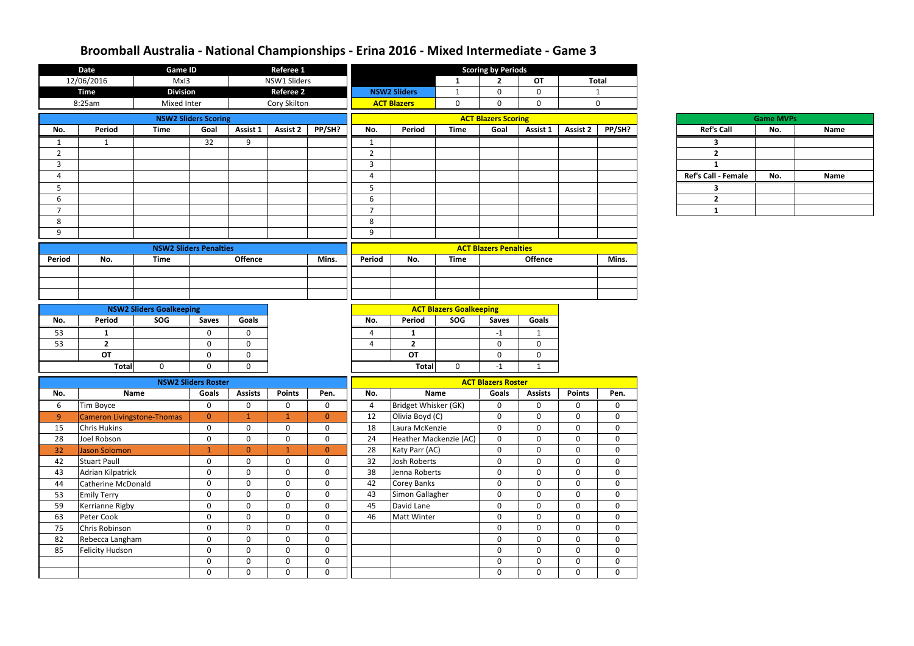# Broomball Australia - National Championships - Erina 2016 - Mixed Intermediate - Game 3

| Date | Game ID | Referee 1 |
|---|---|---|
| 12/06/2016 | MxI3 | NSW1 Sliders |
| **Time** | **Division** | **Referee 2** |
| 8:25am | Mixed Inter | Cory Skilton |

| Scoring by Periods | 1 | 2 | OT | Total |
|---|---|---|---|---|
| NSW2 Sliders | 1 | 0 | 0 | 1 |
| ACT Blazers | 0 | 0 | 0 | 0 |

## NSW2 Sliders Scoring

| No. | Period | Time | Goal | Assist 1 | Assist 2 | PP/SH? |
|---|---|---|---|---|---|---|
| 1 | 1 | | 32 | 9 | | |
| 2 | | | | | | |
| 3 | | | | | | |
| 4 | | | | | | |
| 5 | | | | | | |
| 6 | | | | | | |
| 7 | | | | | | |
| 8 | | | | | | |
| 9 | | | | | | |

## ACT Blazers Scoring

| No. | Period | Time | Goal | Assist 1 | Assist 2 | PP/SH? |
|---|---|---|---|---|---|---|
| 1 | | | | | | |
| 2 | | | | | | |
| 3 | | | | | | |
| 4 | | | | | | |
| 5 | | | | | | |
| 6 | | | | | | |
| 7 | | | | | | |
| 8 | | | | | | |
| 9 | | | | | | |

## Game MVPs

| Ref's Call | No. | Name |
|---|---|---|
| 3 | | |
| 2 | | |
| 1 | | |
| **Ref's Call - Female** | **No.** | **Name** |
| 3 | | |
| 2 | | |
| 1 | | |

## NSW2 Sliders Penalties

| Period | No. | Time | Offence | Mins. |
|---|---|---|---|---|
| | | | | |
| | | | | |
| | | | | |

## ACT Blazers Penalties

| Period | No. | Time | Offence | Mins. |
|---|---|---|---|---|
| | | | | |
| | | | | |
| | | | | |

## NSW2 Sliders Goalkeeping

| No. | Period | SOG | Saves | Goals |
|---|---|---|---|---|
| 53 | 1 | | 0 | 0 |
| 53 | 2 | | 0 | 0 |
| | OT | | 0 | 0 |
| | Total | 0 | 0 | 0 |

## ACT Blazers Goalkeeping

| No. | Period | SOG | Saves | Goals |
|---|---|---|---|---|
| 4 | 1 | | -1 | 1 |
| 4 | 2 | | 0 | 0 |
| | OT | | 0 | 0 |
| | Total | 0 | -1 | 1 |

## NSW2 Sliders Roster

| No. | Name | Goals | Assists | Points | Pen. |
|---|---|---|---|---|---|
| 6 | Tim Boyce | 0 | 0 | 0 | 0 |
| 9 | Cameron Livingstone-Thomas | 0 | 1 | 1 | 0 |
| 15 | Chris Hukins | 0 | 0 | 0 | 0 |
| 28 | Joel Robson | 0 | 0 | 0 | 0 |
| 32 | Jason Solomon | 1 | 0 | 1 | 0 |
| 42 | Stuart Paull | 0 | 0 | 0 | 0 |
| 43 | Adrian Kilpatrick | 0 | 0 | 0 | 0 |
| 44 | Catherine McDonald | 0 | 0 | 0 | 0 |
| 53 | Emily Terry | 0 | 0 | 0 | 0 |
| 59 | Kerrianne Rigby | 0 | 0 | 0 | 0 |
| 63 | Peter Cook | 0 | 0 | 0 | 0 |
| 75 | Chris Robinson | 0 | 0 | 0 | 0 |
| 82 | Rebecca Langham | 0 | 0 | 0 | 0 |
| 85 | Felicity Hudson | 0 | 0 | 0 | 0 |
| | | 0 | 0 | 0 | 0 |
| | | 0 | 0 | 0 | 0 |

## ACT Blazers Roster

| No. | Name | Goals | Assists | Points | Pen. |
|---|---|---|---|---|---|
| 4 | Bridget Whisker (GK) | 0 | 0 | 0 | 0 |
| 12 | Olivia Boyd (C) | 0 | 0 | 0 | 0 |
| 18 | Laura McKenzie | 0 | 0 | 0 | 0 |
| 24 | Heather Mackenzie (AC) | 0 | 0 | 0 | 0 |
| 28 | Katy Parr (AC) | 0 | 0 | 0 | 0 |
| 32 | Josh Roberts | 0 | 0 | 0 | 0 |
| 38 | Jenna Roberts | 0 | 0 | 0 | 0 |
| 42 | Corey Banks | 0 | 0 | 0 | 0 |
| 43 | Simon Gallagher | 0 | 0 | 0 | 0 |
| 45 | David Lane | 0 | 0 | 0 | 0 |
| 46 | Matt Winter | 0 | 0 | 0 | 0 |
| | | 0 | 0 | 0 | 0 |
| | | 0 | 0 | 0 | 0 |
| | | 0 | 0 | 0 | 0 |
| | | 0 | 0 | 0 | 0 |
| | | 0 | 0 | 0 | 0 |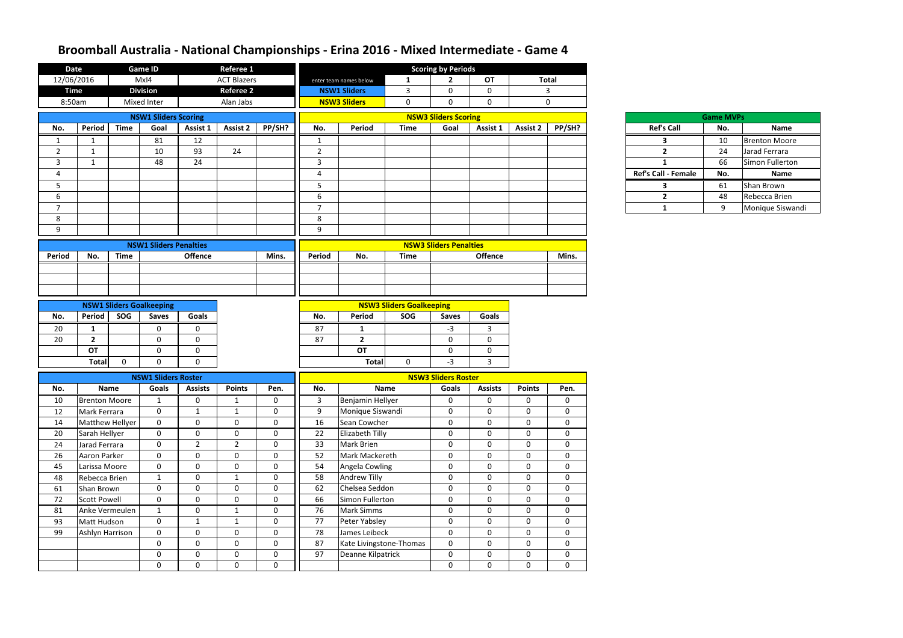# Broomball Australia - National Championships - Erina 2016 - Mixed Intermediate - Game 4

| Date | Game ID | Referee 1 |
|---|---|---|
| 12/06/2016 | MxI4 | ACT Blazers |
| **Time** | **Division** | **Referee 2** |
| 8:50am | Mixed Inter | Alan Jabs |

| Scoring by Periods | | | | |
|---|---|---|---|---|
| enter team names below | 1 | 2 | OT | Total |
| NSW1 Sliders | 3 | 0 | 0 | 3 |
| NSW3 Sliders | 0 | 0 | 0 | 0 |

## NSW1 Sliders Scoring

| No. | Period | Time | Goal | Assist 1 | Assist 2 | PP/SH? |
|---|---|---|---|---|---|---|
| 1 | 1 | | 81 | 12 | | |
| 2 | 1 | | 10 | 93 | 24 | |
| 3 | 1 | | 48 | 24 | | |
| 4 | | | | | | |
| 5 | | | | | | |
| 6 | | | | | | |
| 7 | | | | | | |
| 8 | | | | | | |
| 9 | | | | | | |

## NSW3 Sliders Scoring

| No. | Period | Time | Goal | Assist 1 | Assist 2 | PP/SH? |
|---|---|---|---|---|---|---|
| 1 | | | | | | |
| 2 | | | | | | |
| 3 | | | | | | |
| 4 | | | | | | |
| 5 | | | | | | |
| 6 | | | | | | |
| 7 | | | | | | |
| 8 | | | | | | |
| 9 | | | | | | |

## Game MVPs

| Ref's Call | No. | Name |
|---|---|---|
| 3 | 10 | Brenton Moore |
| 2 | 24 | Jarad Ferrara |
| 1 | 66 | Simon Fullerton |
| **Ref's Call - Female** | **No.** | **Name** |
| 3 | 61 | Shan Brown |
| 2 | 48 | Rebecca Brien |
| 1 | 9 | Monique Siswandi |

## NSW1 Sliders Penalties

| Period | No. | Time | Offence | Mins. |
|---|---|---|---|---|
| | | | | |
| | | | | |
| | | | | |

## NSW3 Sliders Penalties

| Period | No. | Time | Offence | Mins. |
|---|---|---|---|---|
| | | | | |
| | | | | |
| | | | | |

## NSW1 Sliders Goalkeeping

| No. | Period | SOG | Saves | Goals |
|---|---|---|---|---|
| 20 | 1 | | 0 | 0 |
| 20 | 2 | | 0 | 0 |
| | OT | | 0 | 0 |
| | Total | 0 | 0 | 0 |

## NSW3 Sliders Goalkeeping

| No. | Period | SOG | Saves | Goals |
|---|---|---|---|---|
| 87 | 1 | | -3 | 3 |
| 87 | 2 | | 0 | 0 |
| | OT | | 0 | 0 |
| | Total | 0 | -3 | 3 |

## NSW1 Sliders Roster

| No. | Name | Goals | Assists | Points | Pen. |
|---|---|---|---|---|---|
| 10 | Brenton Moore | 1 | 0 | 1 | 0 |
| 12 | Mark Ferrara | 0 | 1 | 1 | 0 |
| 14 | Matthew Hellyer | 0 | 0 | 0 | 0 |
| 20 | Sarah Hellyer | 0 | 0 | 0 | 0 |
| 24 | Jarad Ferrara | 0 | 2 | 2 | 0 |
| 26 | Aaron Parker | 0 | 0 | 0 | 0 |
| 45 | Larissa Moore | 0 | 0 | 0 | 0 |
| 48 | Rebecca Brien | 1 | 0 | 1 | 0 |
| 61 | Shan Brown | 0 | 0 | 0 | 0 |
| 72 | Scott Powell | 0 | 0 | 0 | 0 |
| 81 | Anke Vermeulen | 1 | 0 | 1 | 0 |
| 93 | Matt Hudson | 0 | 1 | 1 | 0 |
| 99 | Ashlyn Harrison | 0 | 0 | 0 | 0 |
| | | 0 | 0 | 0 | 0 |
| | | 0 | 0 | 0 | 0 |
| | | 0 | 0 | 0 | 0 |

## NSW3 Sliders Roster

| No. | Name | Goals | Assists | Points | Pen. |
|---|---|---|---|---|---|
| 3 | Benjamin Hellyer | 0 | 0 | 0 | 0 |
| 9 | Monique Siswandi | 0 | 0 | 0 | 0 |
| 16 | Sean Cowcher | 0 | 0 | 0 | 0 |
| 22 | Elizabeth Tilly | 0 | 0 | 0 | 0 |
| 33 | Mark Brien | 0 | 0 | 0 | 0 |
| 52 | Mark Mackereth | 0 | 0 | 0 | 0 |
| 54 | Angela Cowling | 0 | 0 | 0 | 0 |
| 58 | Andrew Tilly | 0 | 0 | 0 | 0 |
| 62 | Chelsea Seddon | 0 | 0 | 0 | 0 |
| 66 | Simon Fullerton | 0 | 0 | 0 | 0 |
| 76 | Mark Simms | 0 | 0 | 0 | 0 |
| 77 | Peter Yabsley | 0 | 0 | 0 | 0 |
| 78 | James Leibeck | 0 | 0 | 0 | 0 |
| 87 | Kate Livingstone-Thomas | 0 | 0 | 0 | 0 |
| 97 | Deanne Kilpatrick | 0 | 0 | 0 | 0 |
| | | 0 | 0 | 0 | 0 |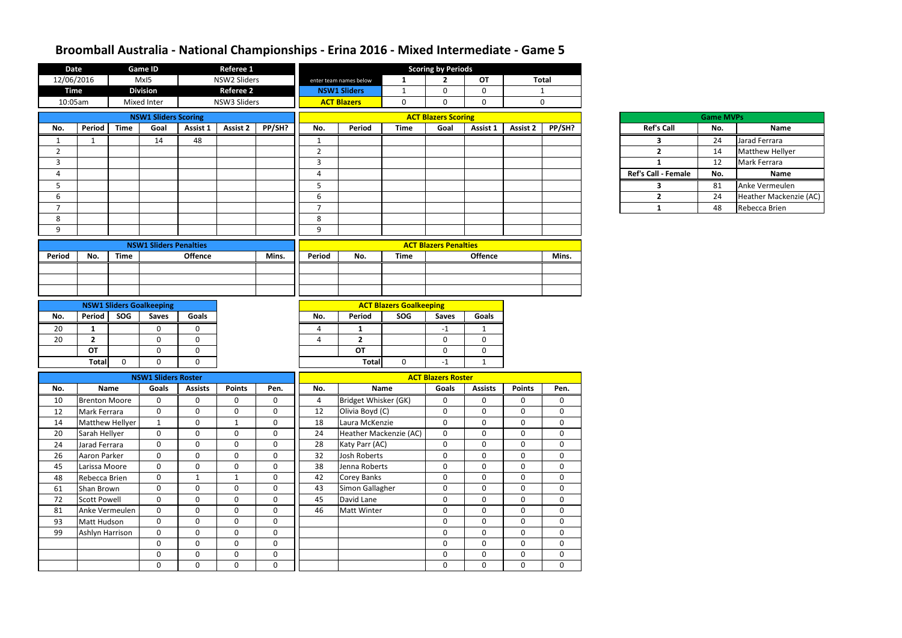# Broomball Australia - National Championships - Erina 2016 - Mixed Intermediate - Game 5

| Date | Game ID | Referee 1 |
|---|---|---|
| 12/06/2016 | MxI5 | NSW2 Sliders |
| **Time** | **Division** | **Referee 2** |
| 10:05am | Mixed Inter | NSW3 Sliders |

| Scoring by Periods | 1 | 2 | OT | Total |
|---|---|---|---|---|
| enter team names below | | | | |
| NSW1 Sliders | 1 | 0 | 0 | 1 |
| ACT Blazers | 0 | 0 | 0 | 0 |

## NSW1 Sliders Scoring

| No. | Period | Time | Goal | Assist 1 | Assist 2 | PP/SH? |
|---|---|---|---|---|---|---|
| 1 | 1 | | 14 | 48 | | |
| 2 | | | | | | |
| 3 | | | | | | |
| 4 | | | | | | |
| 5 | | | | | | |
| 6 | | | | | | |
| 7 | | | | | | |
| 8 | | | | | | |
| 9 | | | | | | |

## ACT Blazers Scoring

| No. | Period | Time | Goal | Assist 1 | Assist 2 | PP/SH? |
|---|---|---|---|---|---|---|
| 1 | | | | | | |
| 2 | | | | | | |
| 3 | | | | | | |
| 4 | | | | | | |
| 5 | | | | | | |
| 6 | | | | | | |
| 7 | | | | | | |
| 8 | | | | | | |
| 9 | | | | | | |

## Game MVPs

| Ref's Call | No. | Name |
|---|---|---|
| 3 | 24 | Jarad Ferrara |
| 2 | 14 | Matthew Hellyer |
| 1 | 12 | Mark Ferrara |
| **Ref's Call - Female** | **No.** | **Name** |
| 3 | 81 | Anke Vermeulen |
| 2 | 24 | Heather Mackenzie (AC) |
| 1 | 48 | Rebecca Brien |

## NSW1 Sliders Penalties

| Period | No. | Time | Offence | Mins. |
|---|---|---|---|---|
| | | | | |
| | | | | |
| | | | | |

## ACT Blazers Penalties

| Period | No. | Time | Offence | Mins. |
|---|---|---|---|---|
| | | | | |
| | | | | |
| | | | | |

## NSW1 Sliders Goalkeeping

| No. | Period | SOG | Saves | Goals |
|---|---|---|---|---|
| 20 | 1 | | 0 | 0 |
| 20 | 2 | | 0 | 0 |
| | OT | | 0 | 0 |
| | Total | 0 | 0 | 0 |

## ACT Blazers Goalkeeping

| No. | Period | SOG | Saves | Goals |
|---|---|---|---|---|
| 4 | 1 | | -1 | 1 |
| 4 | 2 | | 0 | 0 |
| | OT | | 0 | 0 |
| | Total | 0 | -1 | 1 |

## NSW1 Sliders Roster

| No. | Name | Goals | Assists | Points | Pen. |
|---|---|---|---|---|---|
| 10 | Brenton Moore | 0 | 0 | 0 | 0 |
| 12 | Mark Ferrara | 0 | 0 | 0 | 0 |
| 14 | Matthew Hellyer | 1 | 0 | 1 | 0 |
| 20 | Sarah Hellyer | 0 | 0 | 0 | 0 |
| 24 | Jarad Ferrara | 0 | 0 | 0 | 0 |
| 26 | Aaron Parker | 0 | 0 | 0 | 0 |
| 45 | Larissa Moore | 0 | 0 | 0 | 0 |
| 48 | Rebecca Brien | 0 | 1 | 1 | 0 |
| 61 | Shan Brown | 0 | 0 | 0 | 0 |
| 72 | Scott Powell | 0 | 0 | 0 | 0 |
| 81 | Anke Vermeulen | 0 | 0 | 0 | 0 |
| 93 | Matt Hudson | 0 | 0 | 0 | 0 |
| 99 | Ashlyn Harrison | 0 | 0 | 0 | 0 |
| | | 0 | 0 | 0 | 0 |
| | | 0 | 0 | 0 | 0 |
| | | 0 | 0 | 0 | 0 |

## ACT Blazers Roster

| No. | Name | Goals | Assists | Points | Pen. |
|---|---|---|---|---|---|
| 4 | Bridget Whisker (GK) | 0 | 0 | 0 | 0 |
| 12 | Olivia Boyd (C) | 0 | 0 | 0 | 0 |
| 18 | Laura McKenzie | 0 | 0 | 0 | 0 |
| 24 | Heather Mackenzie (AC) | 0 | 0 | 0 | 0 |
| 28 | Katy Parr (AC) | 0 | 0 | 0 | 0 |
| 32 | Josh Roberts | 0 | 0 | 0 | 0 |
| 38 | Jenna Roberts | 0 | 0 | 0 | 0 |
| 42 | Corey Banks | 0 | 0 | 0 | 0 |
| 43 | Simon Gallagher | 0 | 0 | 0 | 0 |
| 45 | David Lane | 0 | 0 | 0 | 0 |
| 46 | Matt Winter | 0 | 0 | 0 | 0 |
| | | 0 | 0 | 0 | 0 |
| | | 0 | 0 | 0 | 0 |
| | | 0 | 0 | 0 | 0 |
| | | 0 | 0 | 0 | 0 |
| | | 0 | 0 | 0 | 0 |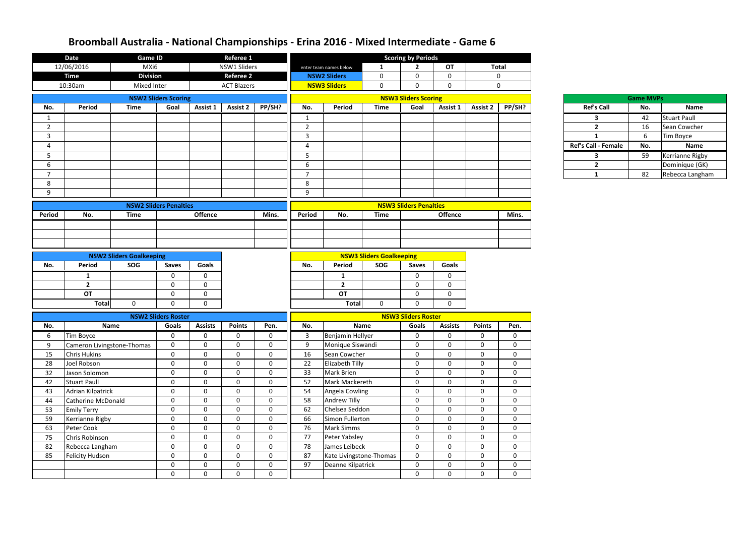# Broomball Australia - National Championships - Erina 2016 - Mixed Intermediate - Game 6

| Date | Game ID | | Referee 1 |
|---|---|---|---|
| 12/06/2016 | MXi6 | | NSW1 Sliders |
| **Time** | **Division** | | **Referee 2** |
| 10:30am | Mixed Inter | | ACT Blazers |

| Scoring by Periods | | | | |
|---|---|---|---|---|
| enter team names below | 1 | 2 | OT | Total |
| NSW2 Sliders | 0 | 0 | 0 | 0 |
| NSW3 Sliders | 0 | 0 | 0 | 0 |

## NSW2 Sliders Scoring

| No. | Period | Time | Goal | Assist 1 | Assist 2 | PP/SH? |
|---|---|---|---|---|---|---|
| 1 | | | | | | |
| 2 | | | | | | |
| 3 | | | | | | |
| 4 | | | | | | |
| 5 | | | | | | |
| 6 | | | | | | |
| 7 | | | | | | |
| 8 | | | | | | |
| 9 | | | | | | |

## NSW3 Sliders Scoring

| No. | Period | Time | Goal | Assist 1 | Assist 2 | PP/SH? |
|---|---|---|---|---|---|---|
| 1 | | | | | | |
| 2 | | | | | | |
| 3 | | | | | | |
| 4 | | | | | | |
| 5 | | | | | | |
| 6 | | | | | | |
| 7 | | | | | | |
| 8 | | | | | | |
| 9 | | | | | | |

## Game MVPs

| Ref's Call | No. | Name |
|---|---|---|
| 3 | 42 | Stuart Paull |
| 2 | 16 | Sean Cowcher |
| 1 | 6 | Tim Boyce |
| **Ref's Call - Female** | **No.** | **Name** |
| 3 | 59 | Kerrianne Rigby |
| 2 | | Dominique (GK) |
| 1 | 82 | Rebecca Langham |

## NSW2 Sliders Penalties

| Period | No. | Time | Offence | Mins. |
|---|---|---|---|---|
| | | | | |
| | | | | |
| | | | | |

## NSW3 Sliders Penalties

| Period | No. | Time | Offence | Mins. |
|---|---|---|---|---|
| | | | | |
| | | | | |
| | | | | |

## NSW2 Sliders Goalkeeping

| No. | Period | SOG | Saves | Goals |
|---|---|---|---|---|
| | 1 | | 0 | 0 |
| | 2 | | 0 | 0 |
| | OT | | 0 | 0 |
| | Total | 0 | 0 | 0 |

## NSW3 Sliders Goalkeeping

| No. | Period | SOG | Saves | Goals |
|---|---|---|---|---|
| | 1 | | 0 | 0 |
| | 2 | | 0 | 0 |
| | OT | | 0 | 0 |
| | Total | 0 | 0 | 0 |

## NSW2 Sliders Roster

| No. | Name | Goals | Assists | Points | Pen. |
|---|---|---|---|---|---|
| 6 | Tim Boyce | 0 | 0 | 0 | 0 |
| 9 | Cameron Livingstone-Thomas | 0 | 0 | 0 | 0 |
| 15 | Chris Hukins | 0 | 0 | 0 | 0 |
| 28 | Joel Robson | 0 | 0 | 0 | 0 |
| 32 | Jason Solomon | 0 | 0 | 0 | 0 |
| 42 | Stuart Paull | 0 | 0 | 0 | 0 |
| 43 | Adrian Kilpatrick | 0 | 0 | 0 | 0 |
| 44 | Catherine McDonald | 0 | 0 | 0 | 0 |
| 53 | Emily Terry | 0 | 0 | 0 | 0 |
| 59 | Kerrianne Rigby | 0 | 0 | 0 | 0 |
| 63 | Peter Cook | 0 | 0 | 0 | 0 |
| 75 | Chris Robinson | 0 | 0 | 0 | 0 |
| 82 | Rebecca Langham | 0 | 0 | 0 | 0 |
| 85 | Felicity Hudson | 0 | 0 | 0 | 0 |
| | | 0 | 0 | 0 | 0 |
| | | 0 | 0 | 0 | 0 |

## NSW3 Sliders Roster

| No. | Name | Goals | Assists | Points | Pen. |
|---|---|---|---|---|---|
| 3 | Benjamin Hellyer | 0 | 0 | 0 | 0 |
| 9 | Monique Siswandi | 0 | 0 | 0 | 0 |
| 16 | Sean Cowcher | 0 | 0 | 0 | 0 |
| 22 | Elizabeth Tilly | 0 | 0 | 0 | 0 |
| 33 | Mark Brien | 0 | 0 | 0 | 0 |
| 52 | Mark Mackereth | 0 | 0 | 0 | 0 |
| 54 | Angela Cowling | 0 | 0 | 0 | 0 |
| 58 | Andrew Tilly | 0 | 0 | 0 | 0 |
| 62 | Chelsea Seddon | 0 | 0 | 0 | 0 |
| 66 | Simon Fullerton | 0 | 0 | 0 | 0 |
| 76 | Mark Simms | 0 | 0 | 0 | 0 |
| 77 | Peter Yabsley | 0 | 0 | 0 | 0 |
| 78 | James Leibeck | 0 | 0 | 0 | 0 |
| 87 | Kate Livingstone-Thomas | 0 | 0 | 0 | 0 |
| 97 | Deanne Kilpatrick | 0 | 0 | 0 | 0 |
| | | 0 | 0 | 0 | 0 |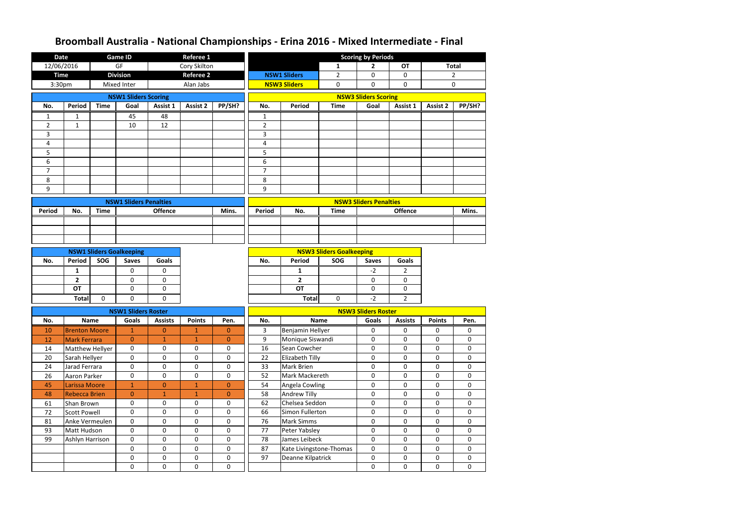# Broomball Australia - National Championships - Erina 2016 - Mixed Intermediate - Final

| Date | Game ID | Referee 1 |
|---|---|---|
| 12/06/2016 | GF | Cory Skilton |
| **Time** | **Division** | **Referee 2** |
| 3:30pm | Mixed Inter | Alan Jabs |

| Scoring by Periods | 1 | 2 | OT | Total |
|---|---|---|---|---|
| NSW1 Sliders | 2 | 0 | 0 | 2 |
| NSW3 Sliders | 0 | 0 | 0 | 0 |

## NSW1 Sliders Scoring

| No. | Period | Time | Goal | Assist 1 | Assist 2 | PP/SH? |
|---|---|---|---|---|---|---|
| 1 | 1 | | 45 | 48 | | |
| 2 | 1 | | 10 | 12 | | |
| 3 | | | | | | |
| 4 | | | | | | |
| 5 | | | | | | |
| 6 | | | | | | |
| 7 | | | | | | |
| 8 | | | | | | |
| 9 | | | | | | |

## NSW3 Sliders Scoring

| No. | Period | Time | Goal | Assist 1 | Assist 2 | PP/SH? |
|---|---|---|---|---|---|---|
| 1 | | | | | | |
| 2 | | | | | | |
| 3 | | | | | | |
| 4 | | | | | | |
| 5 | | | | | | |
| 6 | | | | | | |
| 7 | | | | | | |
| 8 | | | | | | |
| 9 | | | | | | |

## NSW1 Sliders Penalties

| Period | No. | Time | Offence | Mins. |
|---|---|---|---|---|
| | | | | |
| | | | | |
| | | | | |

## NSW3 Sliders Penalties

| Period | No. | Time | Offence | Mins. |
|---|---|---|---|---|
| | | | | |
| | | | | |
| | | | | |

## NSW1 Sliders Goalkeeping

| No. | Period | SOG | Saves | Goals |
|---|---|---|---|---|
| | 1 | | 0 | 0 |
| | 2 | | 0 | 0 |
| | OT | | 0 | 0 |
| | Total | 0 | 0 | 0 |

## NSW3 Sliders Goalkeeping

| No. | Period | SOG | Saves | Goals |
|---|---|---|---|---|
| | 1 | | -2 | 2 |
| | 2 | | 0 | 0 |
| | OT | | 0 | 0 |
| | Total | 0 | -2 | 2 |

## NSW1 Sliders Roster

| No. | Name | Goals | Assists | Points | Pen. |
|---|---|---|---|---|---|
| 10 | Brenton Moore | 1 | 0 | 1 | 0 |
| 12 | Mark Ferrara | 0 | 1 | 1 | 0 |
| 14 | Matthew Hellyer | 0 | 0 | 0 | 0 |
| 20 | Sarah Hellyer | 0 | 0 | 0 | 0 |
| 24 | Jarad Ferrara | 0 | 0 | 0 | 0 |
| 26 | Aaron Parker | 0 | 0 | 0 | 0 |
| 45 | Larissa Moore | 1 | 0 | 1 | 0 |
| 48 | Rebecca Brien | 0 | 1 | 1 | 0 |
| 61 | Shan Brown | 0 | 0 | 0 | 0 |
| 72 | Scott Powell | 0 | 0 | 0 | 0 |
| 81 | Anke Vermeulen | 0 | 0 | 0 | 0 |
| 93 | Matt Hudson | 0 | 0 | 0 | 0 |
| 99 | Ashlyn Harrison | 0 | 0 | 0 | 0 |
| | | 0 | 0 | 0 | 0 |
| | | 0 | 0 | 0 | 0 |
| | | 0 | 0 | 0 | 0 |

## NSW3 Sliders Roster

| No. | Name | Goals | Assists | Points | Pen. |
|---|---|---|---|---|---|
| 3 | Benjamin Hellyer | 0 | 0 | 0 | 0 |
| 9 | Monique Siswandi | 0 | 0 | 0 | 0 |
| 16 | Sean Cowcher | 0 | 0 | 0 | 0 |
| 22 | Elizabeth Tilly | 0 | 0 | 0 | 0 |
| 33 | Mark Brien | 0 | 0 | 0 | 0 |
| 52 | Mark Mackereth | 0 | 0 | 0 | 0 |
| 54 | Angela Cowling | 0 | 0 | 0 | 0 |
| 58 | Andrew Tilly | 0 | 0 | 0 | 0 |
| 62 | Chelsea Seddon | 0 | 0 | 0 | 0 |
| 66 | Simon Fullerton | 0 | 0 | 0 | 0 |
| 76 | Mark Simms | 0 | 0 | 0 | 0 |
| 77 | Peter Yabsley | 0 | 0 | 0 | 0 |
| 78 | James Leibeck | 0 | 0 | 0 | 0 |
| 87 | Kate Livingstone-Thomas | 0 | 0 | 0 | 0 |
| 97 | Deanne Kilpatrick | 0 | 0 | 0 | 0 |
| | | 0 | 0 | 0 | 0 |